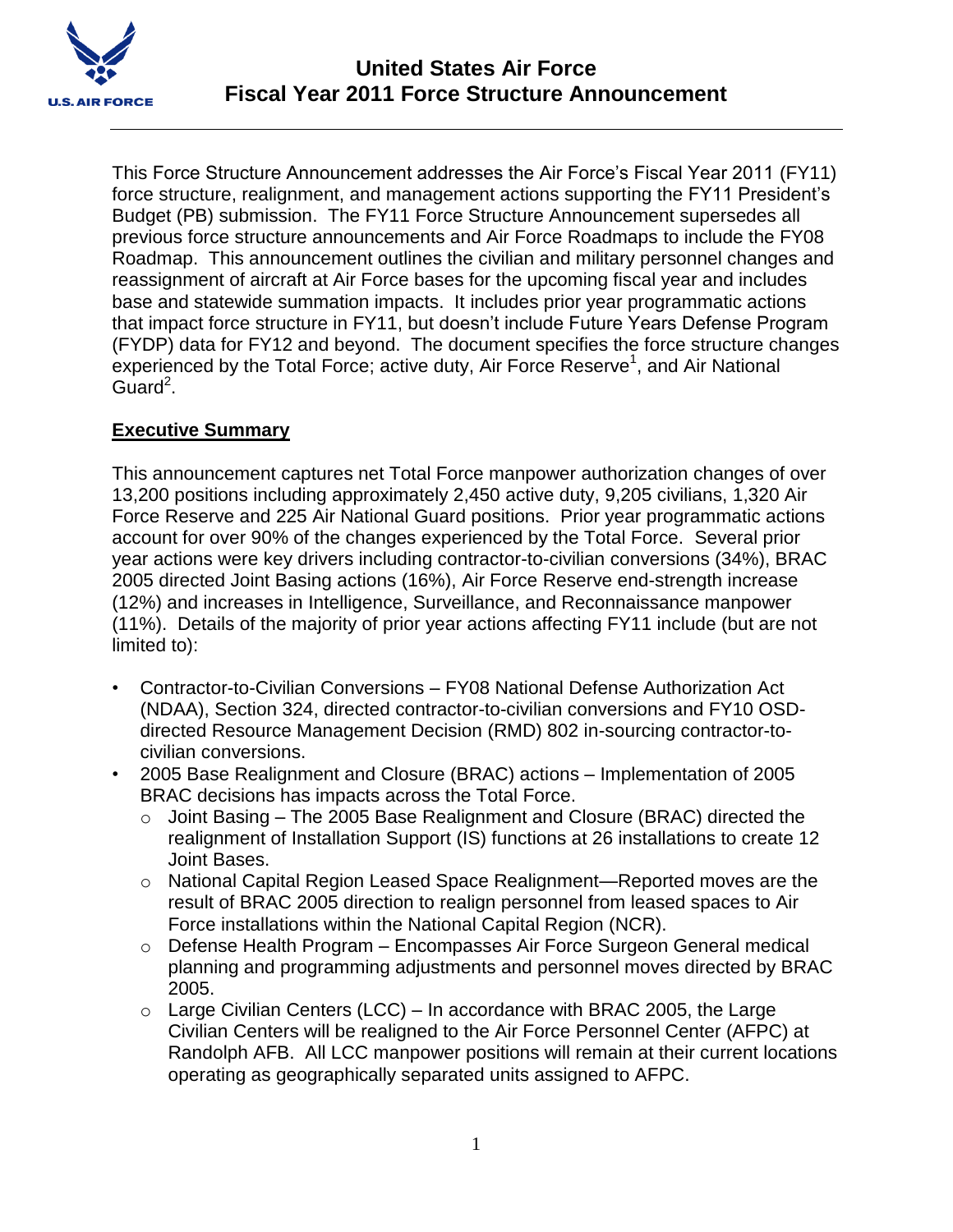# United States Air Force
# Fiscal Year 2011 Force Structure Announcement

This Force Structure Announcement addresses the Air Force's Fiscal Year 2011 (FY11) force structure, realignment, and management actions supporting the FY11 President's Budget (PB) submission. The FY11 Force Structure Announcement supersedes all previous force structure announcements and Air Force Roadmaps to include the FY08 Roadmap. This announcement outlines the civilian and military personnel changes and reassignment of aircraft at Air Force bases for the upcoming fiscal year and includes base and statewide summation impacts. It includes prior year programmatic actions that impact force structure in FY11, but doesn't include Future Years Defense Program (FYDP) data for FY12 and beyond. The document specifies the force structure changes experienced by the Total Force; active duty, Air Force Reserve[1], and Air National Guard[2].

## Executive Summary

This announcement captures net Total Force manpower authorization changes of over 13,200 positions including approximately 2,450 active duty, 9,205 civilians, 1,320 Air Force Reserve and 225 Air National Guard positions. Prior year programmatic actions account for over 90% of the changes experienced by the Total Force. Several prior year actions were key drivers including contractor-to-civilian conversions (34%), BRAC 2005 directed Joint Basing actions (16%), Air Force Reserve end-strength increase (12%) and increases in Intelligence, Surveillance, and Reconnaissance manpower (11%). Details of the majority of prior year actions affecting FY11 include (but are not limited to):

- Contractor-to-Civilian Conversions – FY08 National Defense Authorization Act (NDAA), Section 324, directed contractor-to-civilian conversions and FY10 OSD-directed Resource Management Decision (RMD) 802 in-sourcing contractor-to-civilian conversions.
- 2005 Base Realignment and Closure (BRAC) actions – Implementation of 2005 BRAC decisions has impacts across the Total Force.
  - Joint Basing – The 2005 Base Realignment and Closure (BRAC) directed the realignment of Installation Support (IS) functions at 26 installations to create 12 Joint Bases.
  - National Capital Region Leased Space Realignment—Reported moves are the result of BRAC 2005 direction to realign personnel from leased spaces to Air Force installations within the National Capital Region (NCR).
  - Defense Health Program – Encompasses Air Force Surgeon General medical planning and programming adjustments and personnel moves directed by BRAC 2005.
  - Large Civilian Centers (LCC) – In accordance with BRAC 2005, the Large Civilian Centers will be realigned to the Air Force Personnel Center (AFPC) at Randolph AFB. All LCC manpower positions will remain at their current locations operating as geographically separated units assigned to AFPC.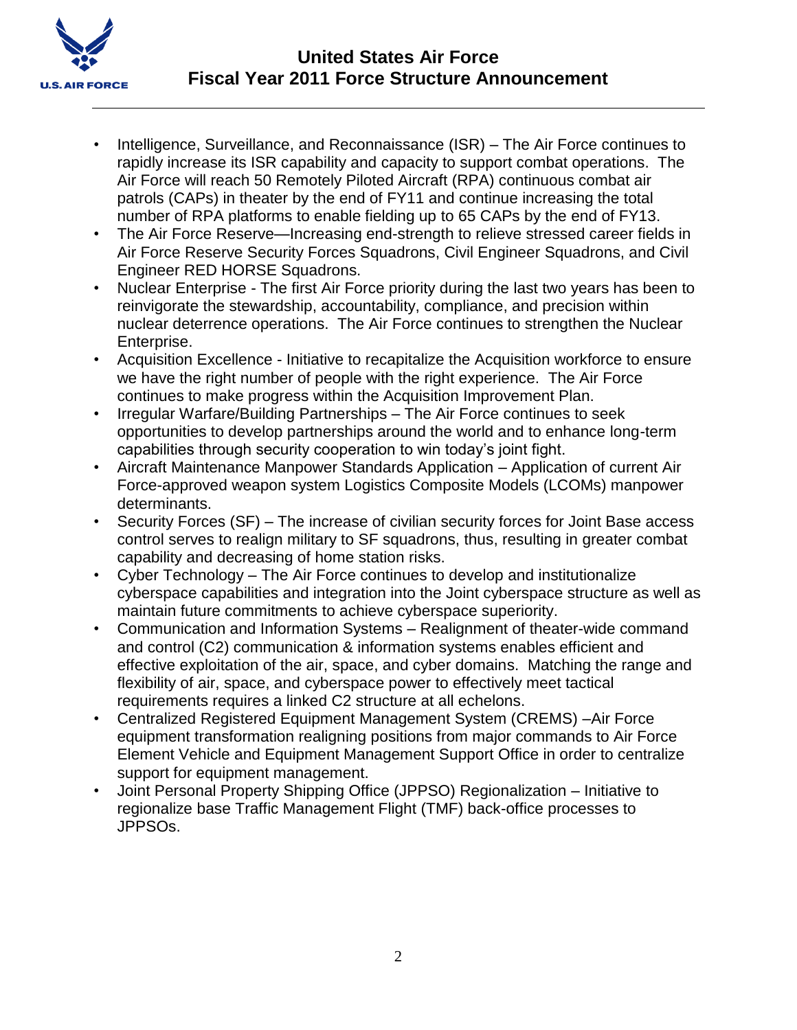- Intelligence, Surveillance, and Reconnaissance (ISR) – The Air Force continues to rapidly increase its ISR capability and capacity to support combat operations. The Air Force will reach 50 Remotely Piloted Aircraft (RPA) continuous combat air patrols (CAPs) in theater by the end of FY11 and continue increasing the total number of RPA platforms to enable fielding up to 65 CAPs by the end of FY13.
- The Air Force Reserve—Increasing end-strength to relieve stressed career fields in Air Force Reserve Security Forces Squadrons, Civil Engineer Squadrons, and Civil Engineer RED HORSE Squadrons.
- Nuclear Enterprise - The first Air Force priority during the last two years has been to reinvigorate the stewardship, accountability, compliance, and precision within nuclear deterrence operations. The Air Force continues to strengthen the Nuclear Enterprise.
- Acquisition Excellence - Initiative to recapitalize the Acquisition workforce to ensure we have the right number of people with the right experience. The Air Force continues to make progress within the Acquisition Improvement Plan.
- Irregular Warfare/Building Partnerships – The Air Force continues to seek opportunities to develop partnerships around the world and to enhance long-term capabilities through security cooperation to win today's joint fight.
- Aircraft Maintenance Manpower Standards Application – Application of current Air Force-approved weapon system Logistics Composite Models (LCOMs) manpower determinants.
- Security Forces (SF) – The increase of civilian security forces for Joint Base access control serves to realign military to SF squadrons, thus, resulting in greater combat capability and decreasing of home station risks.
- Cyber Technology – The Air Force continues to develop and institutionalize cyberspace capabilities and integration into the Joint cyberspace structure as well as maintain future commitments to achieve cyberspace superiority.
- Communication and Information Systems – Realignment of theater-wide command and control (C2) communication & information systems enables efficient and effective exploitation of the air, space, and cyber domains. Matching the range and flexibility of air, space, and cyberspace power to effectively meet tactical requirements requires a linked C2 structure at all echelons.
- Centralized Registered Equipment Management System (CREMS) –Air Force equipment transformation realigning positions from major commands to Air Force Element Vehicle and Equipment Management Support Office in order to centralize support for equipment management.
- Joint Personal Property Shipping Office (JPPSO) Regionalization – Initiative to regionalize base Traffic Management Flight (TMF) back-office processes to JPPSOs.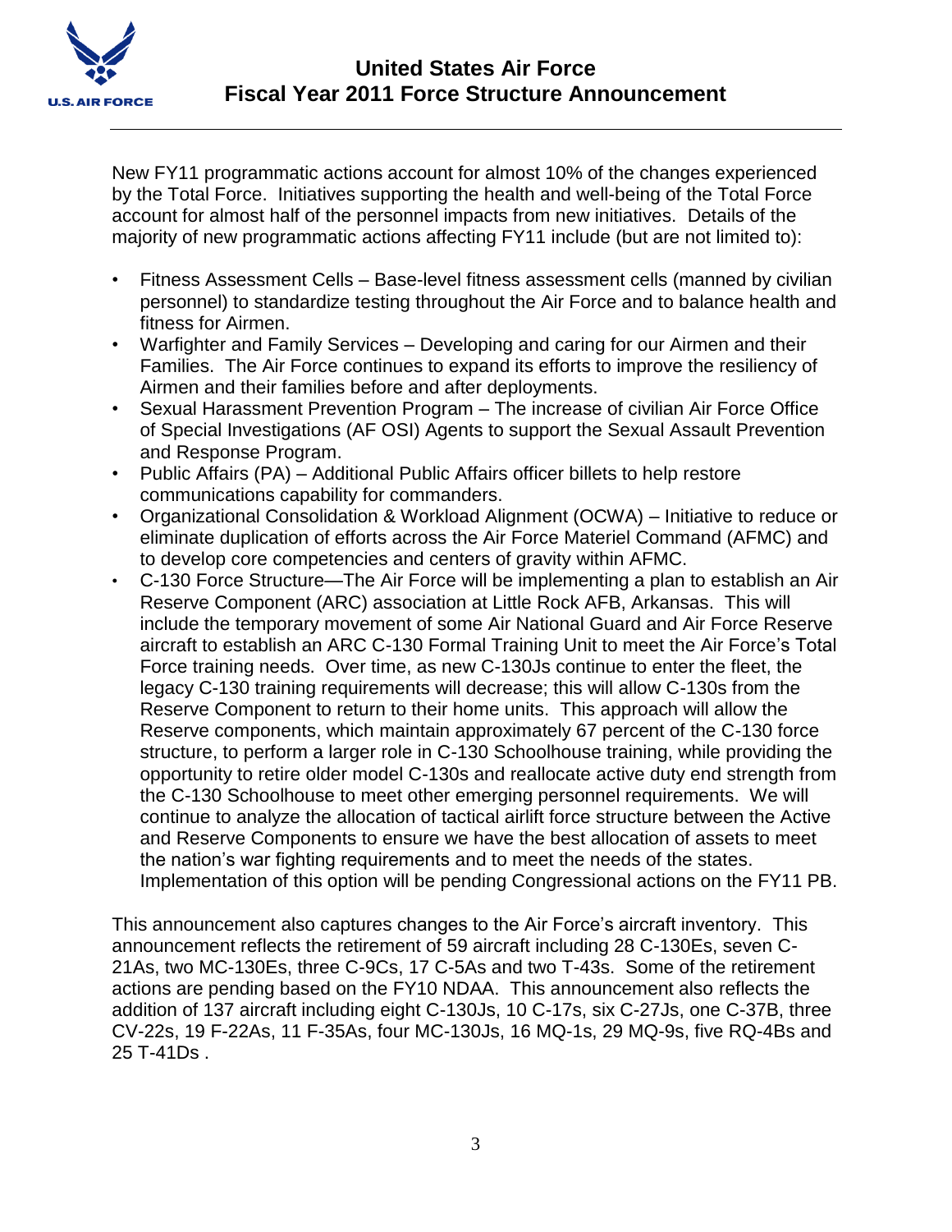New FY11 programmatic actions account for almost 10% of the changes experienced by the Total Force. Initiatives supporting the health and well-being of the Total Force account for almost half of the personnel impacts from new initiatives. Details of the majority of new programmatic actions affecting FY11 include (but are not limited to):

- Fitness Assessment Cells – Base-level fitness assessment cells (manned by civilian personnel) to standardize testing throughout the Air Force and to balance health and fitness for Airmen.
- Warfighter and Family Services – Developing and caring for our Airmen and their Families. The Air Force continues to expand its efforts to improve the resiliency of Airmen and their families before and after deployments.
- Sexual Harassment Prevention Program – The increase of civilian Air Force Office of Special Investigations (AF OSI) Agents to support the Sexual Assault Prevention and Response Program.
- Public Affairs (PA) – Additional Public Affairs officer billets to help restore communications capability for commanders.
- Organizational Consolidation & Workload Alignment (OCWA) – Initiative to reduce or eliminate duplication of efforts across the Air Force Materiel Command (AFMC) and to develop core competencies and centers of gravity within AFMC.
- C-130 Force Structure—The Air Force will be implementing a plan to establish an Air Reserve Component (ARC) association at Little Rock AFB, Arkansas. This will include the temporary movement of some Air National Guard and Air Force Reserve aircraft to establish an ARC C-130 Formal Training Unit to meet the Air Force's Total Force training needs. Over time, as new C-130Js continue to enter the fleet, the legacy C-130 training requirements will decrease; this will allow C-130s from the Reserve Component to return to their home units. This approach will allow the Reserve components, which maintain approximately 67 percent of the C-130 force structure, to perform a larger role in C-130 Schoolhouse training, while providing the opportunity to retire older model C-130s and reallocate active duty end strength from the C-130 Schoolhouse to meet other emerging personnel requirements. We will continue to analyze the allocation of tactical airlift force structure between the Active and Reserve Components to ensure we have the best allocation of assets to meet the nation's war fighting requirements and to meet the needs of the states. Implementation of this option will be pending Congressional actions on the FY11 PB.

This announcement also captures changes to the Air Force's aircraft inventory. This announcement reflects the retirement of 59 aircraft including 28 C-130Es, seven C-21As, two MC-130Es, three C-9Cs, 17 C-5As and two T-43s. Some of the retirement actions are pending based on the FY10 NDAA. This announcement also reflects the addition of 137 aircraft including eight C-130Js, 10 C-17s, six C-27Js, one C-37B, three CV-22s, 19 F-22As, 11 F-35As, four MC-130Js, 16 MQ-1s, 29 MQ-9s, five RQ-4Bs and 25 T-41Ds .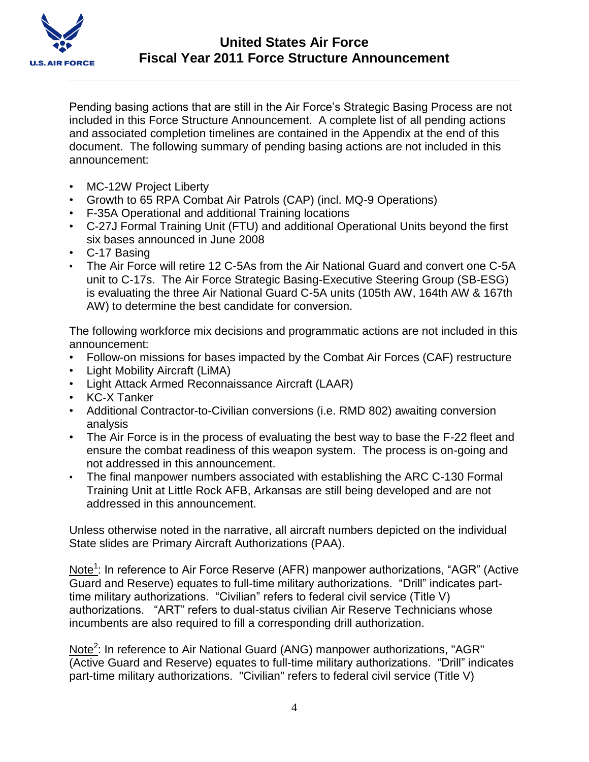Pending basing actions that are still in the Air Force's Strategic Basing Process are not included in this Force Structure Announcement. A complete list of all pending actions and associated completion timelines are contained in the Appendix at the end of this document. The following summary of pending basing actions are not included in this announcement:

- MC-12W Project Liberty
- Growth to 65 RPA Combat Air Patrols (CAP) (incl. MQ-9 Operations)
- F-35A Operational and additional Training locations
- C-27J Formal Training Unit (FTU) and additional Operational Units beyond the first six bases announced in June 2008
- C-17 Basing
- The Air Force will retire 12 C-5As from the Air National Guard and convert one C-5A unit to C-17s. The Air Force Strategic Basing-Executive Steering Group (SB-ESG) is evaluating the three Air National Guard C-5A units (105th AW, 164th AW & 167th AW) to determine the best candidate for conversion.

The following workforce mix decisions and programmatic actions are not included in this announcement:

- Follow-on missions for bases impacted by the Combat Air Forces (CAF) restructure
- Light Mobility Aircraft (LiMA)
- Light Attack Armed Reconnaissance Aircraft (LAAR)
- KC-X Tanker
- Additional Contractor-to-Civilian conversions (i.e. RMD 802) awaiting conversion analysis
- The Air Force is in the process of evaluating the best way to base the F-22 fleet and ensure the combat readiness of this weapon system. The process is on-going and not addressed in this announcement.
- The final manpower numbers associated with establishing the ARC C-130 Formal Training Unit at Little Rock AFB, Arkansas are still being developed and are not addressed in this announcement.

Unless otherwise noted in the narrative, all aircraft numbers depicted on the individual State slides are Primary Aircraft Authorizations (PAA).

Note[1]: In reference to Air Force Reserve (AFR) manpower authorizations, "AGR" (Active Guard and Reserve) equates to full-time military authorizations. "Drill" indicates part-time military authorizations. "Civilian" refers to federal civil service (Title V) authorizations. "ART" refers to dual-status civilian Air Reserve Technicians whose incumbents are also required to fill a corresponding drill authorization.

Note[2]: In reference to Air National Guard (ANG) manpower authorizations, "AGR" (Active Guard and Reserve) equates to full-time military authorizations. "Drill" indicates part-time military authorizations. "Civilian" refers to federal civil service (Title V)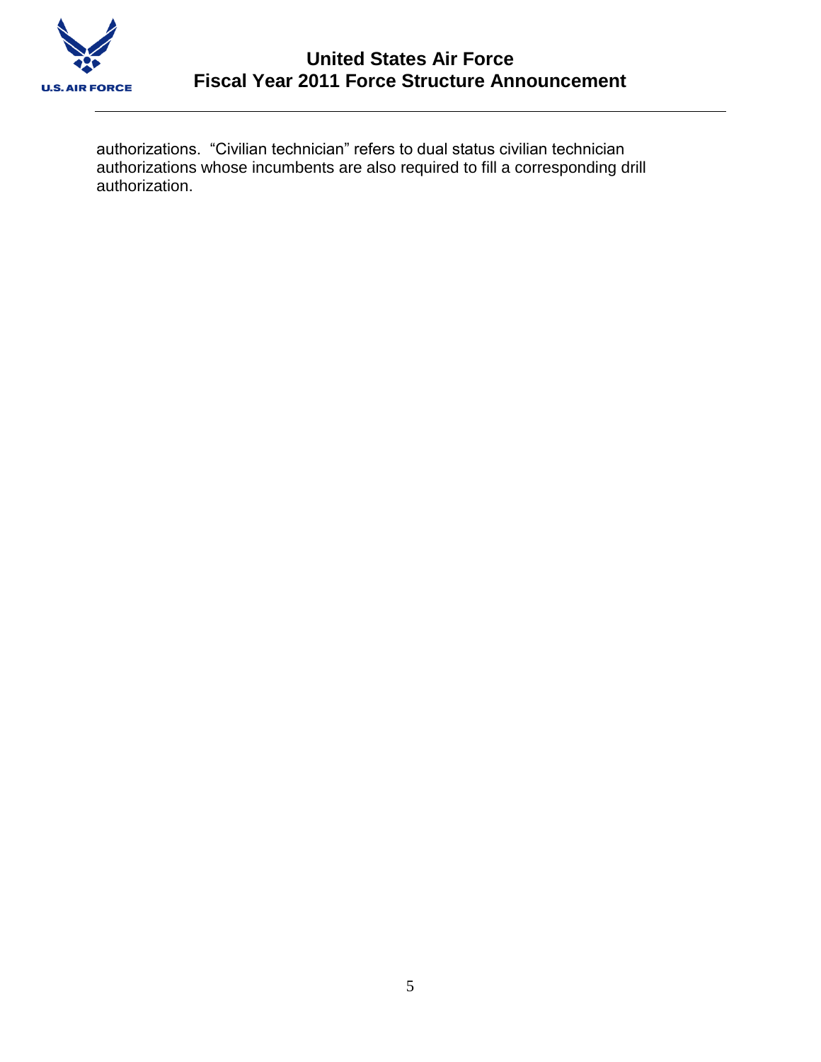authorizations. "Civilian technician" refers to dual status civilian technician authorizations whose incumbents are also required to fill a corresponding drill authorization.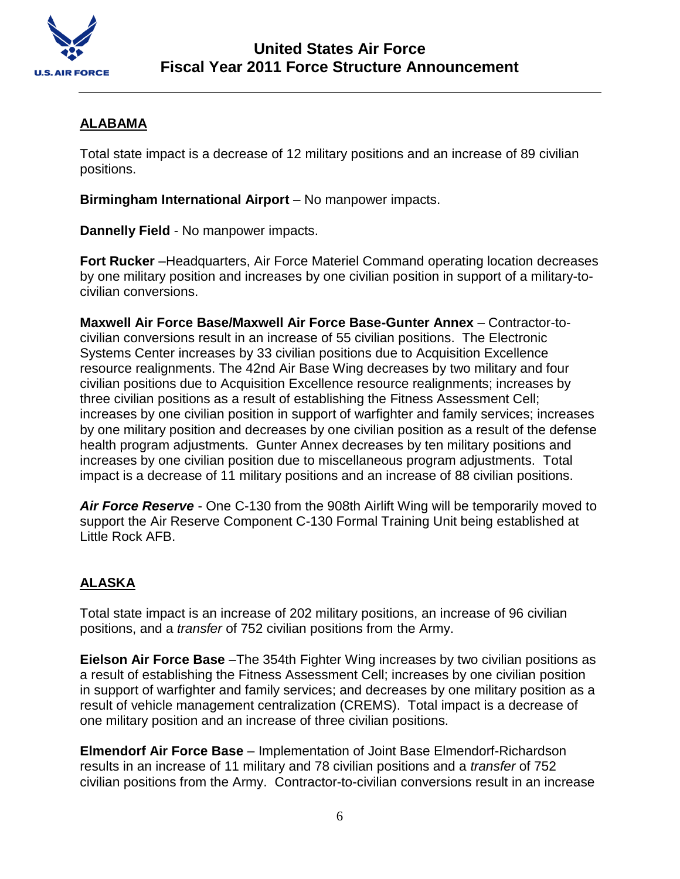## ALABAMA

Total state impact is a decrease of 12 military positions and an increase of 89 civilian positions.

**Birmingham International Airport** – No manpower impacts.

**Dannelly Field** - No manpower impacts.

**Fort Rucker** –Headquarters, Air Force Materiel Command operating location decreases by one military position and increases by one civilian position in support of a military-to-civilian conversions.

**Maxwell Air Force Base/Maxwell Air Force Base-Gunter Annex** – Contractor-to-civilian conversions result in an increase of 55 civilian positions. The Electronic Systems Center increases by 33 civilian positions due to Acquisition Excellence resource realignments. The 42nd Air Base Wing decreases by two military and four civilian positions due to Acquisition Excellence resource realignments; increases by three civilian positions as a result of establishing the Fitness Assessment Cell; increases by one civilian position in support of warfighter and family services; increases by one military position and decreases by one civilian position as a result of the defense health program adjustments. Gunter Annex decreases by ten military positions and increases by one civilian position due to miscellaneous program adjustments. Total impact is a decrease of 11 military positions and an increase of 88 civilian positions.

***Air Force Reserve*** - One C-130 from the 908th Airlift Wing will be temporarily moved to support the Air Reserve Component C-130 Formal Training Unit being established at Little Rock AFB.

## ALASKA

Total state impact is an increase of 202 military positions, an increase of 96 civilian positions, and a *transfer* of 752 civilian positions from the Army.

**Eielson Air Force Base** –The 354th Fighter Wing increases by two civilian positions as a result of establishing the Fitness Assessment Cell; increases by one civilian position in support of warfighter and family services; and decreases by one military position as a result of vehicle management centralization (CREMS). Total impact is a decrease of one military position and an increase of three civilian positions.

**Elmendorf Air Force Base** – Implementation of Joint Base Elmendorf-Richardson results in an increase of 11 military and 78 civilian positions and a *transfer* of 752 civilian positions from the Army. Contractor-to-civilian conversions result in an increase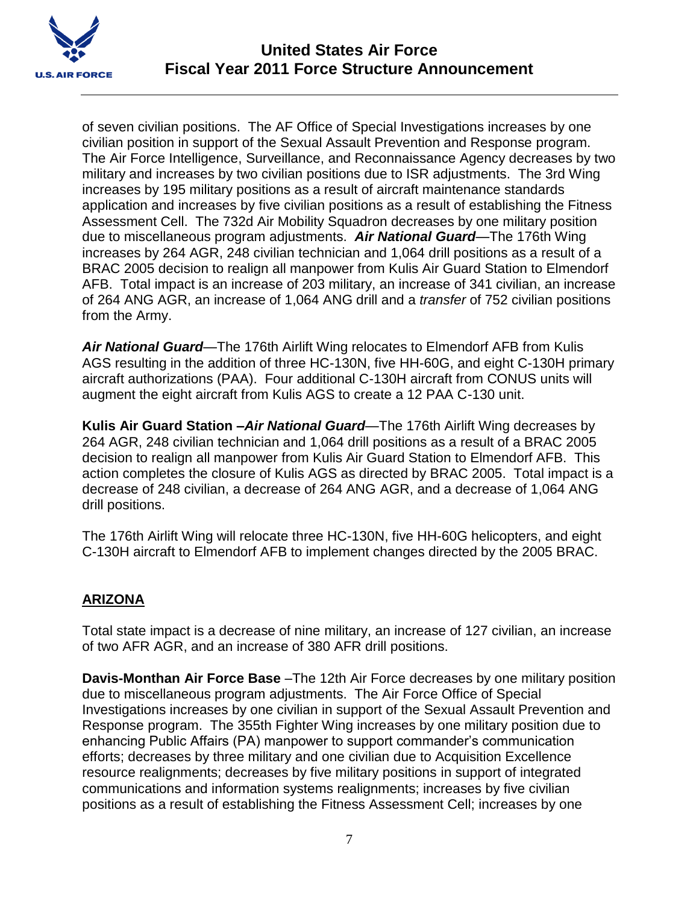of seven civilian positions. The AF Office of Special Investigations increases by one civilian position in support of the Sexual Assault Prevention and Response program. The Air Force Intelligence, Surveillance, and Reconnaissance Agency decreases by two military and increases by two civilian positions due to ISR adjustments. The 3rd Wing increases by 195 military positions as a result of aircraft maintenance standards application and increases by five civilian positions as a result of establishing the Fitness Assessment Cell. The 732d Air Mobility Squadron decreases by one military position due to miscellaneous program adjustments. ***Air National Guard***—The 176th Wing increases by 264 AGR, 248 civilian technician and 1,064 drill positions as a result of a BRAC 2005 decision to realign all manpower from Kulis Air Guard Station to Elmendorf AFB. Total impact is an increase of 203 military, an increase of 341 civilian, an increase of 264 ANG AGR, an increase of 1,064 ANG drill and a *transfer* of 752 civilian positions from the Army.

***Air National Guard***—The 176th Airlift Wing relocates to Elmendorf AFB from Kulis AGS resulting in the addition of three HC-130N, five HH-60G, and eight C-130H primary aircraft authorizations (PAA). Four additional C-130H aircraft from CONUS units will augment the eight aircraft from Kulis AGS to create a 12 PAA C-130 unit.

**Kulis Air Guard Station –*Air National Guard***—The 176th Airlift Wing decreases by 264 AGR, 248 civilian technician and 1,064 drill positions as a result of a BRAC 2005 decision to realign all manpower from Kulis Air Guard Station to Elmendorf AFB. This action completes the closure of Kulis AGS as directed by BRAC 2005. Total impact is a decrease of 248 civilian, a decrease of 264 ANG AGR, and a decrease of 1,064 ANG drill positions.

The 176th Airlift Wing will relocate three HC-130N, five HH-60G helicopters, and eight C-130H aircraft to Elmendorf AFB to implement changes directed by the 2005 BRAC.

## ARIZONA

Total state impact is a decrease of nine military, an increase of 127 civilian, an increase of two AFR AGR, and an increase of 380 AFR drill positions.

**Davis-Monthan Air Force Base** –The 12th Air Force decreases by one military position due to miscellaneous program adjustments. The Air Force Office of Special Investigations increases by one civilian in support of the Sexual Assault Prevention and Response program. The 355th Fighter Wing increases by one military position due to enhancing Public Affairs (PA) manpower to support commander's communication efforts; decreases by three military and one civilian due to Acquisition Excellence resource realignments; decreases by five military positions in support of integrated communications and information systems realignments; increases by five civilian positions as a result of establishing the Fitness Assessment Cell; increases by one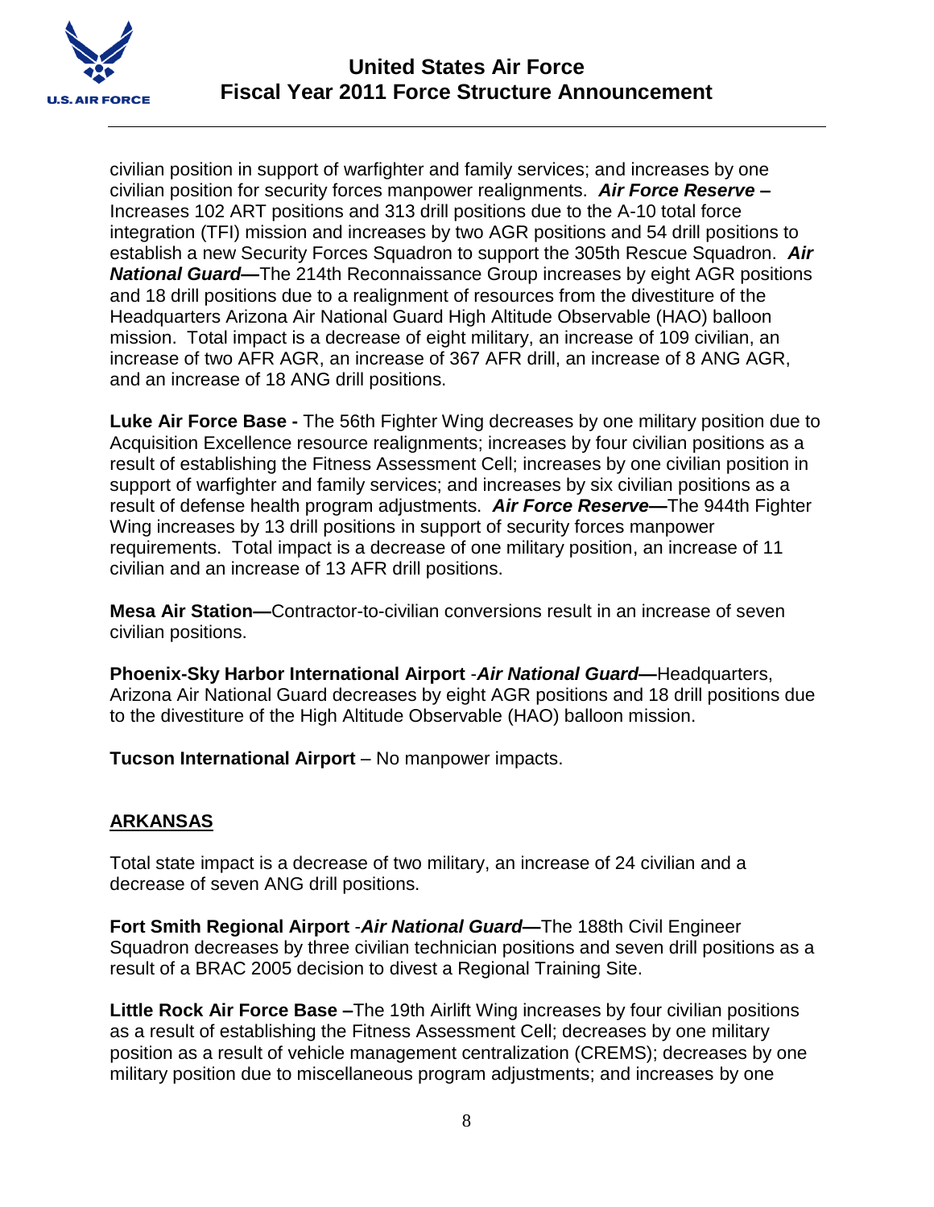civilian position in support of warfighter and family services; and increases by one civilian position for security forces manpower realignments. ***Air Force Reserve –*** Increases 102 ART positions and 313 drill positions due to the A-10 total force integration (TFI) mission and increases by two AGR positions and 54 drill positions to establish a new Security Forces Squadron to support the 305th Rescue Squadron. ***Air National Guard—***The 214th Reconnaissance Group increases by eight AGR positions and 18 drill positions due to a realignment of resources from the divestiture of the Headquarters Arizona Air National Guard High Altitude Observable (HAO) balloon mission. Total impact is a decrease of eight military, an increase of 109 civilian, an increase of two AFR AGR, an increase of 367 AFR drill, an increase of 8 ANG AGR, and an increase of 18 ANG drill positions.

**Luke Air Force Base -** The 56th Fighter Wing decreases by one military position due to Acquisition Excellence resource realignments; increases by four civilian positions as a result of establishing the Fitness Assessment Cell; increases by one civilian position in support of warfighter and family services; and increases by six civilian positions as a result of defense health program adjustments. ***Air Force Reserve—***The 944th Fighter Wing increases by 13 drill positions in support of security forces manpower requirements. Total impact is a decrease of one military position, an increase of 11 civilian and an increase of 13 AFR drill positions.

**Mesa Air Station—**Contractor-to-civilian conversions result in an increase of seven civilian positions.

**Phoenix-Sky Harbor International Airport** -***Air National Guard—***Headquarters, Arizona Air National Guard decreases by eight AGR positions and 18 drill positions due to the divestiture of the High Altitude Observable (HAO) balloon mission.

**Tucson International Airport** – No manpower impacts.

## ARKANSAS

Total state impact is a decrease of two military, an increase of 24 civilian and a decrease of seven ANG drill positions.

**Fort Smith Regional Airport** -***Air National Guard—***The 188th Civil Engineer Squadron decreases by three civilian technician positions and seven drill positions as a result of a BRAC 2005 decision to divest a Regional Training Site.

**Little Rock Air Force Base –**The 19th Airlift Wing increases by four civilian positions as a result of establishing the Fitness Assessment Cell; decreases by one military position as a result of vehicle management centralization (CREMS); decreases by one military position due to miscellaneous program adjustments; and increases by one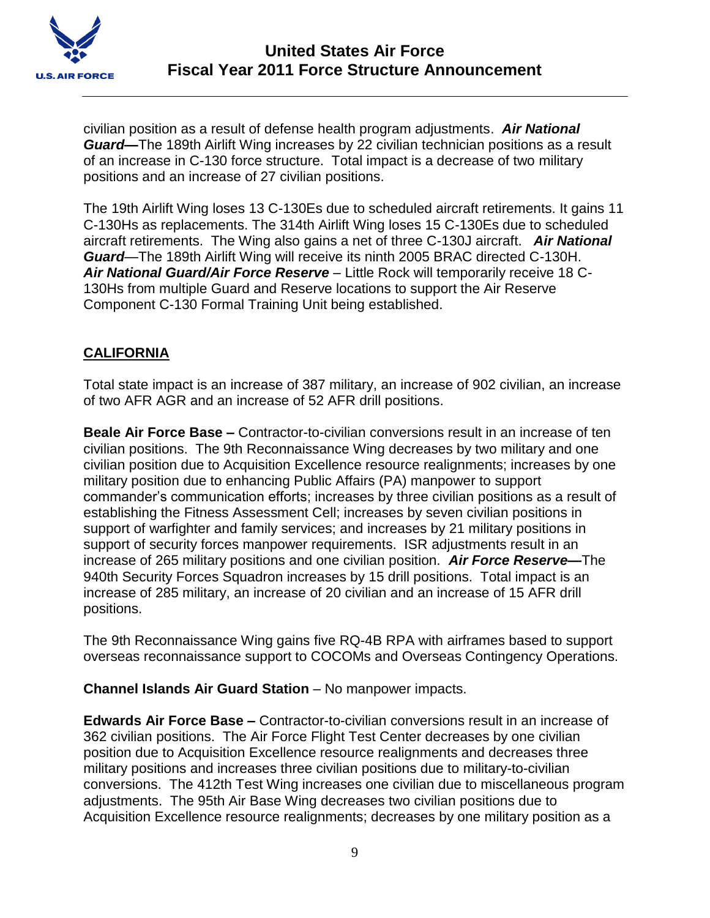civilian position as a result of defense health program adjustments. ***Air National Guard—***The 189th Airlift Wing increases by 22 civilian technician positions as a result of an increase in C-130 force structure. Total impact is a decrease of two military positions and an increase of 27 civilian positions.

The 19th Airlift Wing loses 13 C-130Es due to scheduled aircraft retirements. It gains 11 C-130Hs as replacements. The 314th Airlift Wing loses 15 C-130Es due to scheduled aircraft retirements. The Wing also gains a net of three C-130J aircraft. ***Air National Guard***—The 189th Airlift Wing will receive its ninth 2005 BRAC directed C-130H. ***Air National Guard/Air Force Reserve*** – Little Rock will temporarily receive 18 C-130Hs from multiple Guard and Reserve locations to support the Air Reserve Component C-130 Formal Training Unit being established.

## CALIFORNIA

Total state impact is an increase of 387 military, an increase of 902 civilian, an increase of two AFR AGR and an increase of 52 AFR drill positions.

**Beale Air Force Base –** Contractor-to-civilian conversions result in an increase of ten civilian positions. The 9th Reconnaissance Wing decreases by two military and one civilian position due to Acquisition Excellence resource realignments; increases by one military position due to enhancing Public Affairs (PA) manpower to support commander's communication efforts; increases by three civilian positions as a result of establishing the Fitness Assessment Cell; increases by seven civilian positions in support of warfighter and family services; and increases by 21 military positions in support of security forces manpower requirements. ISR adjustments result in an increase of 265 military positions and one civilian position. ***Air Force Reserve—***The 940th Security Forces Squadron increases by 15 drill positions. Total impact is an increase of 285 military, an increase of 20 civilian and an increase of 15 AFR drill positions.

The 9th Reconnaissance Wing gains five RQ-4B RPA with airframes based to support overseas reconnaissance support to COCOMs and Overseas Contingency Operations.

**Channel Islands Air Guard Station** – No manpower impacts.

**Edwards Air Force Base –** Contractor-to-civilian conversions result in an increase of 362 civilian positions. The Air Force Flight Test Center decreases by one civilian position due to Acquisition Excellence resource realignments and decreases three military positions and increases three civilian positions due to military-to-civilian conversions. The 412th Test Wing increases one civilian due to miscellaneous program adjustments. The 95th Air Base Wing decreases two civilian positions due to Acquisition Excellence resource realignments; decreases by one military position as a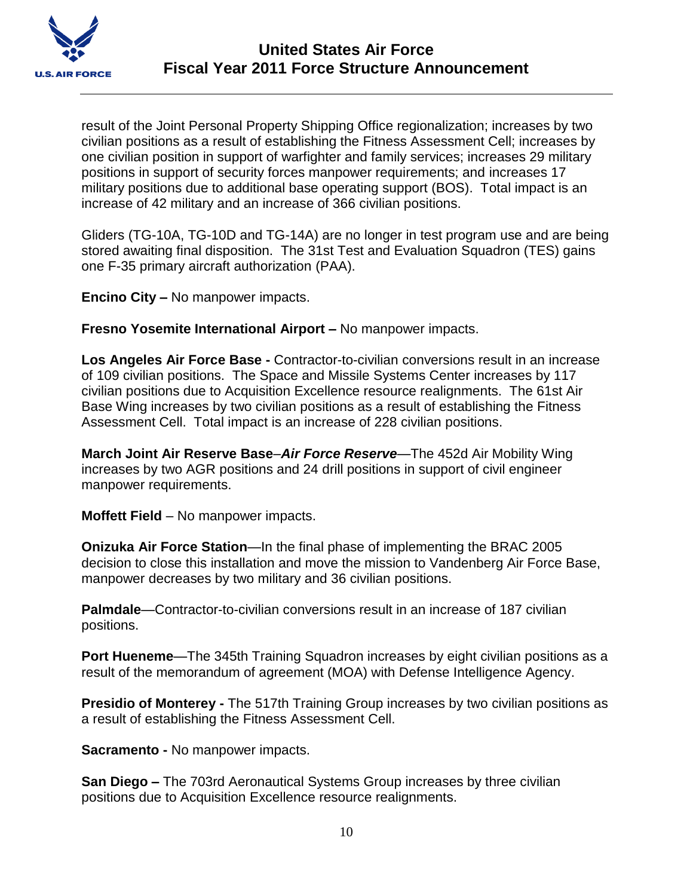result of the Joint Personal Property Shipping Office regionalization; increases by two civilian positions as a result of establishing the Fitness Assessment Cell; increases by one civilian position in support of warfighter and family services; increases 29 military positions in support of security forces manpower requirements; and increases 17 military positions due to additional base operating support (BOS). Total impact is an increase of 42 military and an increase of 366 civilian positions.

Gliders (TG-10A, TG-10D and TG-14A) are no longer in test program use and are being stored awaiting final disposition. The 31st Test and Evaluation Squadron (TES) gains one F-35 primary aircraft authorization (PAA).

**Encino City –** No manpower impacts.

**Fresno Yosemite International Airport –** No manpower impacts.

**Los Angeles Air Force Base -** Contractor-to-civilian conversions result in an increase of 109 civilian positions. The Space and Missile Systems Center increases by 117 civilian positions due to Acquisition Excellence resource realignments. The 61st Air Base Wing increases by two civilian positions as a result of establishing the Fitness Assessment Cell. Total impact is an increase of 228 civilian positions.

**March Joint Air Reserve Base**–***Air Force Reserve***—The 452d Air Mobility Wing increases by two AGR positions and 24 drill positions in support of civil engineer manpower requirements.

**Moffett Field** – No manpower impacts.

**Onizuka Air Force Station**—In the final phase of implementing the BRAC 2005 decision to close this installation and move the mission to Vandenberg Air Force Base, manpower decreases by two military and 36 civilian positions.

**Palmdale**—Contractor-to-civilian conversions result in an increase of 187 civilian positions.

**Port Hueneme**—The 345th Training Squadron increases by eight civilian positions as a result of the memorandum of agreement (MOA) with Defense Intelligence Agency.

**Presidio of Monterey -** The 517th Training Group increases by two civilian positions as a result of establishing the Fitness Assessment Cell.

**Sacramento -** No manpower impacts.

**San Diego –** The 703rd Aeronautical Systems Group increases by three civilian positions due to Acquisition Excellence resource realignments.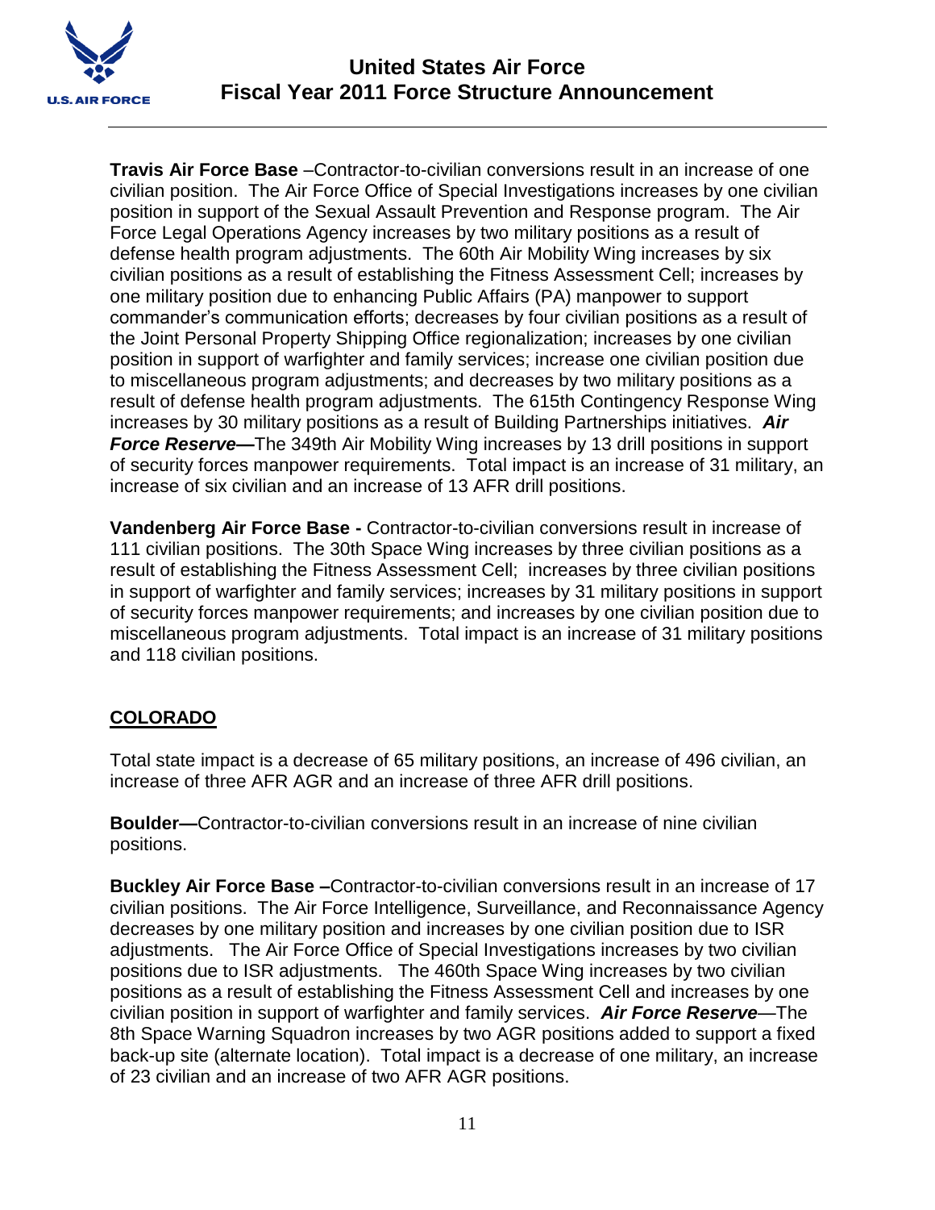**Travis Air Force Base** –Contractor-to-civilian conversions result in an increase of one civilian position. The Air Force Office of Special Investigations increases by one civilian position in support of the Sexual Assault Prevention and Response program. The Air Force Legal Operations Agency increases by two military positions as a result of defense health program adjustments. The 60th Air Mobility Wing increases by six civilian positions as a result of establishing the Fitness Assessment Cell; increases by one military position due to enhancing Public Affairs (PA) manpower to support commander's communication efforts; decreases by four civilian positions as a result of the Joint Personal Property Shipping Office regionalization; increases by one civilian position in support of warfighter and family services; increase one civilian position due to miscellaneous program adjustments; and decreases by two military positions as a result of defense health program adjustments. The 615th Contingency Response Wing increases by 30 military positions as a result of Building Partnerships initiatives. ***Air Force Reserve*****—**The 349th Air Mobility Wing increases by 13 drill positions in support of security forces manpower requirements. Total impact is an increase of 31 military, an increase of six civilian and an increase of 13 AFR drill positions.

**Vandenberg Air Force Base -** Contractor-to-civilian conversions result in increase of 111 civilian positions. The 30th Space Wing increases by three civilian positions as a result of establishing the Fitness Assessment Cell; increases by three civilian positions in support of warfighter and family services; increases by 31 military positions in support of security forces manpower requirements; and increases by one civilian position due to miscellaneous program adjustments. Total impact is an increase of 31 military positions and 118 civilian positions.

## COLORADO

Total state impact is a decrease of 65 military positions, an increase of 496 civilian, an increase of three AFR AGR and an increase of three AFR drill positions.

**Boulder—**Contractor-to-civilian conversions result in an increase of nine civilian positions.

**Buckley Air Force Base –**Contractor-to-civilian conversions result in an increase of 17 civilian positions. The Air Force Intelligence, Surveillance, and Reconnaissance Agency decreases by one military position and increases by one civilian position due to ISR adjustments. The Air Force Office of Special Investigations increases by two civilian positions due to ISR adjustments. The 460th Space Wing increases by two civilian positions as a result of establishing the Fitness Assessment Cell and increases by one civilian position in support of warfighter and family services. ***Air Force Reserve***—The 8th Space Warning Squadron increases by two AGR positions added to support a fixed back-up site (alternate location). Total impact is a decrease of one military, an increase of 23 civilian and an increase of two AFR AGR positions.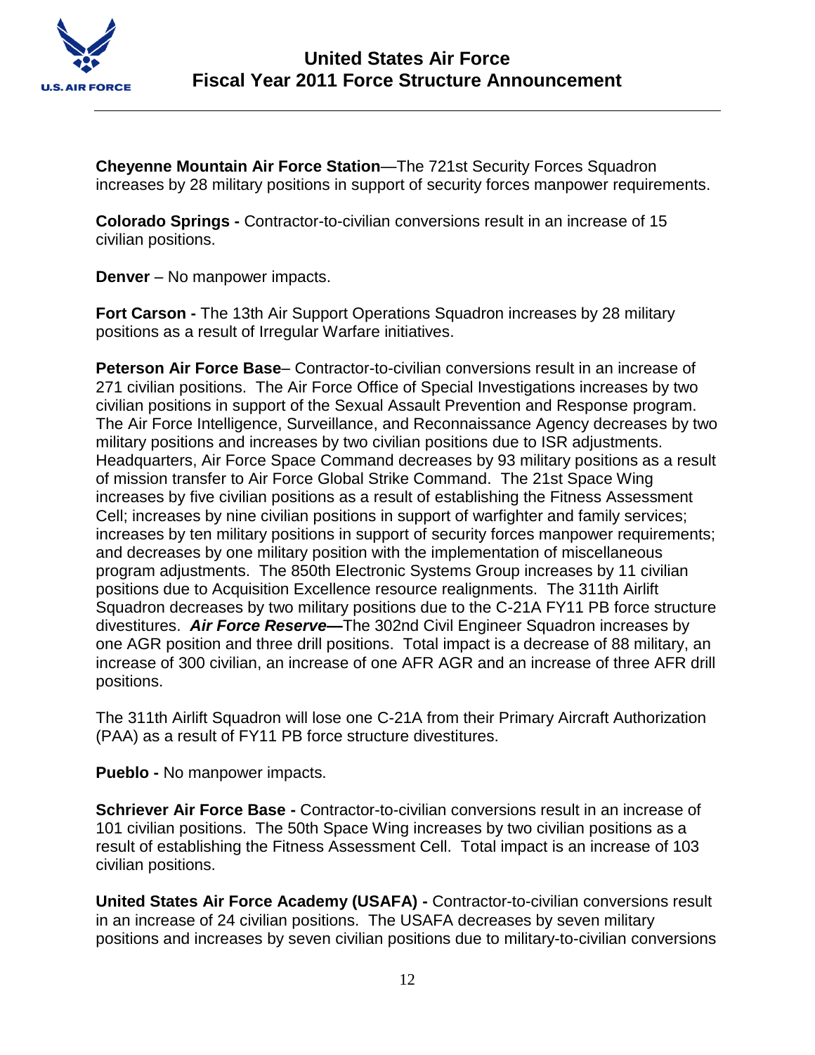**Cheyenne Mountain Air Force Station**—The 721st Security Forces Squadron increases by 28 military positions in support of security forces manpower requirements.

**Colorado Springs -** Contractor-to-civilian conversions result in an increase of 15 civilian positions.

**Denver** – No manpower impacts.

**Fort Carson -** The 13th Air Support Operations Squadron increases by 28 military positions as a result of Irregular Warfare initiatives.

**Peterson Air Force Base**– Contractor-to-civilian conversions result in an increase of 271 civilian positions. The Air Force Office of Special Investigations increases by two civilian positions in support of the Sexual Assault Prevention and Response program. The Air Force Intelligence, Surveillance, and Reconnaissance Agency decreases by two military positions and increases by two civilian positions due to ISR adjustments. Headquarters, Air Force Space Command decreases by 93 military positions as a result of mission transfer to Air Force Global Strike Command. The 21st Space Wing increases by five civilian positions as a result of establishing the Fitness Assessment Cell; increases by nine civilian positions in support of warfighter and family services; increases by ten military positions in support of security forces manpower requirements; and decreases by one military position with the implementation of miscellaneous program adjustments. The 850th Electronic Systems Group increases by 11 civilian positions due to Acquisition Excellence resource realignments. The 311th Airlift Squadron decreases by two military positions due to the C-21A FY11 PB force structure divestitures. ***Air Force Reserve—***The 302nd Civil Engineer Squadron increases by one AGR position and three drill positions. Total impact is a decrease of 88 military, an increase of 300 civilian, an increase of one AFR AGR and an increase of three AFR drill positions.

The 311th Airlift Squadron will lose one C-21A from their Primary Aircraft Authorization (PAA) as a result of FY11 PB force structure divestitures.

**Pueblo -** No manpower impacts.

**Schriever Air Force Base -** Contractor-to-civilian conversions result in an increase of 101 civilian positions. The 50th Space Wing increases by two civilian positions as a result of establishing the Fitness Assessment Cell. Total impact is an increase of 103 civilian positions.

**United States Air Force Academy (USAFA) -** Contractor-to-civilian conversions result in an increase of 24 civilian positions. The USAFA decreases by seven military positions and increases by seven civilian positions due to military-to-civilian conversions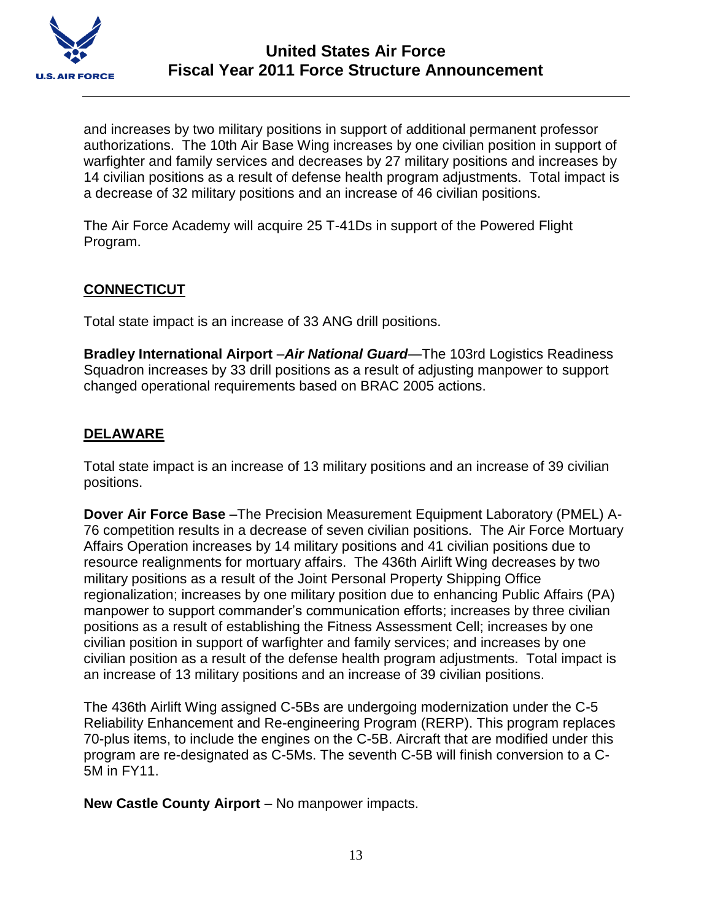and increases by two military positions in support of additional permanent professor authorizations. The 10th Air Base Wing increases by one civilian position in support of warfighter and family services and decreases by 27 military positions and increases by 14 civilian positions as a result of defense health program adjustments. Total impact is a decrease of 32 military positions and an increase of 46 civilian positions.

The Air Force Academy will acquire 25 T-41Ds in support of the Powered Flight Program.

## CONNECTICUT

Total state impact is an increase of 33 ANG drill positions.

**Bradley International Airport** –***Air National Guard***—The 103rd Logistics Readiness Squadron increases by 33 drill positions as a result of adjusting manpower to support changed operational requirements based on BRAC 2005 actions.

## DELAWARE

Total state impact is an increase of 13 military positions and an increase of 39 civilian positions.

**Dover Air Force Base** –The Precision Measurement Equipment Laboratory (PMEL) A-76 competition results in a decrease of seven civilian positions. The Air Force Mortuary Affairs Operation increases by 14 military positions and 41 civilian positions due to resource realignments for mortuary affairs. The 436th Airlift Wing decreases by two military positions as a result of the Joint Personal Property Shipping Office regionalization; increases by one military position due to enhancing Public Affairs (PA) manpower to support commander's communication efforts; increases by three civilian positions as a result of establishing the Fitness Assessment Cell; increases by one civilian position in support of warfighter and family services; and increases by one civilian position as a result of the defense health program adjustments. Total impact is an increase of 13 military positions and an increase of 39 civilian positions.

The 436th Airlift Wing assigned C-5Bs are undergoing modernization under the C-5 Reliability Enhancement and Re-engineering Program (RERP). This program replaces 70-plus items, to include the engines on the C-5B. Aircraft that are modified under this program are re-designated as C-5Ms. The seventh C-5B will finish conversion to a C-5M in FY11.

**New Castle County Airport** – No manpower impacts.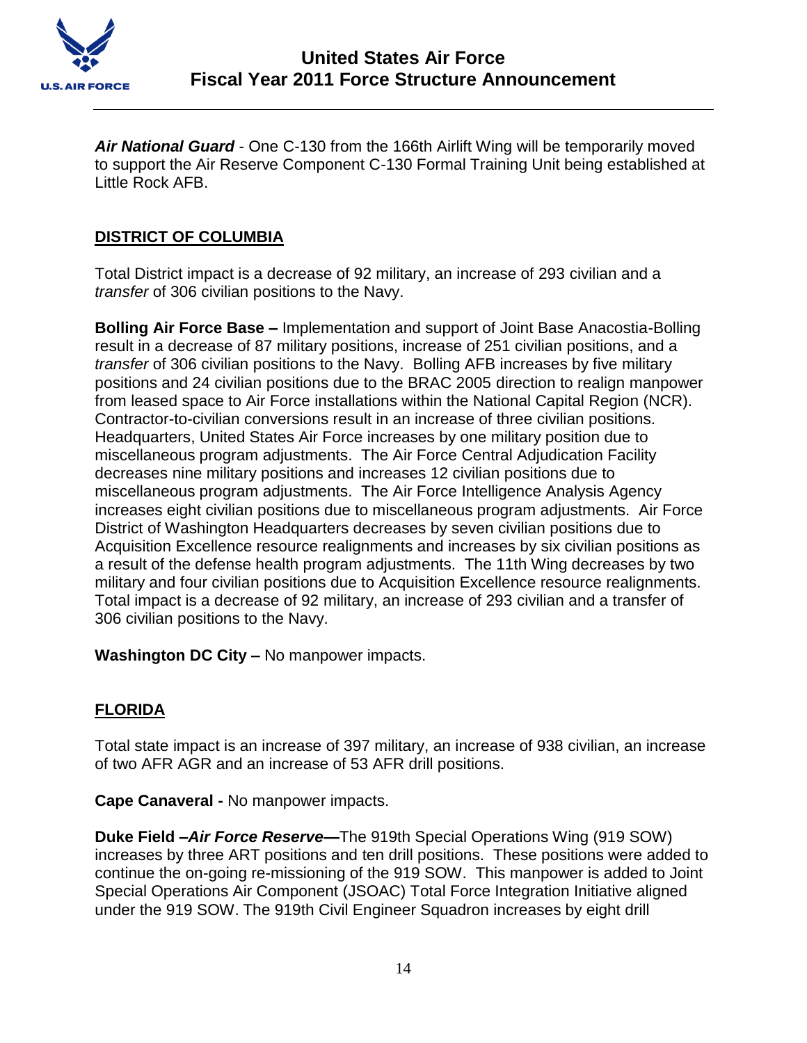***Air National Guard*** - One C-130 from the 166th Airlift Wing will be temporarily moved to support the Air Reserve Component C-130 Formal Training Unit being established at Little Rock AFB.

## DISTRICT OF COLUMBIA

Total District impact is a decrease of 92 military, an increase of 293 civilian and a *transfer* of 306 civilian positions to the Navy.

**Bolling Air Force Base –** Implementation and support of Joint Base Anacostia-Bolling result in a decrease of 87 military positions, increase of 251 civilian positions, and a *transfer* of 306 civilian positions to the Navy. Bolling AFB increases by five military positions and 24 civilian positions due to the BRAC 2005 direction to realign manpower from leased space to Air Force installations within the National Capital Region (NCR). Contractor-to-civilian conversions result in an increase of three civilian positions. Headquarters, United States Air Force increases by one military position due to miscellaneous program adjustments. The Air Force Central Adjudication Facility decreases nine military positions and increases 12 civilian positions due to miscellaneous program adjustments. The Air Force Intelligence Analysis Agency increases eight civilian positions due to miscellaneous program adjustments. Air Force District of Washington Headquarters decreases by seven civilian positions due to Acquisition Excellence resource realignments and increases by six civilian positions as a result of the defense health program adjustments. The 11th Wing decreases by two military and four civilian positions due to Acquisition Excellence resource realignments. Total impact is a decrease of 92 military, an increase of 293 civilian and a transfer of 306 civilian positions to the Navy.

**Washington DC City –** No manpower impacts.

## FLORIDA

Total state impact is an increase of 397 military, an increase of 938 civilian, an increase of two AFR AGR and an increase of 53 AFR drill positions.

**Cape Canaveral -** No manpower impacts.

**Duke Field –*Air Force Reserve*—**The 919th Special Operations Wing (919 SOW) increases by three ART positions and ten drill positions. These positions were added to continue the on-going re-missioning of the 919 SOW. This manpower is added to Joint Special Operations Air Component (JSOAC) Total Force Integration Initiative aligned under the 919 SOW. The 919th Civil Engineer Squadron increases by eight drill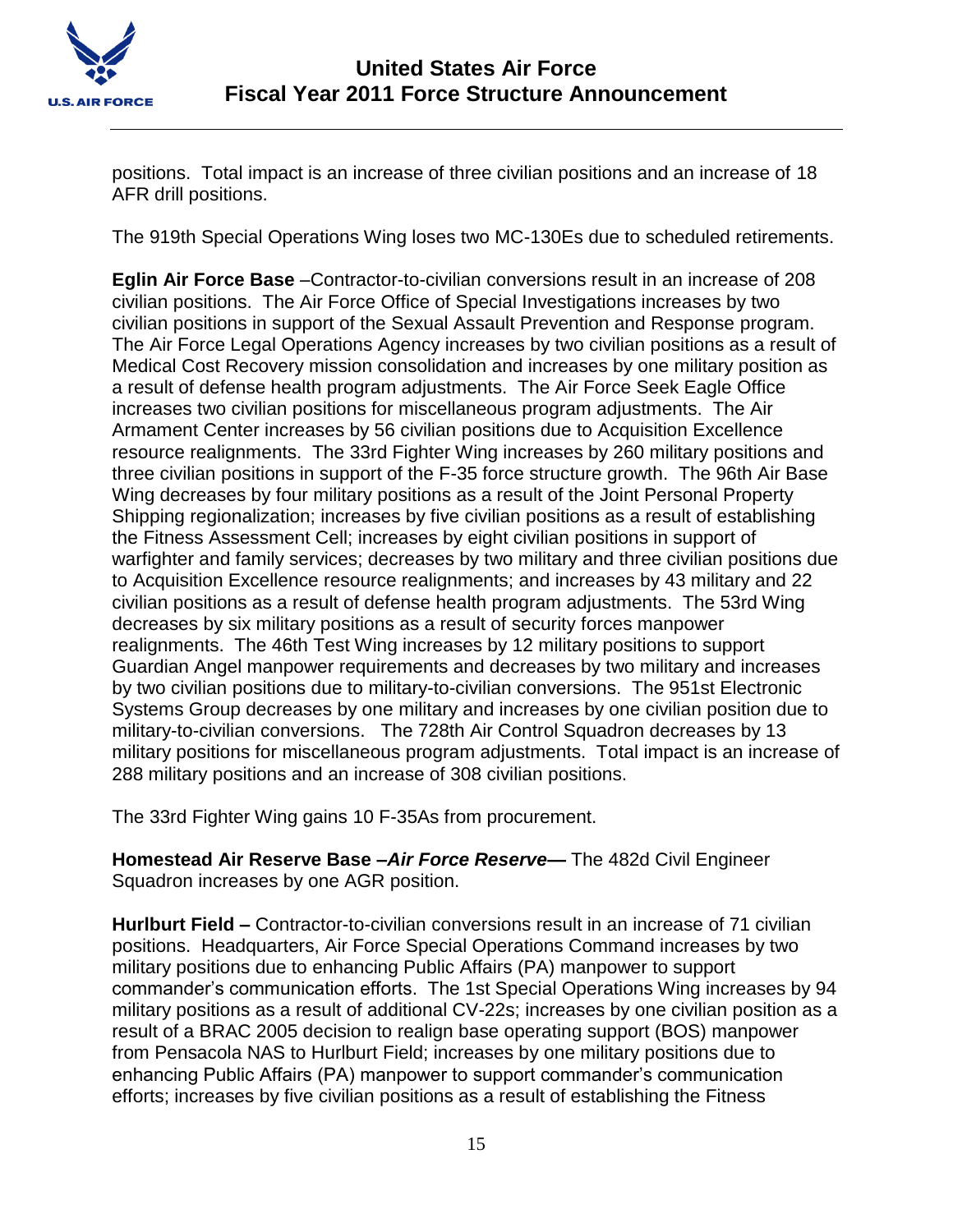positions. Total impact is an increase of three civilian positions and an increase of 18 AFR drill positions.

The 919th Special Operations Wing loses two MC-130Es due to scheduled retirements.

**Eglin Air Force Base** –Contractor-to-civilian conversions result in an increase of 208 civilian positions. The Air Force Office of Special Investigations increases by two civilian positions in support of the Sexual Assault Prevention and Response program. The Air Force Legal Operations Agency increases by two civilian positions as a result of Medical Cost Recovery mission consolidation and increases by one military position as a result of defense health program adjustments. The Air Force Seek Eagle Office increases two civilian positions for miscellaneous program adjustments. The Air Armament Center increases by 56 civilian positions due to Acquisition Excellence resource realignments. The 33rd Fighter Wing increases by 260 military positions and three civilian positions in support of the F-35 force structure growth. The 96th Air Base Wing decreases by four military positions as a result of the Joint Personal Property Shipping regionalization; increases by five civilian positions as a result of establishing the Fitness Assessment Cell; increases by eight civilian positions in support of warfighter and family services; decreases by two military and three civilian positions due to Acquisition Excellence resource realignments; and increases by 43 military and 22 civilian positions as a result of defense health program adjustments. The 53rd Wing decreases by six military positions as a result of security forces manpower realignments. The 46th Test Wing increases by 12 military positions to support Guardian Angel manpower requirements and decreases by two military and increases by two civilian positions due to military-to-civilian conversions. The 951st Electronic Systems Group decreases by one military and increases by one civilian position due to military-to-civilian conversions. The 728th Air Control Squadron decreases by 13 military positions for miscellaneous program adjustments. Total impact is an increase of 288 military positions and an increase of 308 civilian positions.

The 33rd Fighter Wing gains 10 F-35As from procurement.

**Homestead Air Reserve Base –*Air Force Reserve*—** The 482d Civil Engineer Squadron increases by one AGR position.

**Hurlburt Field –** Contractor-to-civilian conversions result in an increase of 71 civilian positions. Headquarters, Air Force Special Operations Command increases by two military positions due to enhancing Public Affairs (PA) manpower to support commander's communication efforts. The 1st Special Operations Wing increases by 94 military positions as a result of additional CV-22s; increases by one civilian position as a result of a BRAC 2005 decision to realign base operating support (BOS) manpower from Pensacola NAS to Hurlburt Field; increases by one military positions due to enhancing Public Affairs (PA) manpower to support commander's communication efforts; increases by five civilian positions as a result of establishing the Fitness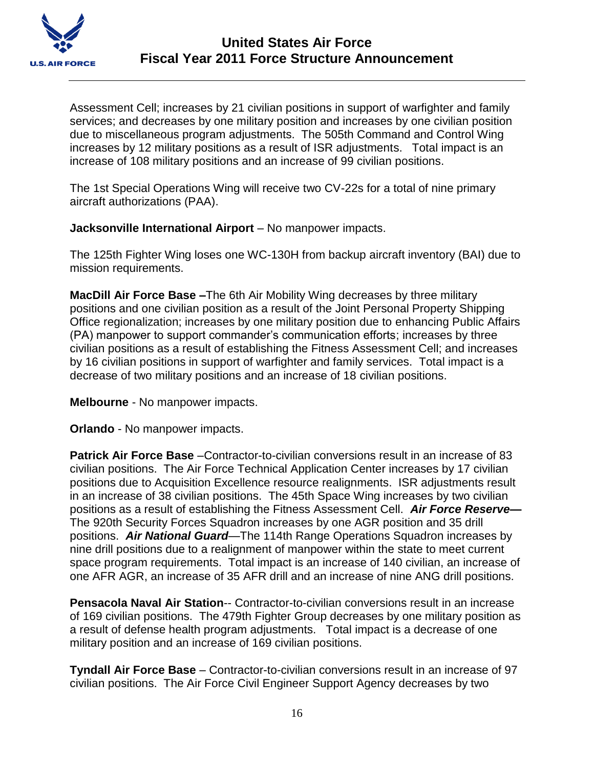Assessment Cell; increases by 21 civilian positions in support of warfighter and family services; and decreases by one military position and increases by one civilian position due to miscellaneous program adjustments. The 505th Command and Control Wing increases by 12 military positions as a result of ISR adjustments. Total impact is an increase of 108 military positions and an increase of 99 civilian positions.

The 1st Special Operations Wing will receive two CV-22s for a total of nine primary aircraft authorizations (PAA).

**Jacksonville International Airport** – No manpower impacts.

The 125th Fighter Wing loses one WC-130H from backup aircraft inventory (BAI) due to mission requirements.

**MacDill Air Force Base –**The 6th Air Mobility Wing decreases by three military positions and one civilian position as a result of the Joint Personal Property Shipping Office regionalization; increases by one military position due to enhancing Public Affairs (PA) manpower to support commander's communication efforts; increases by three civilian positions as a result of establishing the Fitness Assessment Cell; and increases by 16 civilian positions in support of warfighter and family services. Total impact is a decrease of two military positions and an increase of 18 civilian positions.

**Melbourne** - No manpower impacts.

**Orlando** - No manpower impacts.

**Patrick Air Force Base** –Contractor-to-civilian conversions result in an increase of 83 civilian positions. The Air Force Technical Application Center increases by 17 civilian positions due to Acquisition Excellence resource realignments. ISR adjustments result in an increase of 38 civilian positions. The 45th Space Wing increases by two civilian positions as a result of establishing the Fitness Assessment Cell. ***Air Force Reserve—*** The 920th Security Forces Squadron increases by one AGR position and 35 drill positions. ***Air National Guard***—The 114th Range Operations Squadron increases by nine drill positions due to a realignment of manpower within the state to meet current space program requirements. Total impact is an increase of 140 civilian, an increase of one AFR AGR, an increase of 35 AFR drill and an increase of nine ANG drill positions.

**Pensacola Naval Air Station**-- Contractor-to-civilian conversions result in an increase of 169 civilian positions. The 479th Fighter Group decreases by one military position as a result of defense health program adjustments. Total impact is a decrease of one military position and an increase of 169 civilian positions.

**Tyndall Air Force Base** – Contractor-to-civilian conversions result in an increase of 97 civilian positions. The Air Force Civil Engineer Support Agency decreases by two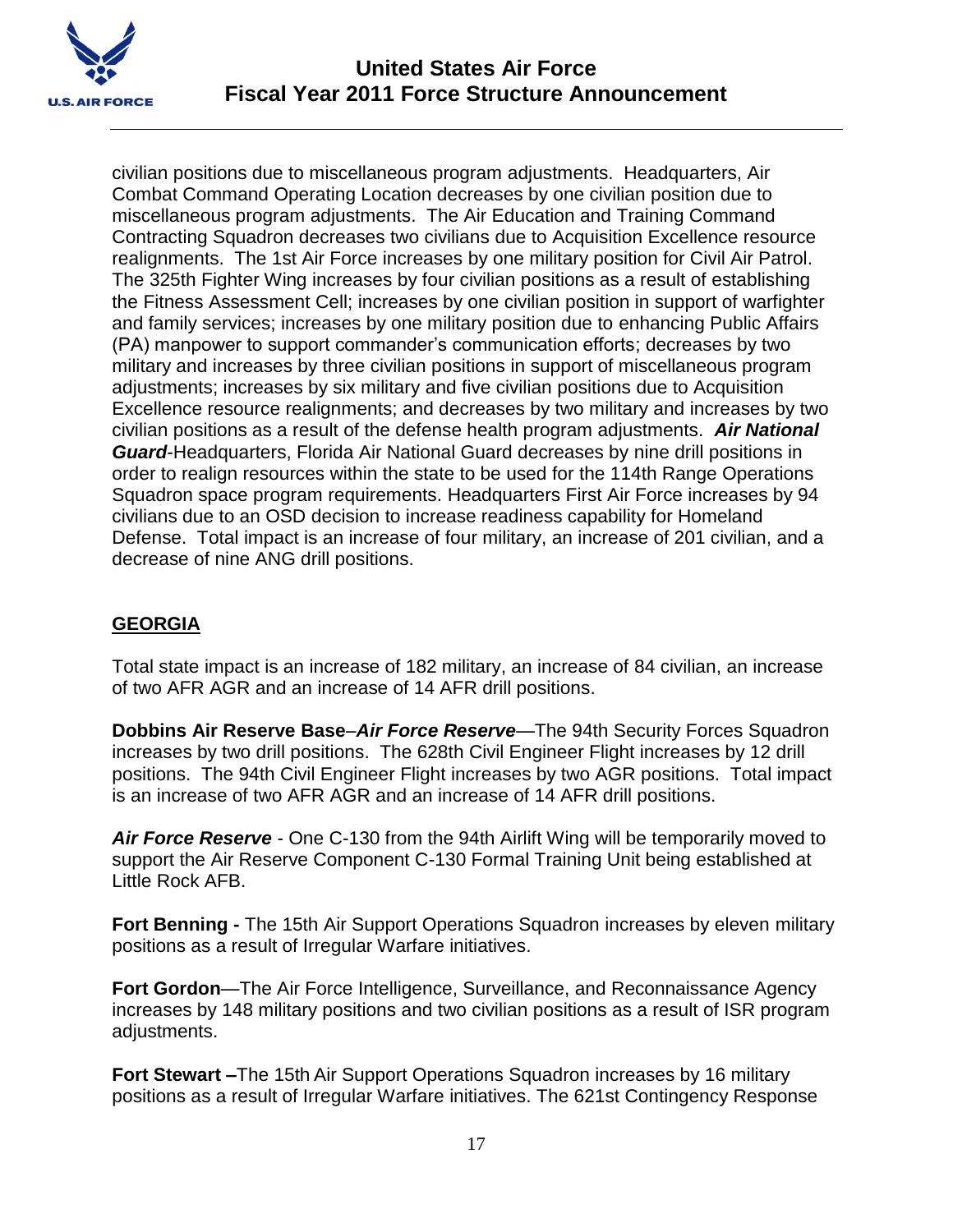civilian positions due to miscellaneous program adjustments. Headquarters, Air Combat Command Operating Location decreases by one civilian position due to miscellaneous program adjustments. The Air Education and Training Command Contracting Squadron decreases two civilians due to Acquisition Excellence resource realignments. The 1st Air Force increases by one military position for Civil Air Patrol. The 325th Fighter Wing increases by four civilian positions as a result of establishing the Fitness Assessment Cell; increases by one civilian position in support of warfighter and family services; increases by one military position due to enhancing Public Affairs (PA) manpower to support commander's communication efforts; decreases by two military and increases by three civilian positions in support of miscellaneous program adjustments; increases by six military and five civilian positions due to Acquisition Excellence resource realignments; and decreases by two military and increases by two civilian positions as a result of the defense health program adjustments. ***Air National Guard***-Headquarters, Florida Air National Guard decreases by nine drill positions in order to realign resources within the state to be used for the 114th Range Operations Squadron space program requirements. Headquarters First Air Force increases by 94 civilians due to an OSD decision to increase readiness capability for Homeland Defense. Total impact is an increase of four military, an increase of 201 civilian, and a decrease of nine ANG drill positions.

## GEORGIA

Total state impact is an increase of 182 military, an increase of 84 civilian, an increase of two AFR AGR and an increase of 14 AFR drill positions.

**Dobbins Air Reserve Base**–***Air Force Reserve***—The 94th Security Forces Squadron increases by two drill positions. The 628th Civil Engineer Flight increases by 12 drill positions. The 94th Civil Engineer Flight increases by two AGR positions. Total impact is an increase of two AFR AGR and an increase of 14 AFR drill positions.

***Air Force Reserve*** - One C-130 from the 94th Airlift Wing will be temporarily moved to support the Air Reserve Component C-130 Formal Training Unit being established at Little Rock AFB.

**Fort Benning -** The 15th Air Support Operations Squadron increases by eleven military positions as a result of Irregular Warfare initiatives.

**Fort Gordon**—The Air Force Intelligence, Surveillance, and Reconnaissance Agency increases by 148 military positions and two civilian positions as a result of ISR program adjustments.

**Fort Stewart –**The 15th Air Support Operations Squadron increases by 16 military positions as a result of Irregular Warfare initiatives. The 621st Contingency Response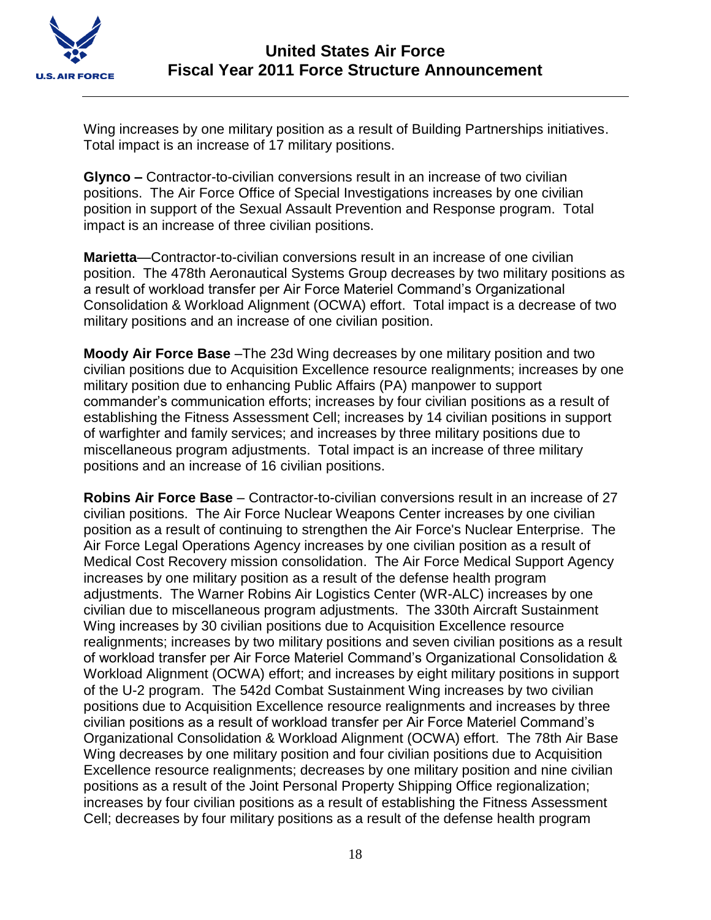Wing increases by one military position as a result of Building Partnerships initiatives. Total impact is an increase of 17 military positions.

**Glynco –** Contractor-to-civilian conversions result in an increase of two civilian positions. The Air Force Office of Special Investigations increases by one civilian position in support of the Sexual Assault Prevention and Response program. Total impact is an increase of three civilian positions.

**Marietta**—Contractor-to-civilian conversions result in an increase of one civilian position. The 478th Aeronautical Systems Group decreases by two military positions as a result of workload transfer per Air Force Materiel Command's Organizational Consolidation & Workload Alignment (OCWA) effort. Total impact is a decrease of two military positions and an increase of one civilian position.

**Moody Air Force Base** –The 23d Wing decreases by one military position and two civilian positions due to Acquisition Excellence resource realignments; increases by one military position due to enhancing Public Affairs (PA) manpower to support commander's communication efforts; increases by four civilian positions as a result of establishing the Fitness Assessment Cell; increases by 14 civilian positions in support of warfighter and family services; and increases by three military positions due to miscellaneous program adjustments. Total impact is an increase of three military positions and an increase of 16 civilian positions.

**Robins Air Force Base** – Contractor-to-civilian conversions result in an increase of 27 civilian positions. The Air Force Nuclear Weapons Center increases by one civilian position as a result of continuing to strengthen the Air Force's Nuclear Enterprise. The Air Force Legal Operations Agency increases by one civilian position as a result of Medical Cost Recovery mission consolidation. The Air Force Medical Support Agency increases by one military position as a result of the defense health program adjustments. The Warner Robins Air Logistics Center (WR-ALC) increases by one civilian due to miscellaneous program adjustments. The 330th Aircraft Sustainment Wing increases by 30 civilian positions due to Acquisition Excellence resource realignments; increases by two military positions and seven civilian positions as a result of workload transfer per Air Force Materiel Command's Organizational Consolidation & Workload Alignment (OCWA) effort; and increases by eight military positions in support of the U-2 program. The 542d Combat Sustainment Wing increases by two civilian positions due to Acquisition Excellence resource realignments and increases by three civilian positions as a result of workload transfer per Air Force Materiel Command's Organizational Consolidation & Workload Alignment (OCWA) effort. The 78th Air Base Wing decreases by one military position and four civilian positions due to Acquisition Excellence resource realignments; decreases by one military position and nine civilian positions as a result of the Joint Personal Property Shipping Office regionalization; increases by four civilian positions as a result of establishing the Fitness Assessment Cell; decreases by four military positions as a result of the defense health program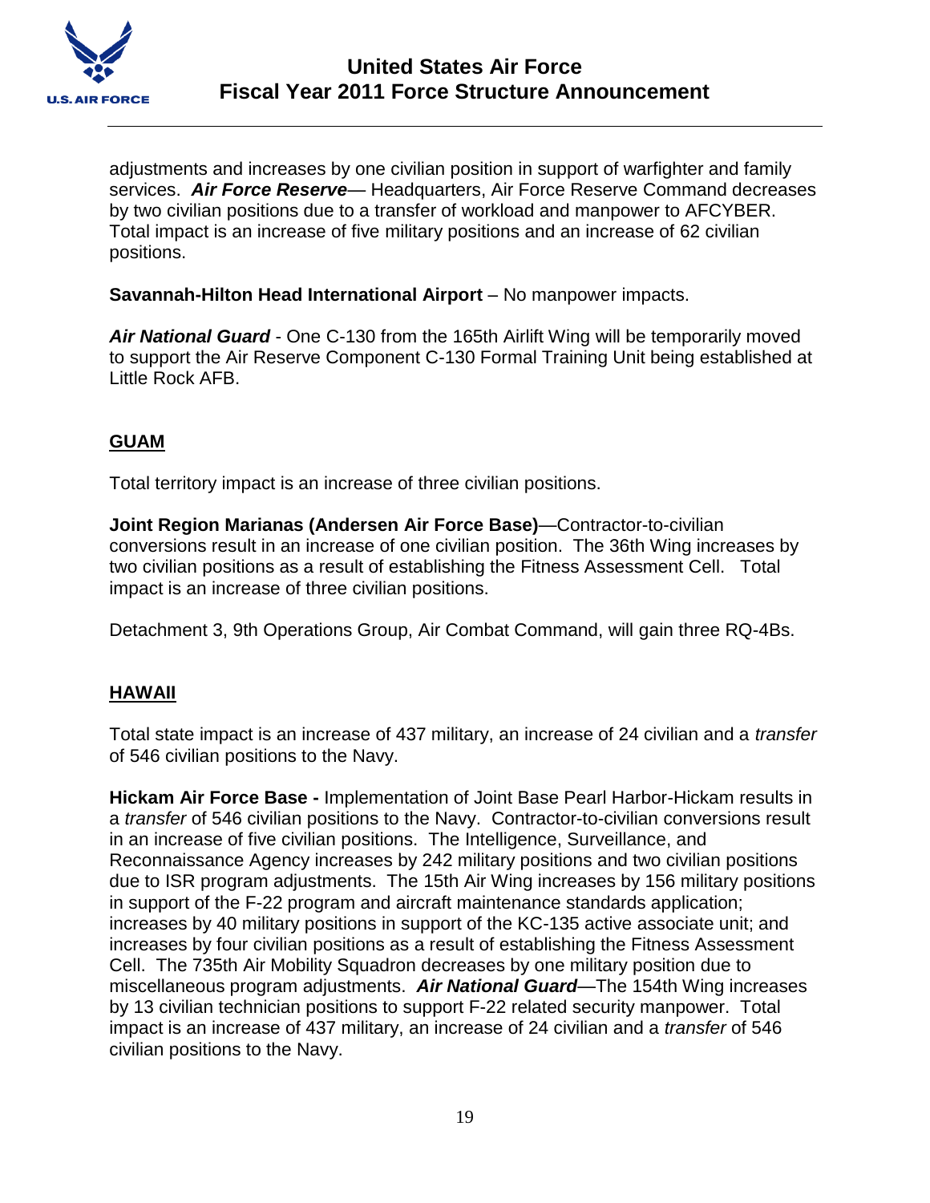adjustments and increases by one civilian position in support of warfighter and family services. ***Air Force Reserve***— Headquarters, Air Force Reserve Command decreases by two civilian positions due to a transfer of workload and manpower to AFCYBER. Total impact is an increase of five military positions and an increase of 62 civilian positions.

**Savannah-Hilton Head International Airport** – No manpower impacts.

***Air National Guard*** - One C-130 from the 165th Airlift Wing will be temporarily moved to support the Air Reserve Component C-130 Formal Training Unit being established at Little Rock AFB.

## GUAM

Total territory impact is an increase of three civilian positions.

**Joint Region Marianas (Andersen Air Force Base)**—Contractor-to-civilian conversions result in an increase of one civilian position. The 36th Wing increases by two civilian positions as a result of establishing the Fitness Assessment Cell. Total impact is an increase of three civilian positions.

Detachment 3, 9th Operations Group, Air Combat Command, will gain three RQ-4Bs.

## HAWAII

Total state impact is an increase of 437 military, an increase of 24 civilian and a *transfer* of 546 civilian positions to the Navy.

**Hickam Air Force Base -** Implementation of Joint Base Pearl Harbor-Hickam results in a *transfer* of 546 civilian positions to the Navy. Contractor-to-civilian conversions result in an increase of five civilian positions. The Intelligence, Surveillance, and Reconnaissance Agency increases by 242 military positions and two civilian positions due to ISR program adjustments. The 15th Air Wing increases by 156 military positions in support of the F-22 program and aircraft maintenance standards application; increases by 40 military positions in support of the KC-135 active associate unit; and increases by four civilian positions as a result of establishing the Fitness Assessment Cell. The 735th Air Mobility Squadron decreases by one military position due to miscellaneous program adjustments. ***Air National Guard***—The 154th Wing increases by 13 civilian technician positions to support F-22 related security manpower. Total impact is an increase of 437 military, an increase of 24 civilian and a *transfer* of 546 civilian positions to the Navy.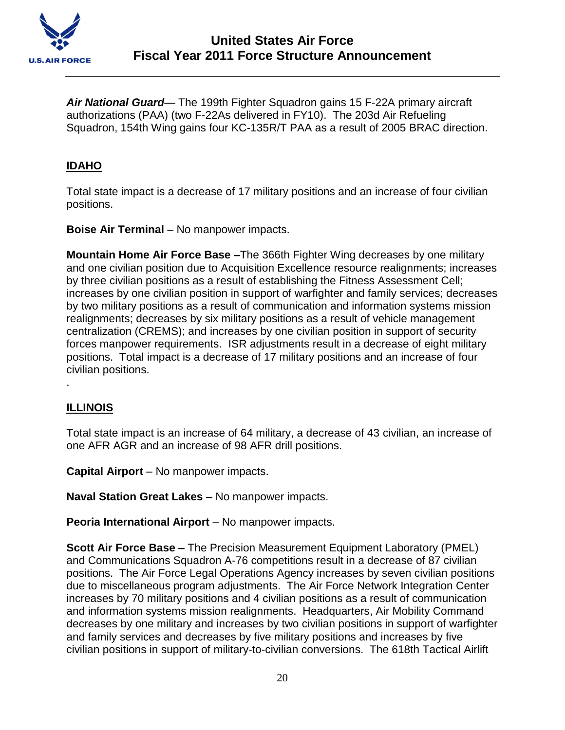***Air National Guard***— The 199th Fighter Squadron gains 15 F-22A primary aircraft authorizations (PAA) (two F-22As delivered in FY10). The 203d Air Refueling Squadron, 154th Wing gains four KC-135R/T PAA as a result of 2005 BRAC direction.

## IDAHO

Total state impact is a decrease of 17 military positions and an increase of four civilian positions.

**Boise Air Terminal** – No manpower impacts.

**Mountain Home Air Force Base –**The 366th Fighter Wing decreases by one military and one civilian position due to Acquisition Excellence resource realignments; increases by three civilian positions as a result of establishing the Fitness Assessment Cell; increases by one civilian position in support of warfighter and family services; decreases by two military positions as a result of communication and information systems mission realignments; decreases by six military positions as a result of vehicle management centralization (CREMS); and increases by one civilian position in support of security forces manpower requirements. ISR adjustments result in a decrease of eight military positions. Total impact is a decrease of 17 military positions and an increase of four civilian positions.

.

## ILLINOIS

Total state impact is an increase of 64 military, a decrease of 43 civilian, an increase of one AFR AGR and an increase of 98 AFR drill positions.

**Capital Airport** – No manpower impacts.

**Naval Station Great Lakes –** No manpower impacts.

**Peoria International Airport** – No manpower impacts.

**Scott Air Force Base –** The Precision Measurement Equipment Laboratory (PMEL) and Communications Squadron A-76 competitions result in a decrease of 87 civilian positions. The Air Force Legal Operations Agency increases by seven civilian positions due to miscellaneous program adjustments. The Air Force Network Integration Center increases by 70 military positions and 4 civilian positions as a result of communication and information systems mission realignments. Headquarters, Air Mobility Command decreases by one military and increases by two civilian positions in support of warfighter and family services and decreases by five military positions and increases by five civilian positions in support of military-to-civilian conversions. The 618th Tactical Airlift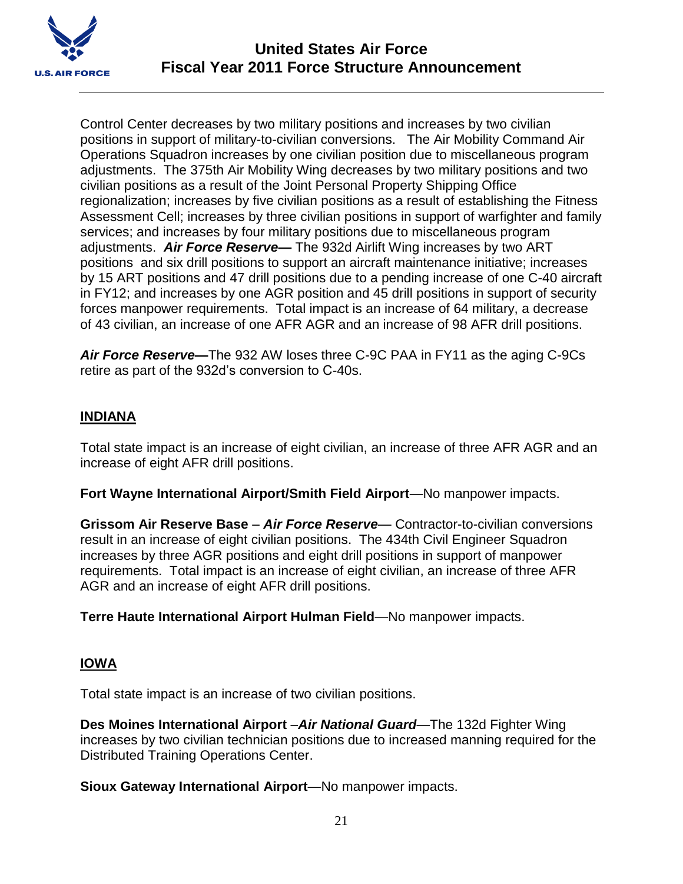Control Center decreases by two military positions and increases by two civilian positions in support of military-to-civilian conversions. The Air Mobility Command Air Operations Squadron increases by one civilian position due to miscellaneous program adjustments. The 375th Air Mobility Wing decreases by two military positions and two civilian positions as a result of the Joint Personal Property Shipping Office regionalization; increases by five civilian positions as a result of establishing the Fitness Assessment Cell; increases by three civilian positions in support of warfighter and family services; and increases by four military positions due to miscellaneous program adjustments. ***Air Force Reserve—*** The 932d Airlift Wing increases by two ART positions and six drill positions to support an aircraft maintenance initiative; increases by 15 ART positions and 47 drill positions due to a pending increase of one C-40 aircraft in FY12; and increases by one AGR position and 45 drill positions in support of security forces manpower requirements. Total impact is an increase of 64 military, a decrease of 43 civilian, an increase of one AFR AGR and an increase of 98 AFR drill positions.

***Air Force Reserve—***The 932 AW loses three C-9C PAA in FY11 as the aging C-9Cs retire as part of the 932d's conversion to C-40s.

## INDIANA

Total state impact is an increase of eight civilian, an increase of three AFR AGR and an increase of eight AFR drill positions.

**Fort Wayne International Airport/Smith Field Airport**—No manpower impacts.

**Grissom Air Reserve Base** – ***Air Force Reserve***— Contractor-to-civilian conversions result in an increase of eight civilian positions. The 434th Civil Engineer Squadron increases by three AGR positions and eight drill positions in support of manpower requirements. Total impact is an increase of eight civilian, an increase of three AFR AGR and an increase of eight AFR drill positions.

**Terre Haute International Airport Hulman Field**—No manpower impacts.

## IOWA

Total state impact is an increase of two civilian positions.

**Des Moines International Airport** –***Air National Guard***—The 132d Fighter Wing increases by two civilian technician positions due to increased manning required for the Distributed Training Operations Center.

**Sioux Gateway International Airport**—No manpower impacts.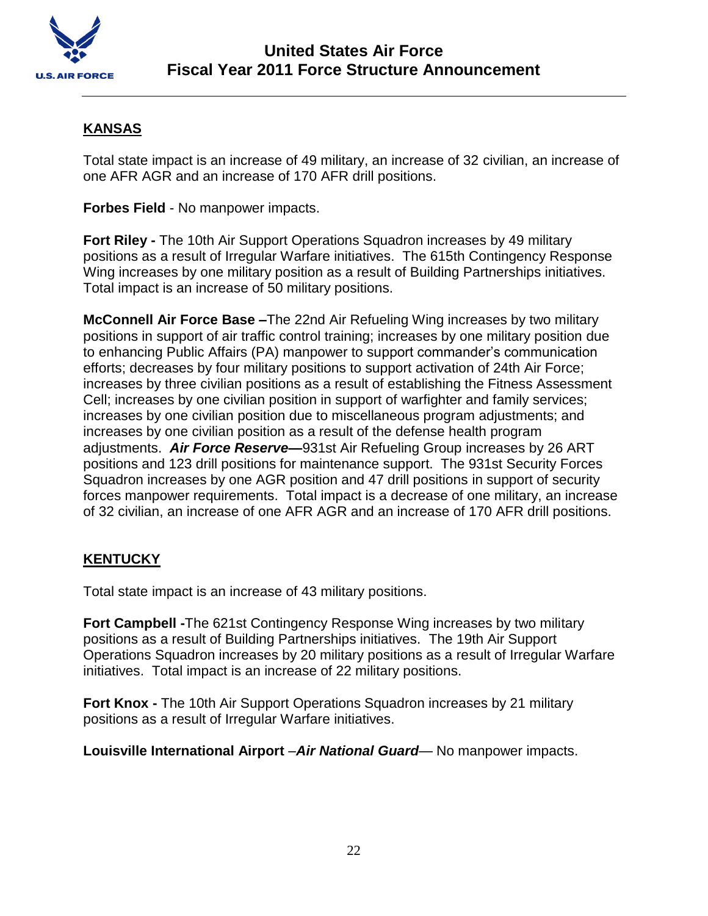## KANSAS

Total state impact is an increase of 49 military, an increase of 32 civilian, an increase of one AFR AGR and an increase of 170 AFR drill positions.

**Forbes Field** - No manpower impacts.

**Fort Riley -** The 10th Air Support Operations Squadron increases by 49 military positions as a result of Irregular Warfare initiatives. The 615th Contingency Response Wing increases by one military position as a result of Building Partnerships initiatives. Total impact is an increase of 50 military positions.

**McConnell Air Force Base –**The 22nd Air Refueling Wing increases by two military positions in support of air traffic control training; increases by one military position due to enhancing Public Affairs (PA) manpower to support commander's communication efforts; decreases by four military positions to support activation of 24th Air Force; increases by three civilian positions as a result of establishing the Fitness Assessment Cell; increases by one civilian position in support of warfighter and family services; increases by one civilian position due to miscellaneous program adjustments; and increases by one civilian position as a result of the defense health program adjustments. ***Air Force Reserve—***931st Air Refueling Group increases by 26 ART positions and 123 drill positions for maintenance support. The 931st Security Forces Squadron increases by one AGR position and 47 drill positions in support of security forces manpower requirements. Total impact is a decrease of one military, an increase of 32 civilian, an increase of one AFR AGR and an increase of 170 AFR drill positions.

## KENTUCKY

Total state impact is an increase of 43 military positions.

**Fort Campbell -**The 621st Contingency Response Wing increases by two military positions as a result of Building Partnerships initiatives. The 19th Air Support Operations Squadron increases by 20 military positions as a result of Irregular Warfare initiatives. Total impact is an increase of 22 military positions.

**Fort Knox -** The 10th Air Support Operations Squadron increases by 21 military positions as a result of Irregular Warfare initiatives.

**Louisville International Airport** –***Air National Guard***— No manpower impacts.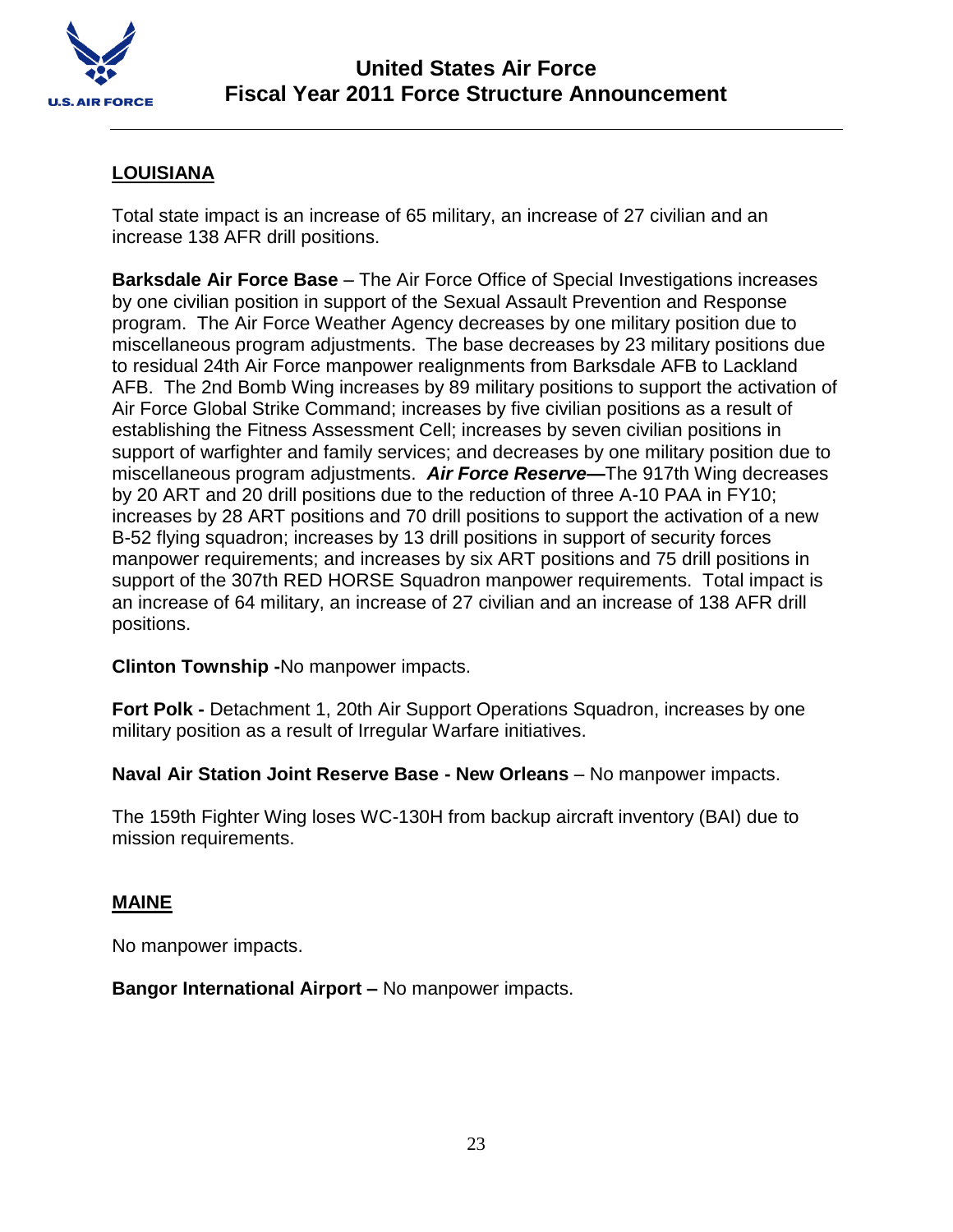## LOUISIANA

Total state impact is an increase of 65 military, an increase of 27 civilian and an increase 138 AFR drill positions.

**Barksdale Air Force Base** – The Air Force Office of Special Investigations increases by one civilian position in support of the Sexual Assault Prevention and Response program. The Air Force Weather Agency decreases by one military position due to miscellaneous program adjustments. The base decreases by 23 military positions due to residual 24th Air Force manpower realignments from Barksdale AFB to Lackland AFB. The 2nd Bomb Wing increases by 89 military positions to support the activation of Air Force Global Strike Command; increases by five civilian positions as a result of establishing the Fitness Assessment Cell; increases by seven civilian positions in support of warfighter and family services; and decreases by one military position due to miscellaneous program adjustments. ***Air Force Reserve*—**The 917th Wing decreases by 20 ART and 20 drill positions due to the reduction of three A-10 PAA in FY10; increases by 28 ART positions and 70 drill positions to support the activation of a new B-52 flying squadron; increases by 13 drill positions in support of security forces manpower requirements; and increases by six ART positions and 75 drill positions in support of the 307th RED HORSE Squadron manpower requirements. Total impact is an increase of 64 military, an increase of 27 civilian and an increase of 138 AFR drill positions.

**Clinton Township -**No manpower impacts.

**Fort Polk -** Detachment 1, 20th Air Support Operations Squadron, increases by one military position as a result of Irregular Warfare initiatives.

**Naval Air Station Joint Reserve Base - New Orleans** – No manpower impacts.

The 159th Fighter Wing loses WC-130H from backup aircraft inventory (BAI) due to mission requirements.

## MAINE

No manpower impacts.

**Bangor International Airport –** No manpower impacts.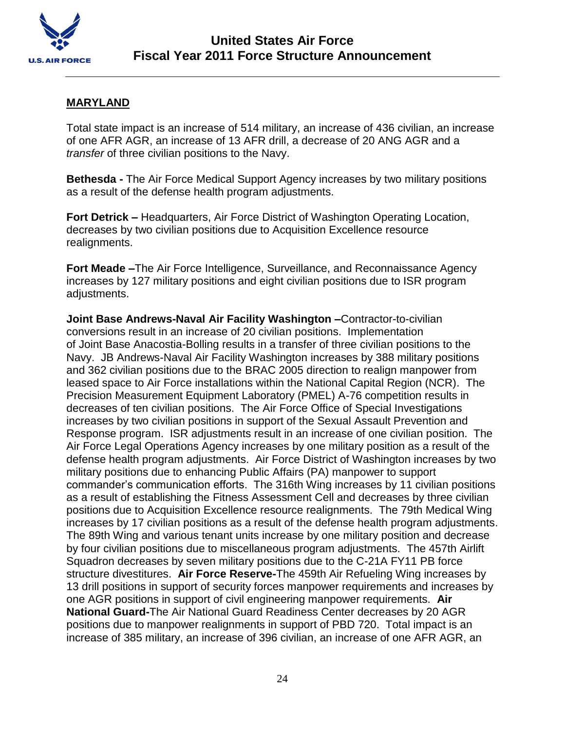## MARYLAND

Total state impact is an increase of 514 military, an increase of 436 civilian, an increase of one AFR AGR, an increase of 13 AFR drill, a decrease of 20 ANG AGR and a *transfer* of three civilian positions to the Navy.

**Bethesda -** The Air Force Medical Support Agency increases by two military positions as a result of the defense health program adjustments.

**Fort Detrick –** Headquarters, Air Force District of Washington Operating Location, decreases by two civilian positions due to Acquisition Excellence resource realignments.

**Fort Meade –**The Air Force Intelligence, Surveillance, and Reconnaissance Agency increases by 127 military positions and eight civilian positions due to ISR program adjustments.

**Joint Base Andrews-Naval Air Facility Washington –**Contractor-to-civilian conversions result in an increase of 20 civilian positions. Implementation of Joint Base Anacostia-Bolling results in a transfer of three civilian positions to the Navy. JB Andrews-Naval Air Facility Washington increases by 388 military positions and 362 civilian positions due to the BRAC 2005 direction to realign manpower from leased space to Air Force installations within the National Capital Region (NCR). The Precision Measurement Equipment Laboratory (PMEL) A-76 competition results in decreases of ten civilian positions. The Air Force Office of Special Investigations increases by two civilian positions in support of the Sexual Assault Prevention and Response program. ISR adjustments result in an increase of one civilian position. The Air Force Legal Operations Agency increases by one military position as a result of the defense health program adjustments. Air Force District of Washington increases by two military positions due to enhancing Public Affairs (PA) manpower to support commander's communication efforts. The 316th Wing increases by 11 civilian positions as a result of establishing the Fitness Assessment Cell and decreases by three civilian positions due to Acquisition Excellence resource realignments. The 79th Medical Wing increases by 17 civilian positions as a result of the defense health program adjustments. The 89th Wing and various tenant units increase by one military position and decrease by four civilian positions due to miscellaneous program adjustments. The 457th Airlift Squadron decreases by seven military positions due to the C-21A FY11 PB force structure divestitures. **Air Force Reserve-**The 459th Air Refueling Wing increases by 13 drill positions in support of security forces manpower requirements and increases by one AGR positions in support of civil engineering manpower requirements. **Air National Guard-**The Air National Guard Readiness Center decreases by 20 AGR positions due to manpower realignments in support of PBD 720. Total impact is an increase of 385 military, an increase of 396 civilian, an increase of one AFR AGR, an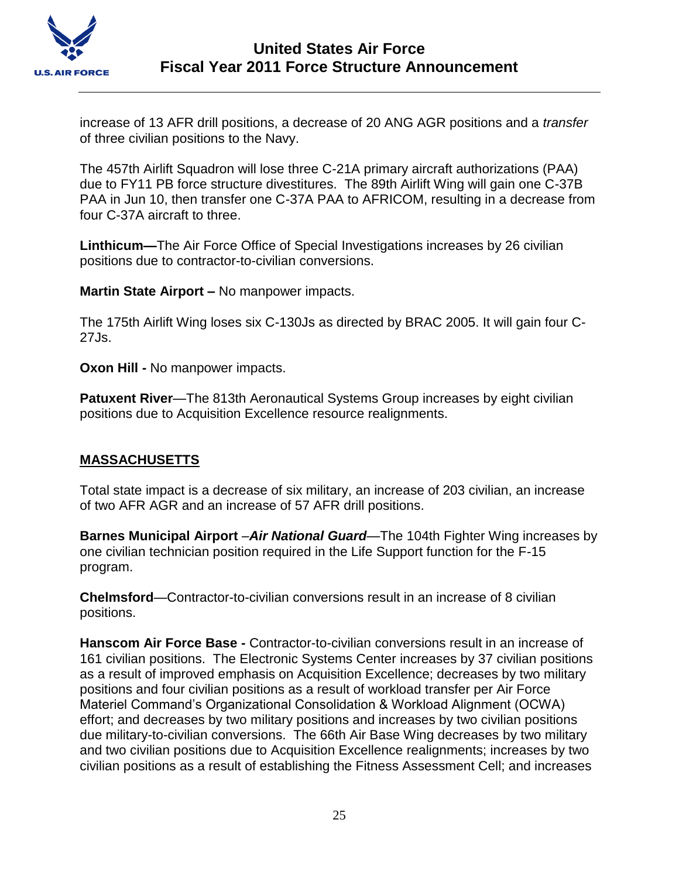increase of 13 AFR drill positions, a decrease of 20 ANG AGR positions and a *transfer* of three civilian positions to the Navy.

The 457th Airlift Squadron will lose three C-21A primary aircraft authorizations (PAA) due to FY11 PB force structure divestitures. The 89th Airlift Wing will gain one C-37B PAA in Jun 10, then transfer one C-37A PAA to AFRICOM, resulting in a decrease from four C-37A aircraft to three.

**Linthicum—**The Air Force Office of Special Investigations increases by 26 civilian positions due to contractor-to-civilian conversions.

**Martin State Airport –** No manpower impacts.

The 175th Airlift Wing loses six C-130Js as directed by BRAC 2005. It will gain four C-27Js.

**Oxon Hill -** No manpower impacts.

**Patuxent River**—The 813th Aeronautical Systems Group increases by eight civilian positions due to Acquisition Excellence resource realignments.

## MASSACHUSETTS

Total state impact is a decrease of six military, an increase of 203 civilian, an increase of two AFR AGR and an increase of 57 AFR drill positions.

**Barnes Municipal Airport** –***Air National Guard***—The 104th Fighter Wing increases by one civilian technician position required in the Life Support function for the F-15 program.

**Chelmsford**—Contractor-to-civilian conversions result in an increase of 8 civilian positions.

**Hanscom Air Force Base -** Contractor-to-civilian conversions result in an increase of 161 civilian positions. The Electronic Systems Center increases by 37 civilian positions as a result of improved emphasis on Acquisition Excellence; decreases by two military positions and four civilian positions as a result of workload transfer per Air Force Materiel Command's Organizational Consolidation & Workload Alignment (OCWA) effort; and decreases by two military positions and increases by two civilian positions due military-to-civilian conversions. The 66th Air Base Wing decreases by two military and two civilian positions due to Acquisition Excellence realignments; increases by two civilian positions as a result of establishing the Fitness Assessment Cell; and increases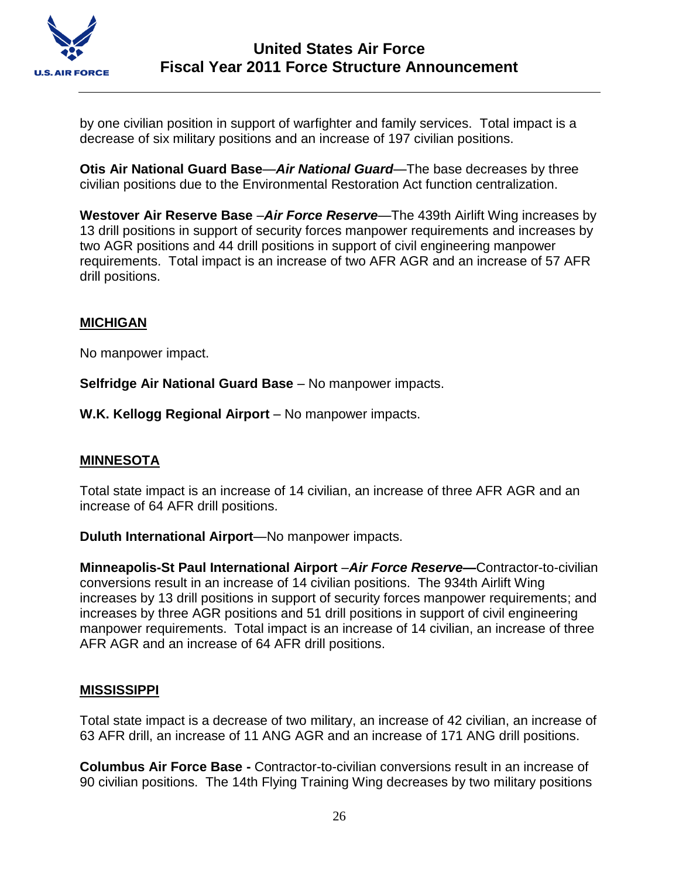by one civilian position in support of warfighter and family services. Total impact is a decrease of six military positions and an increase of 197 civilian positions.

**Otis Air National Guard Base**—***Air National Guard***—The base decreases by three civilian positions due to the Environmental Restoration Act function centralization.

**Westover Air Reserve Base** –***Air Force Reserve***—The 439th Airlift Wing increases by 13 drill positions in support of security forces manpower requirements and increases by two AGR positions and 44 drill positions in support of civil engineering manpower requirements. Total impact is an increase of two AFR AGR and an increase of 57 AFR drill positions.

## MICHIGAN

No manpower impact.

**Selfridge Air National Guard Base** – No manpower impacts.

**W.K. Kellogg Regional Airport** – No manpower impacts.

## MINNESOTA

Total state impact is an increase of 14 civilian, an increase of three AFR AGR and an increase of 64 AFR drill positions.

**Duluth International Airport**—No manpower impacts.

**Minneapolis-St Paul International Airport** –***Air Force Reserve—***Contractor-to-civilian conversions result in an increase of 14 civilian positions. The 934th Airlift Wing increases by 13 drill positions in support of security forces manpower requirements; and increases by three AGR positions and 51 drill positions in support of civil engineering manpower requirements. Total impact is an increase of 14 civilian, an increase of three AFR AGR and an increase of 64 AFR drill positions.

## MISSISSIPPI

Total state impact is a decrease of two military, an increase of 42 civilian, an increase of 63 AFR drill, an increase of 11 ANG AGR and an increase of 171 ANG drill positions.

**Columbus Air Force Base -** Contractor-to-civilian conversions result in an increase of 90 civilian positions. The 14th Flying Training Wing decreases by two military positions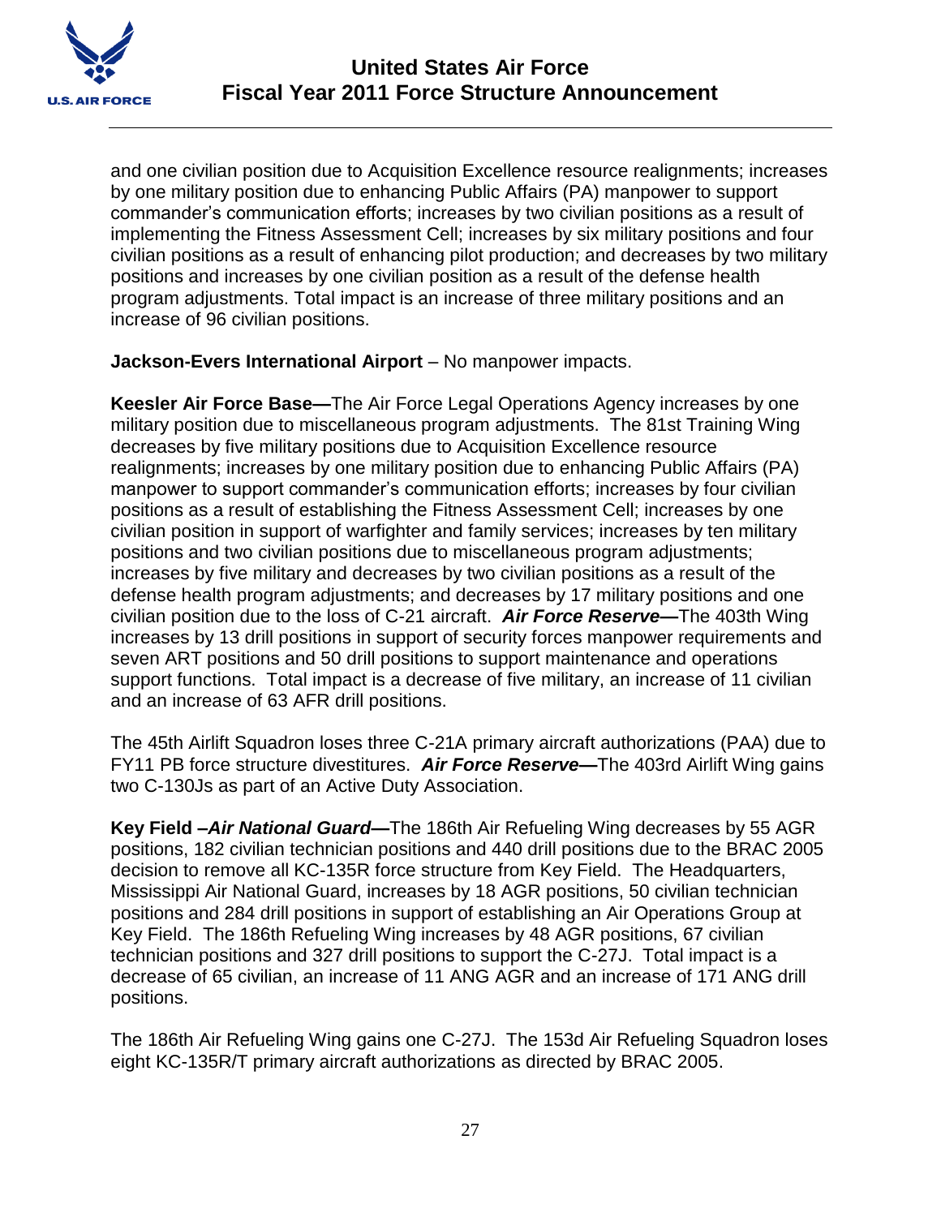and one civilian position due to Acquisition Excellence resource realignments; increases by one military position due to enhancing Public Affairs (PA) manpower to support commander's communication efforts; increases by two civilian positions as a result of implementing the Fitness Assessment Cell; increases by six military positions and four civilian positions as a result of enhancing pilot production; and decreases by two military positions and increases by one civilian position as a result of the defense health program adjustments. Total impact is an increase of three military positions and an increase of 96 civilian positions.

**Jackson-Evers International Airport** – No manpower impacts.

**Keesler Air Force Base—**The Air Force Legal Operations Agency increases by one military position due to miscellaneous program adjustments. The 81st Training Wing decreases by five military positions due to Acquisition Excellence resource realignments; increases by one military position due to enhancing Public Affairs (PA) manpower to support commander's communication efforts; increases by four civilian positions as a result of establishing the Fitness Assessment Cell; increases by one civilian position in support of warfighter and family services; increases by ten military positions and two civilian positions due to miscellaneous program adjustments; increases by five military and decreases by two civilian positions as a result of the defense health program adjustments; and decreases by 17 military positions and one civilian position due to the loss of C-21 aircraft. ***Air Force Reserve—***The 403th Wing increases by 13 drill positions in support of security forces manpower requirements and seven ART positions and 50 drill positions to support maintenance and operations support functions. Total impact is a decrease of five military, an increase of 11 civilian and an increase of 63 AFR drill positions.

The 45th Airlift Squadron loses three C-21A primary aircraft authorizations (PAA) due to FY11 PB force structure divestitures. ***Air Force Reserve—***The 403rd Airlift Wing gains two C-130Js as part of an Active Duty Association.

**Key Field –*Air National Guard—***The 186th Air Refueling Wing decreases by 55 AGR positions, 182 civilian technician positions and 440 drill positions due to the BRAC 2005 decision to remove all KC-135R force structure from Key Field. The Headquarters, Mississippi Air National Guard, increases by 18 AGR positions, 50 civilian technician positions and 284 drill positions in support of establishing an Air Operations Group at Key Field. The 186th Refueling Wing increases by 48 AGR positions, 67 civilian technician positions and 327 drill positions to support the C-27J. Total impact is a decrease of 65 civilian, an increase of 11 ANG AGR and an increase of 171 ANG drill positions.

The 186th Air Refueling Wing gains one C-27J. The 153d Air Refueling Squadron loses eight KC-135R/T primary aircraft authorizations as directed by BRAC 2005.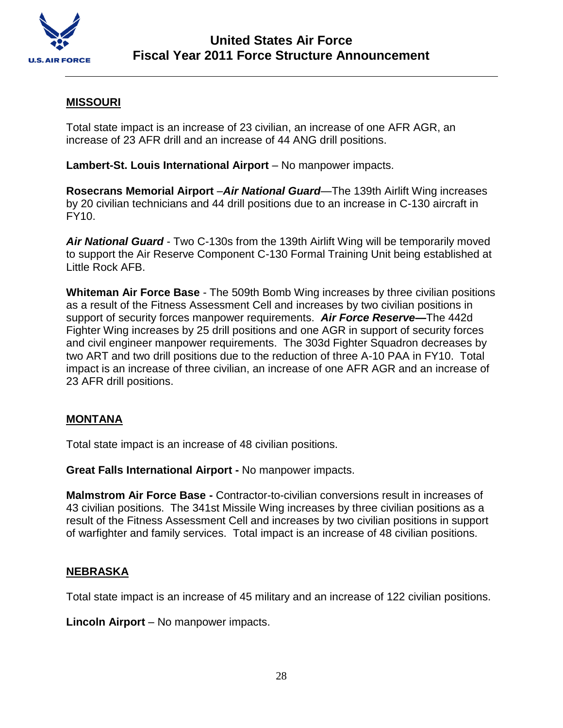## MISSOURI

Total state impact is an increase of 23 civilian, an increase of one AFR AGR, an increase of 23 AFR drill and an increase of 44 ANG drill positions.

**Lambert-St. Louis International Airport** – No manpower impacts.

**Rosecrans Memorial Airport** –***Air National Guard***—The 139th Airlift Wing increases by 20 civilian technicians and 44 drill positions due to an increase in C-130 aircraft in FY10.

***Air National Guard*** - Two C-130s from the 139th Airlift Wing will be temporarily moved to support the Air Reserve Component C-130 Formal Training Unit being established at Little Rock AFB.

**Whiteman Air Force Base** - The 509th Bomb Wing increases by three civilian positions as a result of the Fitness Assessment Cell and increases by two civilian positions in support of security forces manpower requirements. ***Air Force Reserve—***The 442d Fighter Wing increases by 25 drill positions and one AGR in support of security forces and civil engineer manpower requirements. The 303d Fighter Squadron decreases by two ART and two drill positions due to the reduction of three A-10 PAA in FY10. Total impact is an increase of three civilian, an increase of one AFR AGR and an increase of 23 AFR drill positions.

## MONTANA

Total state impact is an increase of 48 civilian positions.

**Great Falls International Airport -** No manpower impacts.

**Malmstrom Air Force Base -** Contractor-to-civilian conversions result in increases of 43 civilian positions. The 341st Missile Wing increases by three civilian positions as a result of the Fitness Assessment Cell and increases by two civilian positions in support of warfighter and family services. Total impact is an increase of 48 civilian positions.

## NEBRASKA

Total state impact is an increase of 45 military and an increase of 122 civilian positions.

**Lincoln Airport** – No manpower impacts.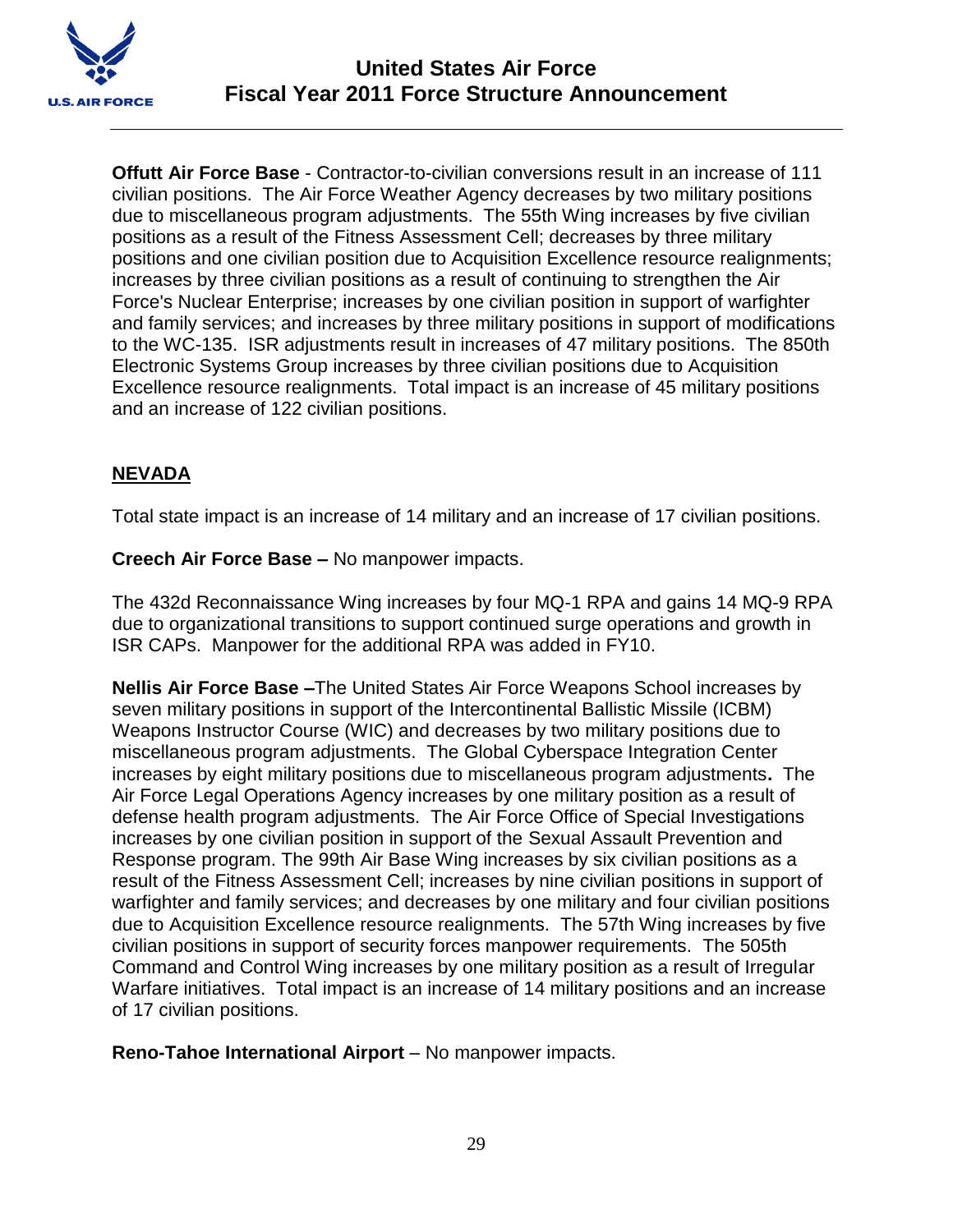**Offutt Air Force Base** - Contractor-to-civilian conversions result in an increase of 111 civilian positions. The Air Force Weather Agency decreases by two military positions due to miscellaneous program adjustments. The 55th Wing increases by five civilian positions as a result of the Fitness Assessment Cell; decreases by three military positions and one civilian position due to Acquisition Excellence resource realignments; increases by three civilian positions as a result of continuing to strengthen the Air Force's Nuclear Enterprise; increases by one civilian position in support of warfighter and family services; and increases by three military positions in support of modifications to the WC-135. ISR adjustments result in increases of 47 military positions. The 850th Electronic Systems Group increases by three civilian positions due to Acquisition Excellence resource realignments. Total impact is an increase of 45 military positions and an increase of 122 civilian positions.

## NEVADA

Total state impact is an increase of 14 military and an increase of 17 civilian positions.

**Creech Air Force Base –** No manpower impacts.

The 432d Reconnaissance Wing increases by four MQ-1 RPA and gains 14 MQ-9 RPA due to organizational transitions to support continued surge operations and growth in ISR CAPs. Manpower for the additional RPA was added in FY10.

**Nellis Air Force Base –**The United States Air Force Weapons School increases by seven military positions in support of the Intercontinental Ballistic Missile (ICBM) Weapons Instructor Course (WIC) and decreases by two military positions due to miscellaneous program adjustments. The Global Cyberspace Integration Center increases by eight military positions due to miscellaneous program adjustments**.** The Air Force Legal Operations Agency increases by one military position as a result of defense health program adjustments. The Air Force Office of Special Investigations increases by one civilian position in support of the Sexual Assault Prevention and Response program. The 99th Air Base Wing increases by six civilian positions as a result of the Fitness Assessment Cell; increases by nine civilian positions in support of warfighter and family services; and decreases by one military and four civilian positions due to Acquisition Excellence resource realignments. The 57th Wing increases by five civilian positions in support of security forces manpower requirements. The 505th Command and Control Wing increases by one military position as a result of Irregular Warfare initiatives. Total impact is an increase of 14 military positions and an increase of 17 civilian positions.

**Reno-Tahoe International Airport** – No manpower impacts.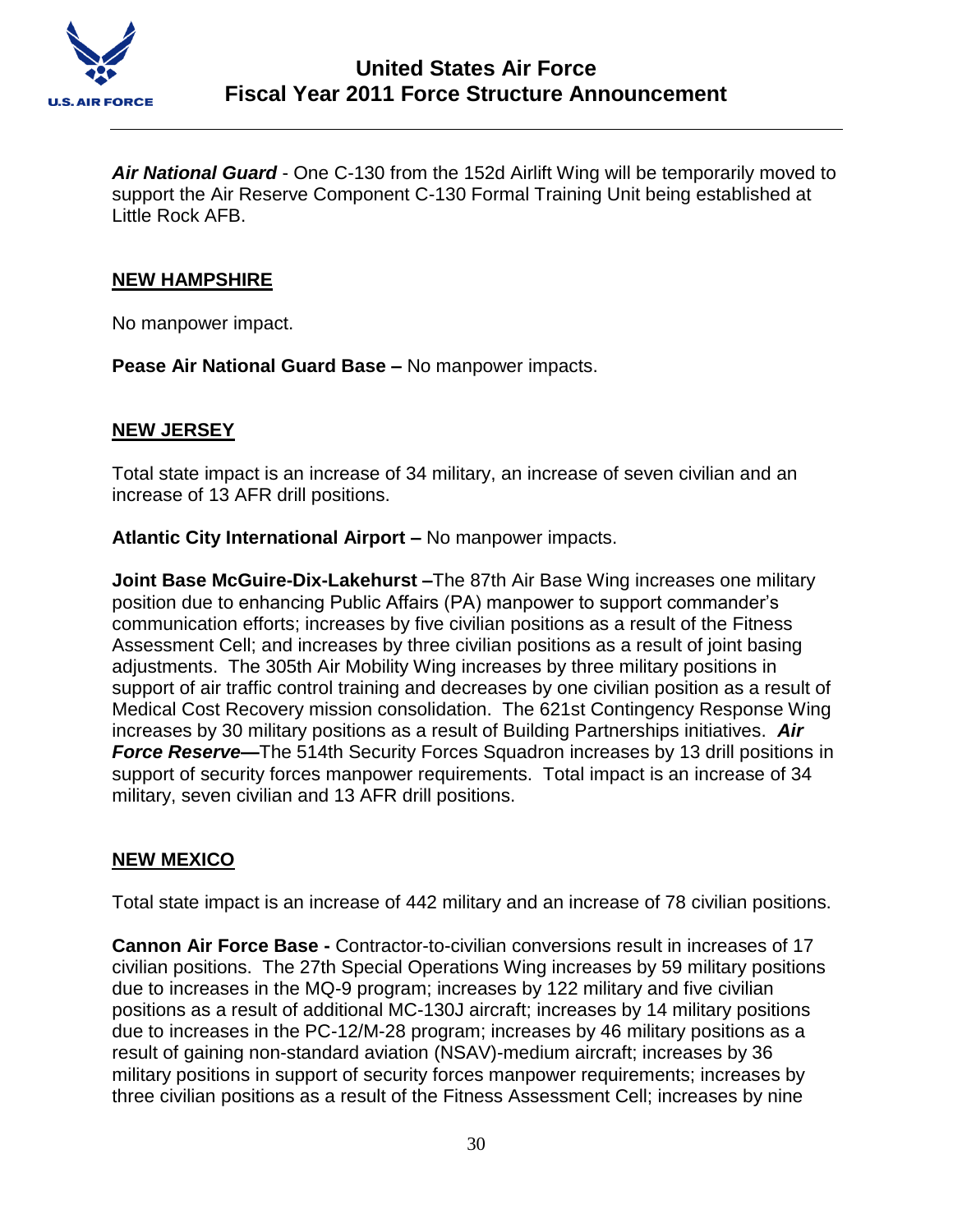***Air National Guard*** - One C-130 from the 152d Airlift Wing will be temporarily moved to support the Air Reserve Component C-130 Formal Training Unit being established at Little Rock AFB.

## NEW HAMPSHIRE

No manpower impact.

**Pease Air National Guard Base –** No manpower impacts.

## NEW JERSEY

Total state impact is an increase of 34 military, an increase of seven civilian and an increase of 13 AFR drill positions.

**Atlantic City International Airport –** No manpower impacts.

**Joint Base McGuire-Dix-Lakehurst –**The 87th Air Base Wing increases one military position due to enhancing Public Affairs (PA) manpower to support commander's communication efforts; increases by five civilian positions as a result of the Fitness Assessment Cell; and increases by three civilian positions as a result of joint basing adjustments. The 305th Air Mobility Wing increases by three military positions in support of air traffic control training and decreases by one civilian position as a result of Medical Cost Recovery mission consolidation. The 621st Contingency Response Wing increases by 30 military positions as a result of Building Partnerships initiatives. ***Air Force Reserve—***The 514th Security Forces Squadron increases by 13 drill positions in support of security forces manpower requirements. Total impact is an increase of 34 military, seven civilian and 13 AFR drill positions.

## NEW MEXICO

Total state impact is an increase of 442 military and an increase of 78 civilian positions.

**Cannon Air Force Base -** Contractor-to-civilian conversions result in increases of 17 civilian positions. The 27th Special Operations Wing increases by 59 military positions due to increases in the MQ-9 program; increases by 122 military and five civilian positions as a result of additional MC-130J aircraft; increases by 14 military positions due to increases in the PC-12/M-28 program; increases by 46 military positions as a result of gaining non-standard aviation (NSAV)-medium aircraft; increases by 36 military positions in support of security forces manpower requirements; increases by three civilian positions as a result of the Fitness Assessment Cell; increases by nine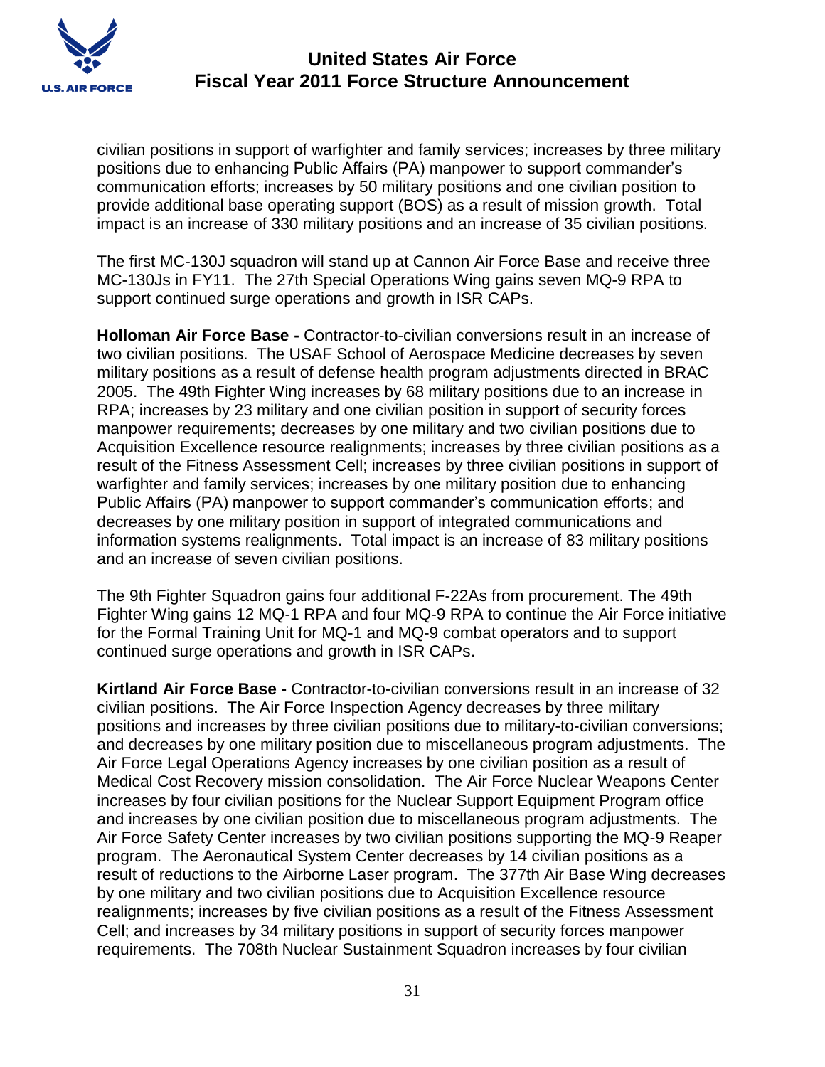civilian positions in support of warfighter and family services; increases by three military positions due to enhancing Public Affairs (PA) manpower to support commander's communication efforts; increases by 50 military positions and one civilian position to provide additional base operating support (BOS) as a result of mission growth. Total impact is an increase of 330 military positions and an increase of 35 civilian positions.

The first MC-130J squadron will stand up at Cannon Air Force Base and receive three MC-130Js in FY11. The 27th Special Operations Wing gains seven MQ-9 RPA to support continued surge operations and growth in ISR CAPs.

**Holloman Air Force Base -** Contractor-to-civilian conversions result in an increase of two civilian positions. The USAF School of Aerospace Medicine decreases by seven military positions as a result of defense health program adjustments directed in BRAC 2005. The 49th Fighter Wing increases by 68 military positions due to an increase in RPA; increases by 23 military and one civilian position in support of security forces manpower requirements; decreases by one military and two civilian positions due to Acquisition Excellence resource realignments; increases by three civilian positions as a result of the Fitness Assessment Cell; increases by three civilian positions in support of warfighter and family services; increases by one military position due to enhancing Public Affairs (PA) manpower to support commander's communication efforts; and decreases by one military position in support of integrated communications and information systems realignments. Total impact is an increase of 83 military positions and an increase of seven civilian positions.

The 9th Fighter Squadron gains four additional F-22As from procurement. The 49th Fighter Wing gains 12 MQ-1 RPA and four MQ-9 RPA to continue the Air Force initiative for the Formal Training Unit for MQ-1 and MQ-9 combat operators and to support continued surge operations and growth in ISR CAPs.

**Kirtland Air Force Base -** Contractor-to-civilian conversions result in an increase of 32 civilian positions. The Air Force Inspection Agency decreases by three military positions and increases by three civilian positions due to military-to-civilian conversions; and decreases by one military position due to miscellaneous program adjustments. The Air Force Legal Operations Agency increases by one civilian position as a result of Medical Cost Recovery mission consolidation. The Air Force Nuclear Weapons Center increases by four civilian positions for the Nuclear Support Equipment Program office and increases by one civilian position due to miscellaneous program adjustments. The Air Force Safety Center increases by two civilian positions supporting the MQ-9 Reaper program. The Aeronautical System Center decreases by 14 civilian positions as a result of reductions to the Airborne Laser program. The 377th Air Base Wing decreases by one military and two civilian positions due to Acquisition Excellence resource realignments; increases by five civilian positions as a result of the Fitness Assessment Cell; and increases by 34 military positions in support of security forces manpower requirements. The 708th Nuclear Sustainment Squadron increases by four civilian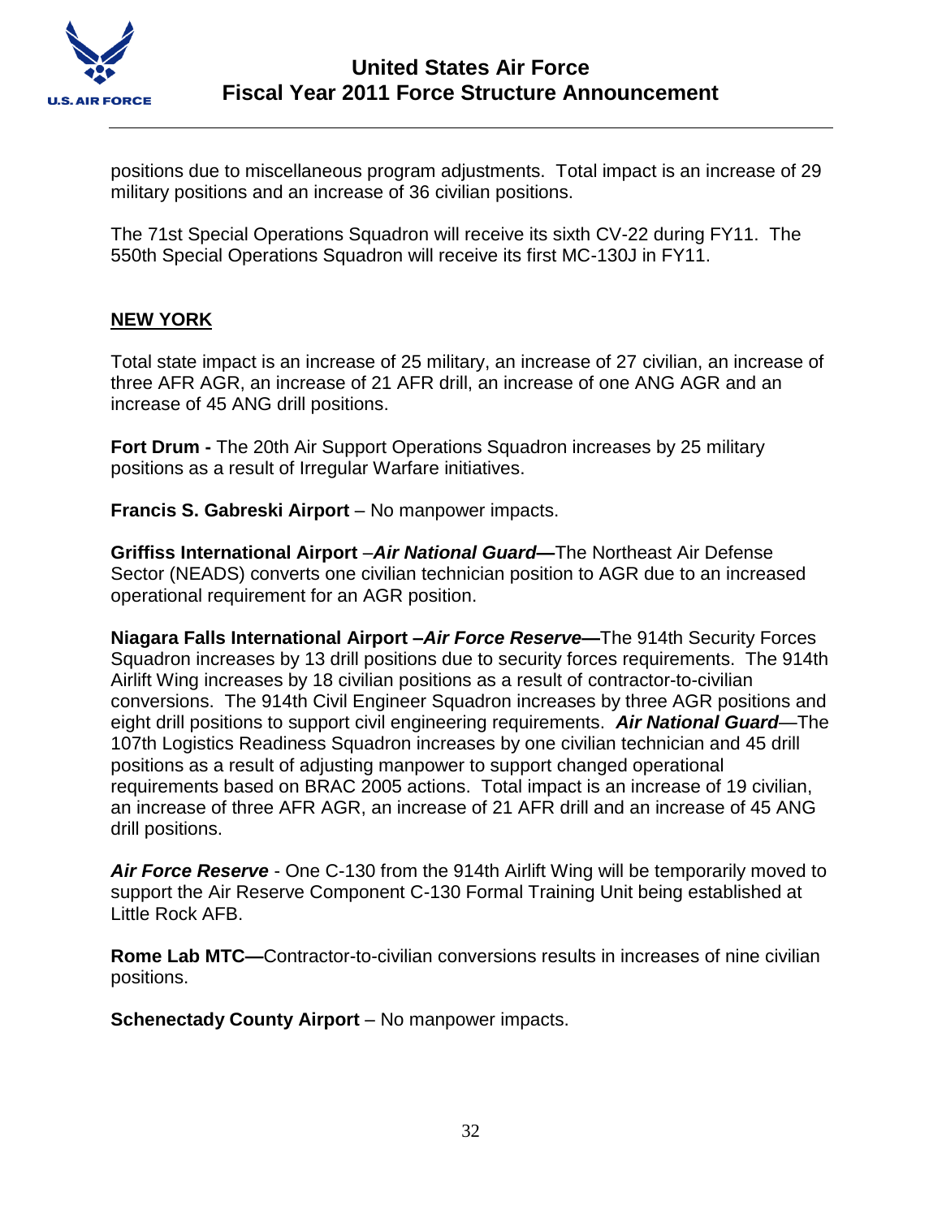positions due to miscellaneous program adjustments. Total impact is an increase of 29 military positions and an increase of 36 civilian positions.

The 71st Special Operations Squadron will receive its sixth CV-22 during FY11. The 550th Special Operations Squadron will receive its first MC-130J in FY11.

## NEW YORK

Total state impact is an increase of 25 military, an increase of 27 civilian, an increase of three AFR AGR, an increase of 21 AFR drill, an increase of one ANG AGR and an increase of 45 ANG drill positions.

**Fort Drum -** The 20th Air Support Operations Squadron increases by 25 military positions as a result of Irregular Warfare initiatives.

**Francis S. Gabreski Airport** – No manpower impacts.

**Griffiss International Airport** –***Air National Guard—***The Northeast Air Defense Sector (NEADS) converts one civilian technician position to AGR due to an increased operational requirement for an AGR position.

**Niagara Falls International Airport –*Air Force Reserve—***The 914th Security Forces Squadron increases by 13 drill positions due to security forces requirements. The 914th Airlift Wing increases by 18 civilian positions as a result of contractor-to-civilian conversions. The 914th Civil Engineer Squadron increases by three AGR positions and eight drill positions to support civil engineering requirements. ***Air National Guard***—The 107th Logistics Readiness Squadron increases by one civilian technician and 45 drill positions as a result of adjusting manpower to support changed operational requirements based on BRAC 2005 actions. Total impact is an increase of 19 civilian, an increase of three AFR AGR, an increase of 21 AFR drill and an increase of 45 ANG drill positions.

***Air Force Reserve*** - One C-130 from the 914th Airlift Wing will be temporarily moved to support the Air Reserve Component C-130 Formal Training Unit being established at Little Rock AFB.

**Rome Lab MTC—**Contractor-to-civilian conversions results in increases of nine civilian positions.

**Schenectady County Airport** – No manpower impacts.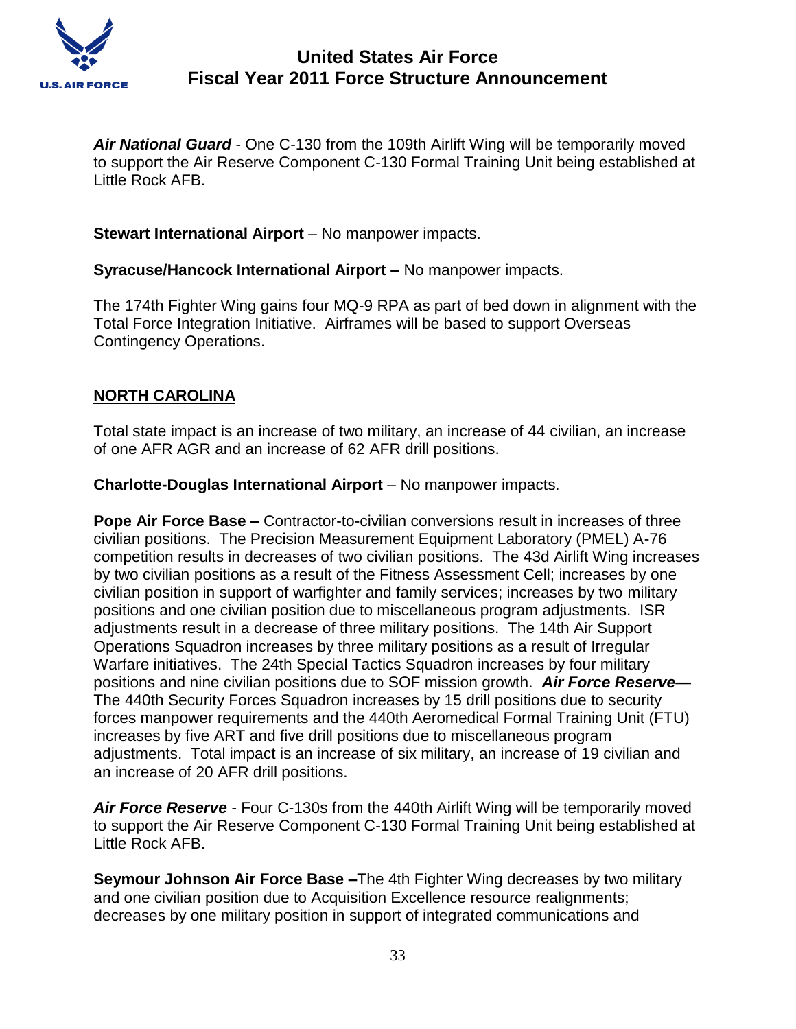***Air National Guard*** - One C-130 from the 109th Airlift Wing will be temporarily moved to support the Air Reserve Component C-130 Formal Training Unit being established at Little Rock AFB.

**Stewart International Airport** – No manpower impacts.

**Syracuse/Hancock International Airport –** No manpower impacts.

The 174th Fighter Wing gains four MQ-9 RPA as part of bed down in alignment with the Total Force Integration Initiative. Airframes will be based to support Overseas Contingency Operations.

## NORTH CAROLINA

Total state impact is an increase of two military, an increase of 44 civilian, an increase of one AFR AGR and an increase of 62 AFR drill positions.

**Charlotte-Douglas International Airport** – No manpower impacts.

**Pope Air Force Base –** Contractor-to-civilian conversions result in increases of three civilian positions. The Precision Measurement Equipment Laboratory (PMEL) A-76 competition results in decreases of two civilian positions. The 43d Airlift Wing increases by two civilian positions as a result of the Fitness Assessment Cell; increases by one civilian position in support of warfighter and family services; increases by two military positions and one civilian position due to miscellaneous program adjustments. ISR adjustments result in a decrease of three military positions. The 14th Air Support Operations Squadron increases by three military positions as a result of Irregular Warfare initiatives. The 24th Special Tactics Squadron increases by four military positions and nine civilian positions due to SOF mission growth. ***Air Force Reserve—*** The 440th Security Forces Squadron increases by 15 drill positions due to security forces manpower requirements and the 440th Aeromedical Formal Training Unit (FTU) increases by five ART and five drill positions due to miscellaneous program adjustments. Total impact is an increase of six military, an increase of 19 civilian and an increase of 20 AFR drill positions.

***Air Force Reserve*** - Four C-130s from the 440th Airlift Wing will be temporarily moved to support the Air Reserve Component C-130 Formal Training Unit being established at Little Rock AFB.

**Seymour Johnson Air Force Base –**The 4th Fighter Wing decreases by two military and one civilian position due to Acquisition Excellence resource realignments; decreases by one military position in support of integrated communications and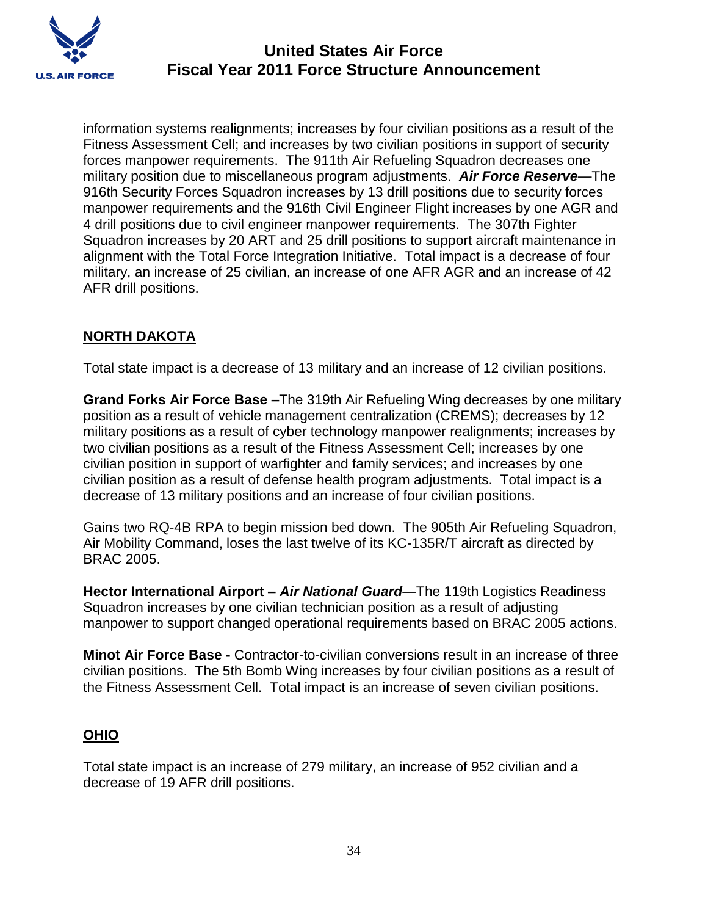information systems realignments; increases by four civilian positions as a result of the Fitness Assessment Cell; and increases by two civilian positions in support of security forces manpower requirements. The 911th Air Refueling Squadron decreases one military position due to miscellaneous program adjustments. ***Air Force Reserve***—The 916th Security Forces Squadron increases by 13 drill positions due to security forces manpower requirements and the 916th Civil Engineer Flight increases by one AGR and 4 drill positions due to civil engineer manpower requirements. The 307th Fighter Squadron increases by 20 ART and 25 drill positions to support aircraft maintenance in alignment with the Total Force Integration Initiative. Total impact is a decrease of four military, an increase of 25 civilian, an increase of one AFR AGR and an increase of 42 AFR drill positions.

## NORTH DAKOTA

Total state impact is a decrease of 13 military and an increase of 12 civilian positions.

**Grand Forks Air Force Base –**The 319th Air Refueling Wing decreases by one military position as a result of vehicle management centralization (CREMS); decreases by 12 military positions as a result of cyber technology manpower realignments; increases by two civilian positions as a result of the Fitness Assessment Cell; increases by one civilian position in support of warfighter and family services; and increases by one civilian position as a result of defense health program adjustments. Total impact is a decrease of 13 military positions and an increase of four civilian positions.

Gains two RQ-4B RPA to begin mission bed down. The 905th Air Refueling Squadron, Air Mobility Command, loses the last twelve of its KC-135R/T aircraft as directed by BRAC 2005.

**Hector International Airport –** ***Air National Guard***—The 119th Logistics Readiness Squadron increases by one civilian technician position as a result of adjusting manpower to support changed operational requirements based on BRAC 2005 actions.

**Minot Air Force Base -** Contractor-to-civilian conversions result in an increase of three civilian positions. The 5th Bomb Wing increases by four civilian positions as a result of the Fitness Assessment Cell. Total impact is an increase of seven civilian positions.

## OHIO

Total state impact is an increase of 279 military, an increase of 952 civilian and a decrease of 19 AFR drill positions.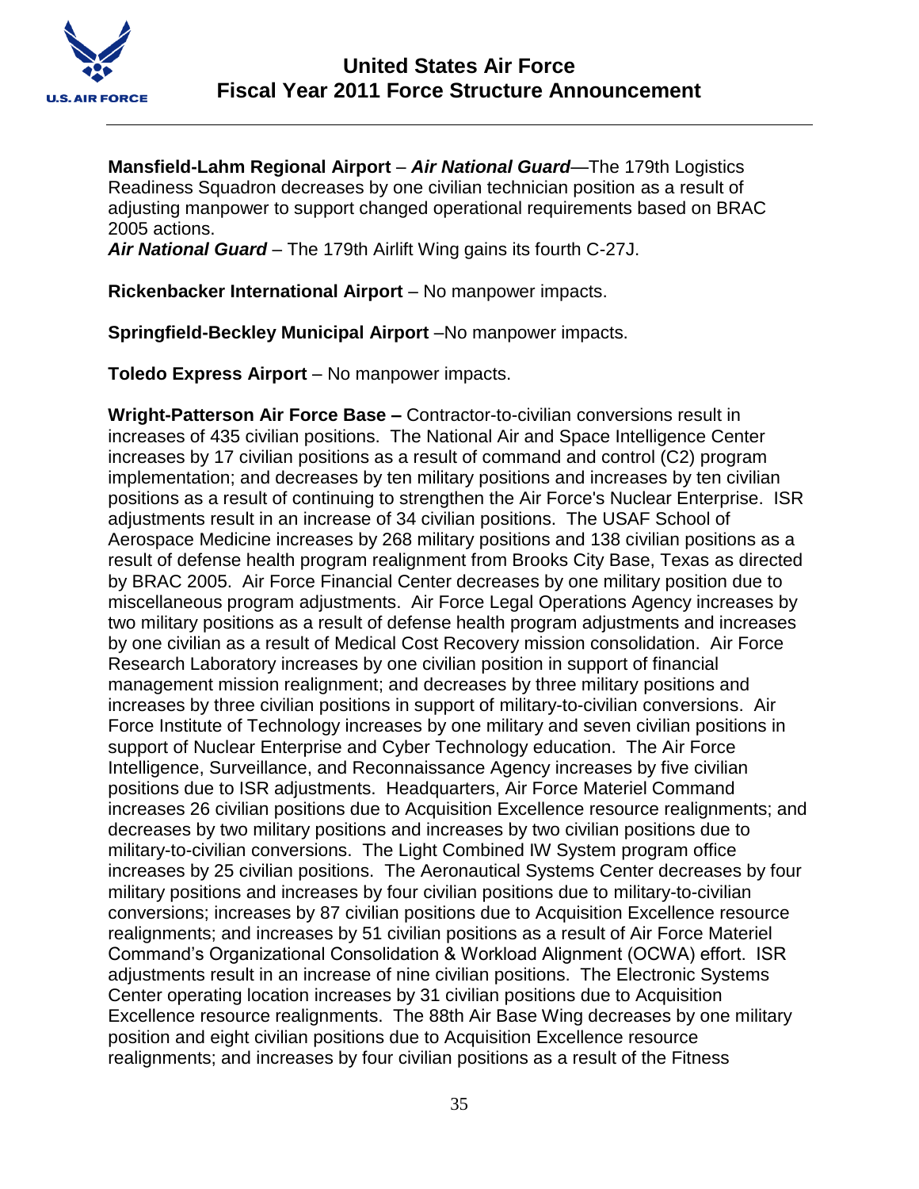**Mansfield-Lahm Regional Airport** – ***Air National Guard***—The 179th Logistics Readiness Squadron decreases by one civilian technician position as a result of adjusting manpower to support changed operational requirements based on BRAC 2005 actions.
***Air National Guard*** – The 179th Airlift Wing gains its fourth C-27J.

**Rickenbacker International Airport** – No manpower impacts.

**Springfield-Beckley Municipal Airport** –No manpower impacts.

**Toledo Express Airport** – No manpower impacts.

**Wright-Patterson Air Force Base –** Contractor-to-civilian conversions result in increases of 435 civilian positions. The National Air and Space Intelligence Center increases by 17 civilian positions as a result of command and control (C2) program implementation; and decreases by ten military positions and increases by ten civilian positions as a result of continuing to strengthen the Air Force's Nuclear Enterprise. ISR adjustments result in an increase of 34 civilian positions. The USAF School of Aerospace Medicine increases by 268 military positions and 138 civilian positions as a result of defense health program realignment from Brooks City Base, Texas as directed by BRAC 2005. Air Force Financial Center decreases by one military position due to miscellaneous program adjustments. Air Force Legal Operations Agency increases by two military positions as a result of defense health program adjustments and increases by one civilian as a result of Medical Cost Recovery mission consolidation. Air Force Research Laboratory increases by one civilian position in support of financial management mission realignment; and decreases by three military positions and increases by three civilian positions in support of military-to-civilian conversions. Air Force Institute of Technology increases by one military and seven civilian positions in support of Nuclear Enterprise and Cyber Technology education. The Air Force Intelligence, Surveillance, and Reconnaissance Agency increases by five civilian positions due to ISR adjustments. Headquarters, Air Force Materiel Command increases 26 civilian positions due to Acquisition Excellence resource realignments; and decreases by two military positions and increases by two civilian positions due to military-to-civilian conversions. The Light Combined IW System program office increases by 25 civilian positions. The Aeronautical Systems Center decreases by four military positions and increases by four civilian positions due to military-to-civilian conversions; increases by 87 civilian positions due to Acquisition Excellence resource realignments; and increases by 51 civilian positions as a result of Air Force Materiel Command's Organizational Consolidation & Workload Alignment (OCWA) effort. ISR adjustments result in an increase of nine civilian positions. The Electronic Systems Center operating location increases by 31 civilian positions due to Acquisition Excellence resource realignments. The 88th Air Base Wing decreases by one military position and eight civilian positions due to Acquisition Excellence resource realignments; and increases by four civilian positions as a result of the Fitness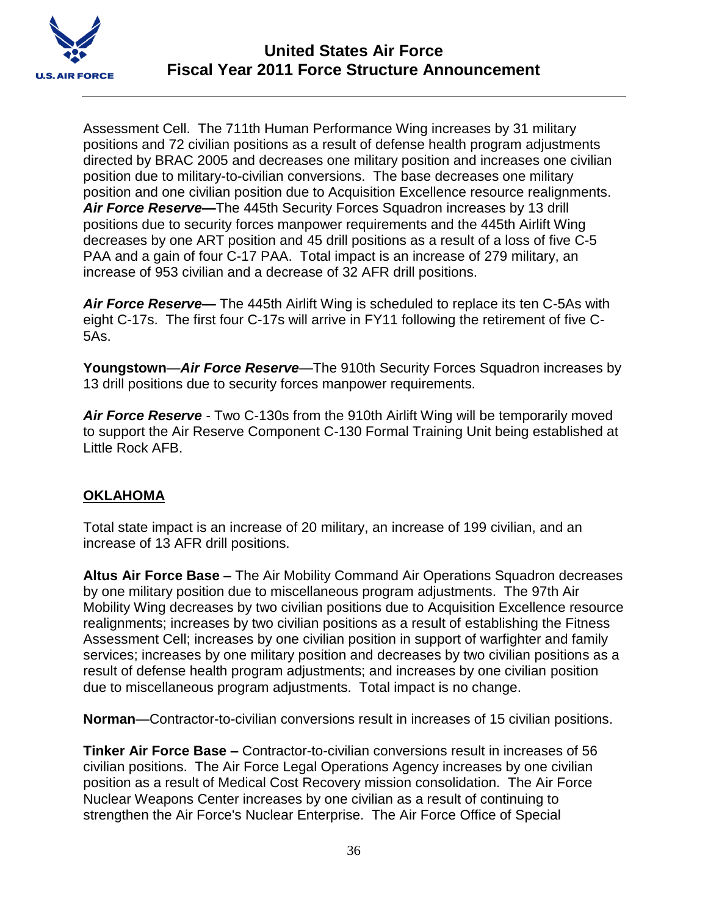Assessment Cell. The 711th Human Performance Wing increases by 31 military positions and 72 civilian positions as a result of defense health program adjustments directed by BRAC 2005 and decreases one military position and increases one civilian position due to military-to-civilian conversions. The base decreases one military position and one civilian position due to Acquisition Excellence resource realignments. ***Air Force Reserve—***The 445th Security Forces Squadron increases by 13 drill positions due to security forces manpower requirements and the 445th Airlift Wing decreases by one ART position and 45 drill positions as a result of a loss of five C-5 PAA and a gain of four C-17 PAA. Total impact is an increase of 279 military, an increase of 953 civilian and a decrease of 32 AFR drill positions.

***Air Force Reserve—*** The 445th Airlift Wing is scheduled to replace its ten C-5As with eight C-17s. The first four C-17s will arrive in FY11 following the retirement of five C-5As.

**Youngstown**—***Air Force Reserve***—The 910th Security Forces Squadron increases by 13 drill positions due to security forces manpower requirements.

***Air Force Reserve*** - Two C-130s from the 910th Airlift Wing will be temporarily moved to support the Air Reserve Component C-130 Formal Training Unit being established at Little Rock AFB.

## OKLAHOMA

Total state impact is an increase of 20 military, an increase of 199 civilian, and an increase of 13 AFR drill positions.

**Altus Air Force Base –** The Air Mobility Command Air Operations Squadron decreases by one military position due to miscellaneous program adjustments. The 97th Air Mobility Wing decreases by two civilian positions due to Acquisition Excellence resource realignments; increases by two civilian positions as a result of establishing the Fitness Assessment Cell; increases by one civilian position in support of warfighter and family services; increases by one military position and decreases by two civilian positions as a result of defense health program adjustments; and increases by one civilian position due to miscellaneous program adjustments. Total impact is no change.

**Norman**—Contractor-to-civilian conversions result in increases of 15 civilian positions.

**Tinker Air Force Base –** Contractor-to-civilian conversions result in increases of 56 civilian positions. The Air Force Legal Operations Agency increases by one civilian position as a result of Medical Cost Recovery mission consolidation. The Air Force Nuclear Weapons Center increases by one civilian as a result of continuing to strengthen the Air Force's Nuclear Enterprise. The Air Force Office of Special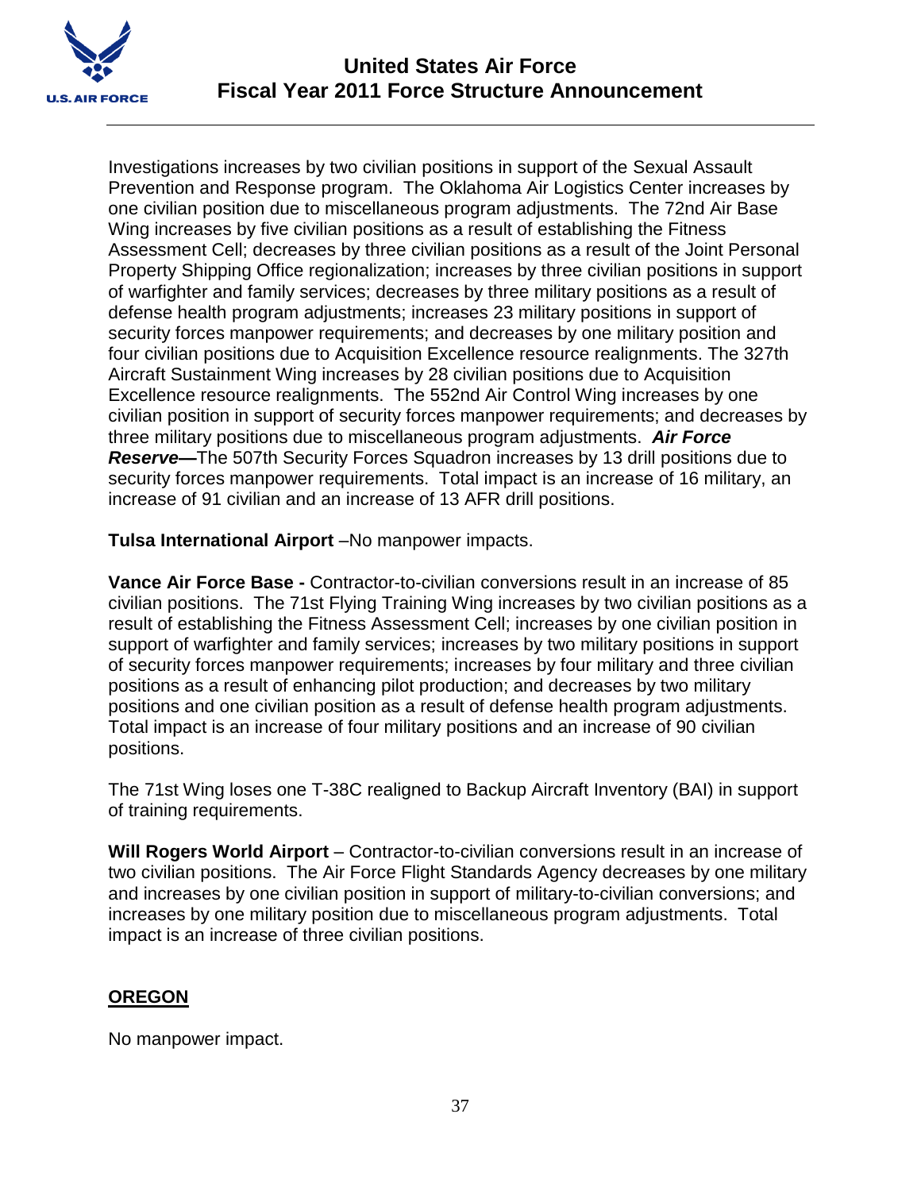Investigations increases by two civilian positions in support of the Sexual Assault Prevention and Response program. The Oklahoma Air Logistics Center increases by one civilian position due to miscellaneous program adjustments. The 72nd Air Base Wing increases by five civilian positions as a result of establishing the Fitness Assessment Cell; decreases by three civilian positions as a result of the Joint Personal Property Shipping Office regionalization; increases by three civilian positions in support of warfighter and family services; decreases by three military positions as a result of defense health program adjustments; increases 23 military positions in support of security forces manpower requirements; and decreases by one military position and four civilian positions due to Acquisition Excellence resource realignments. The 327th Aircraft Sustainment Wing increases by 28 civilian positions due to Acquisition Excellence resource realignments. The 552nd Air Control Wing increases by one civilian position in support of security forces manpower requirements; and decreases by three military positions due to miscellaneous program adjustments. ***Air Force Reserve—***The 507th Security Forces Squadron increases by 13 drill positions due to security forces manpower requirements. Total impact is an increase of 16 military, an increase of 91 civilian and an increase of 13 AFR drill positions.

**Tulsa International Airport** –No manpower impacts.

**Vance Air Force Base -** Contractor-to-civilian conversions result in an increase of 85 civilian positions. The 71st Flying Training Wing increases by two civilian positions as a result of establishing the Fitness Assessment Cell; increases by one civilian position in support of warfighter and family services; increases by two military positions in support of security forces manpower requirements; increases by four military and three civilian positions as a result of enhancing pilot production; and decreases by two military positions and one civilian position as a result of defense health program adjustments. Total impact is an increase of four military positions and an increase of 90 civilian positions.

The 71st Wing loses one T-38C realigned to Backup Aircraft Inventory (BAI) in support of training requirements.

**Will Rogers World Airport** – Contractor-to-civilian conversions result in an increase of two civilian positions. The Air Force Flight Standards Agency decreases by one military and increases by one civilian position in support of military-to-civilian conversions; and increases by one military position due to miscellaneous program adjustments. Total impact is an increase of three civilian positions.

## OREGON

No manpower impact.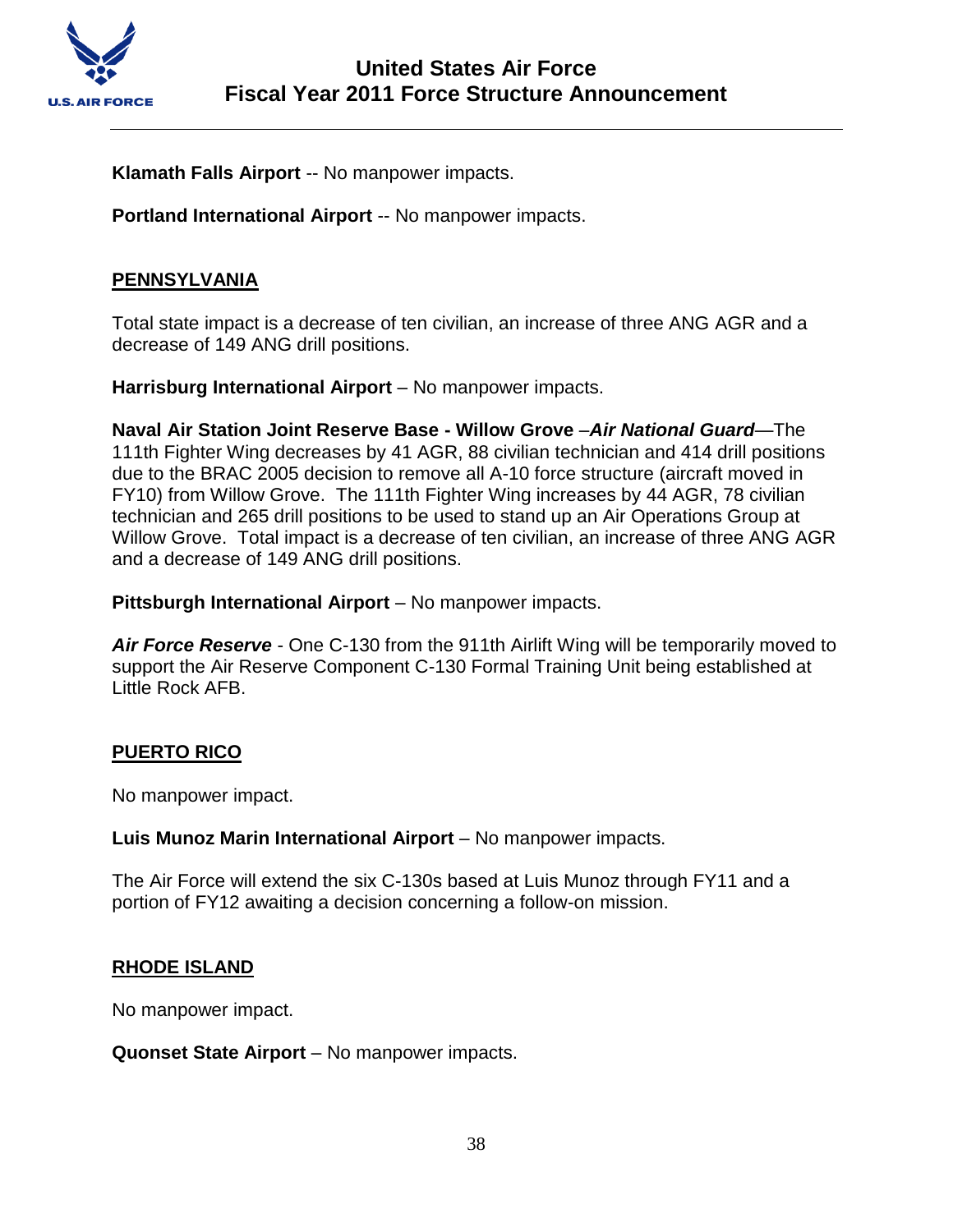**Klamath Falls Airport** -- No manpower impacts.

**Portland International Airport** -- No manpower impacts.

## PENNSYLVANIA

Total state impact is a decrease of ten civilian, an increase of three ANG AGR and a decrease of 149 ANG drill positions.

**Harrisburg International Airport** – No manpower impacts.

**Naval Air Station Joint Reserve Base - Willow Grove** –***Air National Guard***—The 111th Fighter Wing decreases by 41 AGR, 88 civilian technician and 414 drill positions due to the BRAC 2005 decision to remove all A-10 force structure (aircraft moved in FY10) from Willow Grove. The 111th Fighter Wing increases by 44 AGR, 78 civilian technician and 265 drill positions to be used to stand up an Air Operations Group at Willow Grove. Total impact is a decrease of ten civilian, an increase of three ANG AGR and a decrease of 149 ANG drill positions.

**Pittsburgh International Airport** – No manpower impacts.

***Air Force Reserve*** - One C-130 from the 911th Airlift Wing will be temporarily moved to support the Air Reserve Component C-130 Formal Training Unit being established at Little Rock AFB.

## PUERTO RICO

No manpower impact.

**Luis Munoz Marin International Airport** – No manpower impacts.

The Air Force will extend the six C-130s based at Luis Munoz through FY11 and a portion of FY12 awaiting a decision concerning a follow-on mission.

## RHODE ISLAND

No manpower impact.

**Quonset State Airport** – No manpower impacts.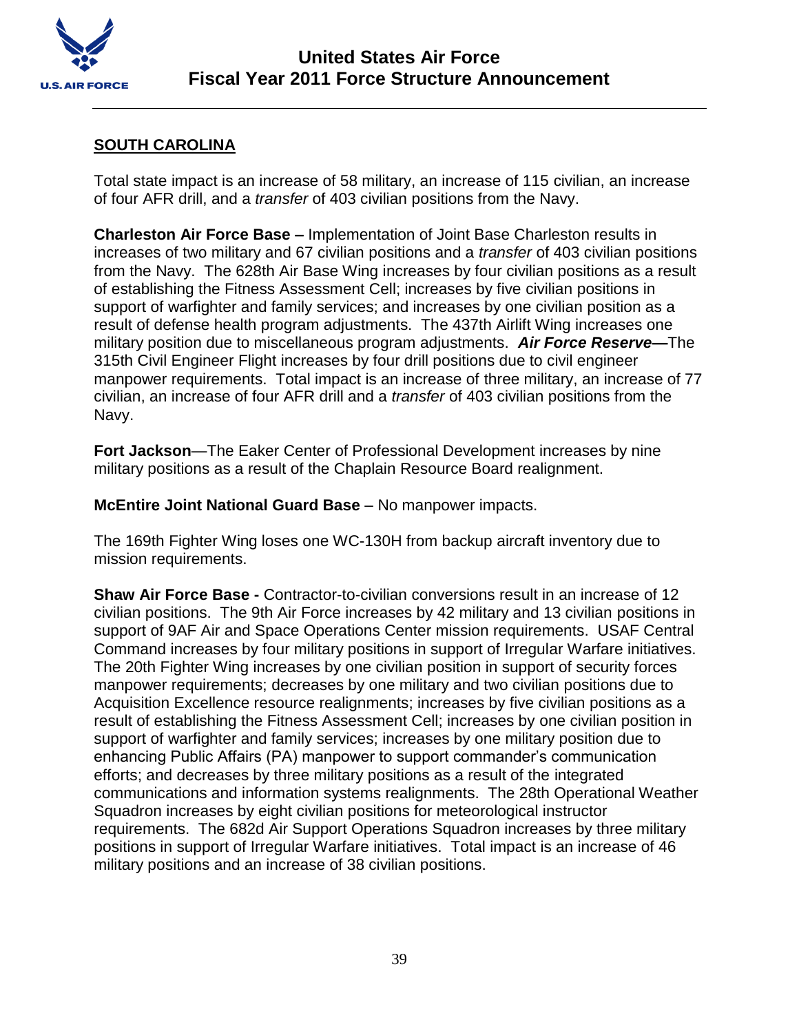## SOUTH CAROLINA

Total state impact is an increase of 58 military, an increase of 115 civilian, an increase of four AFR drill, and a *transfer* of 403 civilian positions from the Navy.

**Charleston Air Force Base –** Implementation of Joint Base Charleston results in increases of two military and 67 civilian positions and a *transfer* of 403 civilian positions from the Navy. The 628th Air Base Wing increases by four civilian positions as a result of establishing the Fitness Assessment Cell; increases by five civilian positions in support of warfighter and family services; and increases by one civilian position as a result of defense health program adjustments. The 437th Airlift Wing increases one military position due to miscellaneous program adjustments. ***Air Force Reserve—***The 315th Civil Engineer Flight increases by four drill positions due to civil engineer manpower requirements. Total impact is an increase of three military, an increase of 77 civilian, an increase of four AFR drill and a *transfer* of 403 civilian positions from the Navy.

**Fort Jackson**—The Eaker Center of Professional Development increases by nine military positions as a result of the Chaplain Resource Board realignment.

**McEntire Joint National Guard Base** – No manpower impacts.

The 169th Fighter Wing loses one WC-130H from backup aircraft inventory due to mission requirements.

**Shaw Air Force Base -** Contractor-to-civilian conversions result in an increase of 12 civilian positions. The 9th Air Force increases by 42 military and 13 civilian positions in support of 9AF Air and Space Operations Center mission requirements. USAF Central Command increases by four military positions in support of Irregular Warfare initiatives. The 20th Fighter Wing increases by one civilian position in support of security forces manpower requirements; decreases by one military and two civilian positions due to Acquisition Excellence resource realignments; increases by five civilian positions as a result of establishing the Fitness Assessment Cell; increases by one civilian position in support of warfighter and family services; increases by one military position due to enhancing Public Affairs (PA) manpower to support commander's communication efforts; and decreases by three military positions as a result of the integrated communications and information systems realignments. The 28th Operational Weather Squadron increases by eight civilian positions for meteorological instructor requirements. The 682d Air Support Operations Squadron increases by three military positions in support of Irregular Warfare initiatives. Total impact is an increase of 46 military positions and an increase of 38 civilian positions.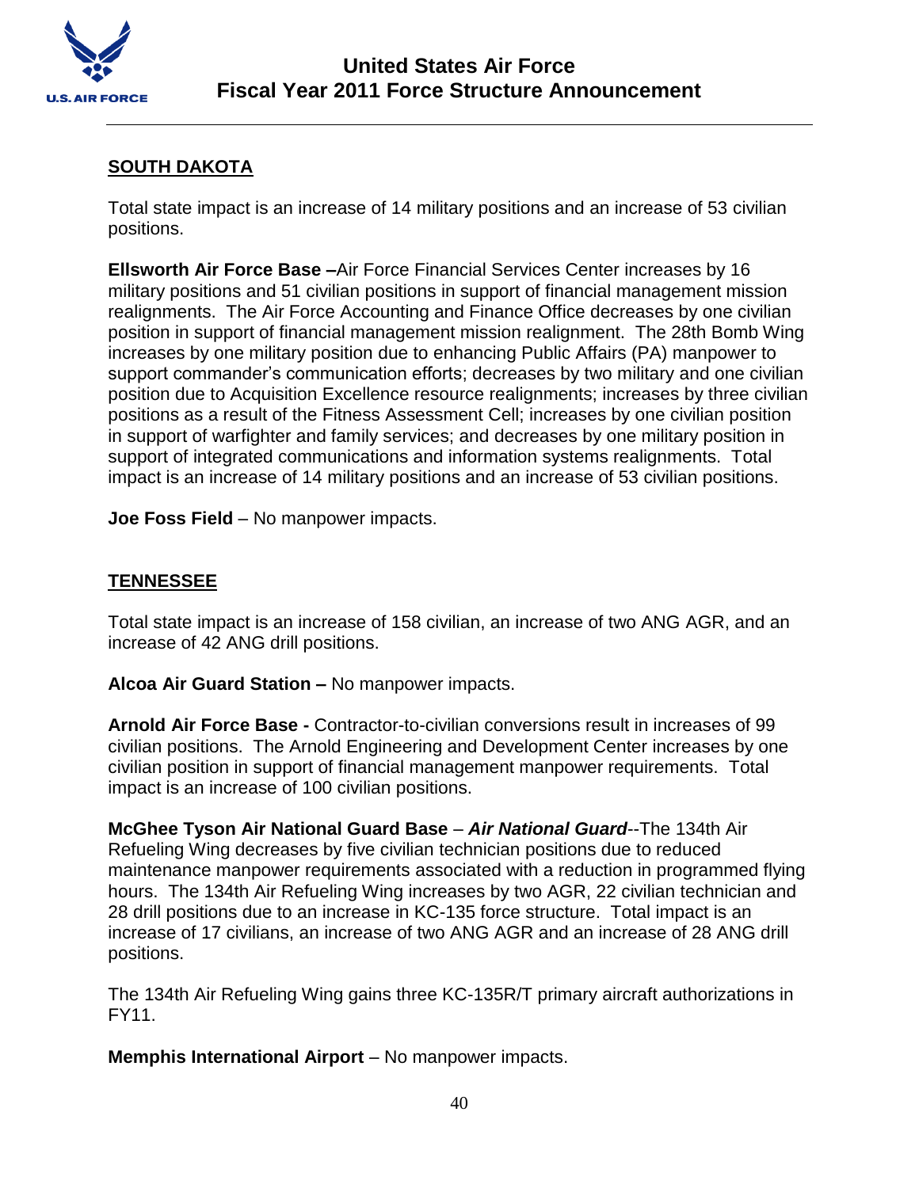## SOUTH DAKOTA

Total state impact is an increase of 14 military positions and an increase of 53 civilian positions.

**Ellsworth Air Force Base –**Air Force Financial Services Center increases by 16 military positions and 51 civilian positions in support of financial management mission realignments. The Air Force Accounting and Finance Office decreases by one civilian position in support of financial management mission realignment. The 28th Bomb Wing increases by one military position due to enhancing Public Affairs (PA) manpower to support commander's communication efforts; decreases by two military and one civilian position due to Acquisition Excellence resource realignments; increases by three civilian positions as a result of the Fitness Assessment Cell; increases by one civilian position in support of warfighter and family services; and decreases by one military position in support of integrated communications and information systems realignments. Total impact is an increase of 14 military positions and an increase of 53 civilian positions.

**Joe Foss Field** – No manpower impacts.

## TENNESSEE

Total state impact is an increase of 158 civilian, an increase of two ANG AGR, and an increase of 42 ANG drill positions.

**Alcoa Air Guard Station –** No manpower impacts.

**Arnold Air Force Base -** Contractor-to-civilian conversions result in increases of 99 civilian positions. The Arnold Engineering and Development Center increases by one civilian position in support of financial management manpower requirements. Total impact is an increase of 100 civilian positions.

**McGhee Tyson Air National Guard Base** – ***Air National Guard***--The 134th Air Refueling Wing decreases by five civilian technician positions due to reduced maintenance manpower requirements associated with a reduction in programmed flying hours. The 134th Air Refueling Wing increases by two AGR, 22 civilian technician and 28 drill positions due to an increase in KC-135 force structure. Total impact is an increase of 17 civilians, an increase of two ANG AGR and an increase of 28 ANG drill positions.

The 134th Air Refueling Wing gains three KC-135R/T primary aircraft authorizations in FY11.

**Memphis International Airport** – No manpower impacts.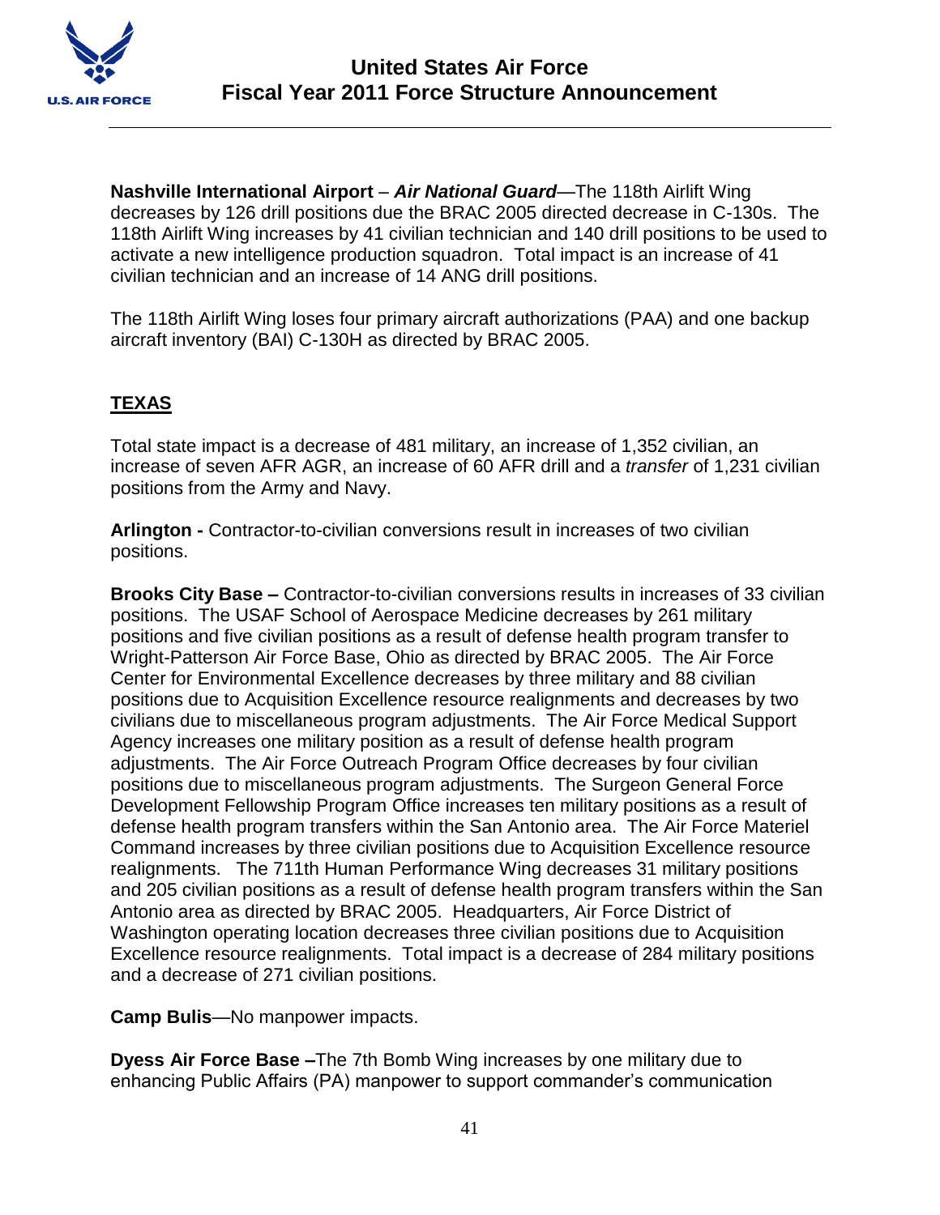**Nashville International Airport** – ***Air National Guard***—The 118th Airlift Wing decreases by 126 drill positions due the BRAC 2005 directed decrease in C-130s. The 118th Airlift Wing increases by 41 civilian technician and 140 drill positions to be used to activate a new intelligence production squadron. Total impact is an increase of 41 civilian technician and an increase of 14 ANG drill positions.

The 118th Airlift Wing loses four primary aircraft authorizations (PAA) and one backup aircraft inventory (BAI) C-130H as directed by BRAC 2005.

## TEXAS

Total state impact is a decrease of 481 military, an increase of 1,352 civilian, an increase of seven AFR AGR, an increase of 60 AFR drill and a *transfer* of 1,231 civilian positions from the Army and Navy.

**Arlington -** Contractor-to-civilian conversions result in increases of two civilian positions.

**Brooks City Base –** Contractor-to-civilian conversions results in increases of 33 civilian positions. The USAF School of Aerospace Medicine decreases by 261 military positions and five civilian positions as a result of defense health program transfer to Wright-Patterson Air Force Base, Ohio as directed by BRAC 2005. The Air Force Center for Environmental Excellence decreases by three military and 88 civilian positions due to Acquisition Excellence resource realignments and decreases by two civilians due to miscellaneous program adjustments. The Air Force Medical Support Agency increases one military position as a result of defense health program adjustments. The Air Force Outreach Program Office decreases by four civilian positions due to miscellaneous program adjustments. The Surgeon General Force Development Fellowship Program Office increases ten military positions as a result of defense health program transfers within the San Antonio area. The Air Force Materiel Command increases by three civilian positions due to Acquisition Excellence resource realignments. The 711th Human Performance Wing decreases 31 military positions and 205 civilian positions as a result of defense health program transfers within the San Antonio area as directed by BRAC 2005. Headquarters, Air Force District of Washington operating location decreases three civilian positions due to Acquisition Excellence resource realignments. Total impact is a decrease of 284 military positions and a decrease of 271 civilian positions.

**Camp Bulis**—No manpower impacts.

**Dyess Air Force Base –**The 7th Bomb Wing increases by one military due to enhancing Public Affairs (PA) manpower to support commander's communication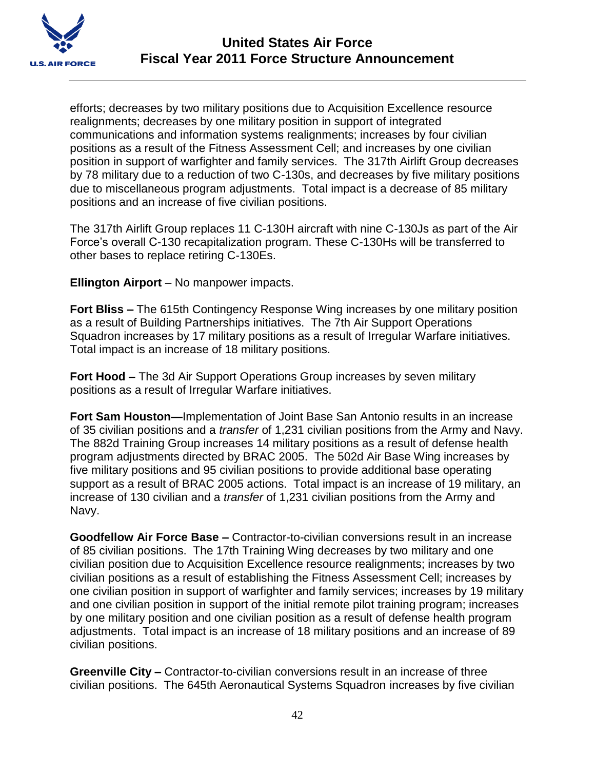efforts; decreases by two military positions due to Acquisition Excellence resource realignments; decreases by one military position in support of integrated communications and information systems realignments; increases by four civilian positions as a result of the Fitness Assessment Cell; and increases by one civilian position in support of warfighter and family services. The 317th Airlift Group decreases by 78 military due to a reduction of two C-130s, and decreases by five military positions due to miscellaneous program adjustments. Total impact is a decrease of 85 military positions and an increase of five civilian positions.

The 317th Airlift Group replaces 11 C-130H aircraft with nine C-130Js as part of the Air Force's overall C-130 recapitalization program. These C-130Hs will be transferred to other bases to replace retiring C-130Es.

**Ellington Airport** – No manpower impacts.

**Fort Bliss –** The 615th Contingency Response Wing increases by one military position as a result of Building Partnerships initiatives. The 7th Air Support Operations Squadron increases by 17 military positions as a result of Irregular Warfare initiatives. Total impact is an increase of 18 military positions.

**Fort Hood –** The 3d Air Support Operations Group increases by seven military positions as a result of Irregular Warfare initiatives.

**Fort Sam Houston—**Implementation of Joint Base San Antonio results in an increase of 35 civilian positions and a *transfer* of 1,231 civilian positions from the Army and Navy. The 882d Training Group increases 14 military positions as a result of defense health program adjustments directed by BRAC 2005. The 502d Air Base Wing increases by five military positions and 95 civilian positions to provide additional base operating support as a result of BRAC 2005 actions. Total impact is an increase of 19 military, an increase of 130 civilian and a *transfer* of 1,231 civilian positions from the Army and Navy.

**Goodfellow Air Force Base –** Contractor-to-civilian conversions result in an increase of 85 civilian positions. The 17th Training Wing decreases by two military and one civilian position due to Acquisition Excellence resource realignments; increases by two civilian positions as a result of establishing the Fitness Assessment Cell; increases by one civilian position in support of warfighter and family services; increases by 19 military and one civilian position in support of the initial remote pilot training program; increases by one military position and one civilian position as a result of defense health program adjustments. Total impact is an increase of 18 military positions and an increase of 89 civilian positions.

**Greenville City –** Contractor-to-civilian conversions result in an increase of three civilian positions. The 645th Aeronautical Systems Squadron increases by five civilian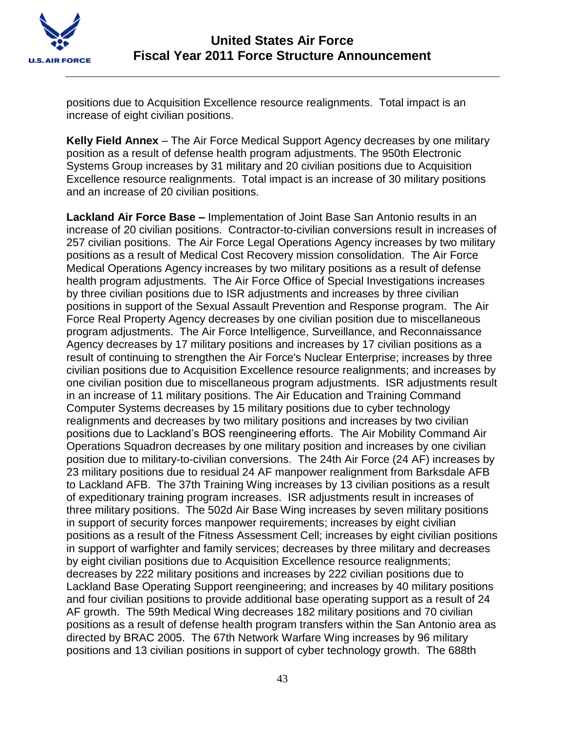positions due to Acquisition Excellence resource realignments. Total impact is an increase of eight civilian positions.

**Kelly Field Annex** – The Air Force Medical Support Agency decreases by one military position as a result of defense health program adjustments. The 950th Electronic Systems Group increases by 31 military and 20 civilian positions due to Acquisition Excellence resource realignments. Total impact is an increase of 30 military positions and an increase of 20 civilian positions.

**Lackland Air Force Base –** Implementation of Joint Base San Antonio results in an increase of 20 civilian positions. Contractor-to-civilian conversions result in increases of 257 civilian positions. The Air Force Legal Operations Agency increases by two military positions as a result of Medical Cost Recovery mission consolidation. The Air Force Medical Operations Agency increases by two military positions as a result of defense health program adjustments. The Air Force Office of Special Investigations increases by three civilian positions due to ISR adjustments and increases by three civilian positions in support of the Sexual Assault Prevention and Response program. The Air Force Real Property Agency decreases by one civilian position due to miscellaneous program adjustments. The Air Force Intelligence, Surveillance, and Reconnaissance Agency decreases by 17 military positions and increases by 17 civilian positions as a result of continuing to strengthen the Air Force's Nuclear Enterprise; increases by three civilian positions due to Acquisition Excellence resource realignments; and increases by one civilian position due to miscellaneous program adjustments. ISR adjustments result in an increase of 11 military positions. The Air Education and Training Command Computer Systems decreases by 15 military positions due to cyber technology realignments and decreases by two military positions and increases by two civilian positions due to Lackland's BOS reengineering efforts. The Air Mobility Command Air Operations Squadron decreases by one military position and increases by one civilian position due to military-to-civilian conversions. The 24th Air Force (24 AF) increases by 23 military positions due to residual 24 AF manpower realignment from Barksdale AFB to Lackland AFB. The 37th Training Wing increases by 13 civilian positions as a result of expeditionary training program increases. ISR adjustments result in increases of three military positions. The 502d Air Base Wing increases by seven military positions in support of security forces manpower requirements; increases by eight civilian positions as a result of the Fitness Assessment Cell; increases by eight civilian positions in support of warfighter and family services; decreases by three military and decreases by eight civilian positions due to Acquisition Excellence resource realignments; decreases by 222 military positions and increases by 222 civilian positions due to Lackland Base Operating Support reengineering; and increases by 40 military positions and four civilian positions to provide additional base operating support as a result of 24 AF growth. The 59th Medical Wing decreases 182 military positions and 70 civilian positions as a result of defense health program transfers within the San Antonio area as directed by BRAC 2005. The 67th Network Warfare Wing increases by 96 military positions and 13 civilian positions in support of cyber technology growth. The 688th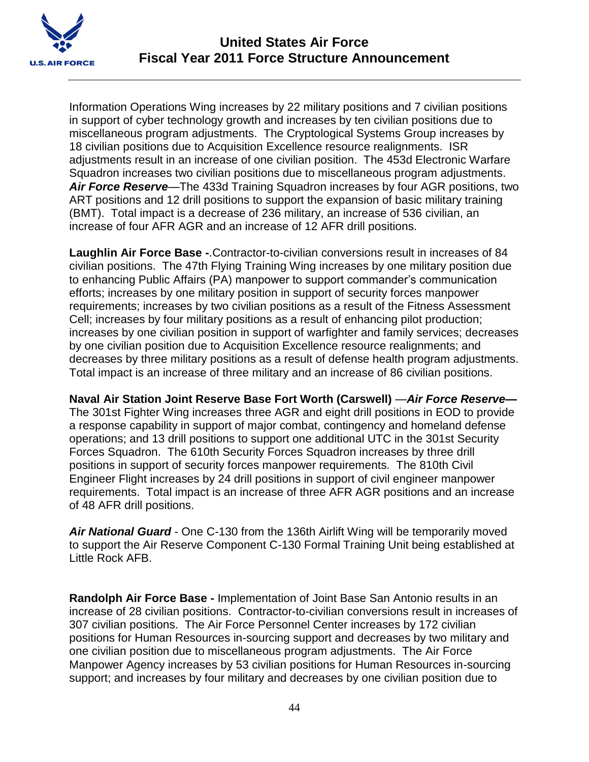Information Operations Wing increases by 22 military positions and 7 civilian positions in support of cyber technology growth and increases by ten civilian positions due to miscellaneous program adjustments. The Cryptological Systems Group increases by 18 civilian positions due to Acquisition Excellence resource realignments. ISR adjustments result in an increase of one civilian position. The 453d Electronic Warfare Squadron increases two civilian positions due to miscellaneous program adjustments. ***Air Force Reserve***—The 433d Training Squadron increases by four AGR positions, two ART positions and 12 drill positions to support the expansion of basic military training (BMT). Total impact is a decrease of 236 military, an increase of 536 civilian, an increase of four AFR AGR and an increase of 12 AFR drill positions.

**Laughlin Air Force Base -**.Contractor-to-civilian conversions result in increases of 84 civilian positions. The 47th Flying Training Wing increases by one military position due to enhancing Public Affairs (PA) manpower to support commander's communication efforts; increases by one military position in support of security forces manpower requirements; increases by two civilian positions as a result of the Fitness Assessment Cell; increases by four military positions as a result of enhancing pilot production; increases by one civilian position in support of warfighter and family services; decreases by one civilian position due to Acquisition Excellence resource realignments; and decreases by three military positions as a result of defense health program adjustments. Total impact is an increase of three military and an increase of 86 civilian positions.

**Naval Air Station Joint Reserve Base Fort Worth (Carswell)** —***Air Force Reserve—*** The 301st Fighter Wing increases three AGR and eight drill positions in EOD to provide a response capability in support of major combat, contingency and homeland defense operations; and 13 drill positions to support one additional UTC in the 301st Security Forces Squadron. The 610th Security Forces Squadron increases by three drill positions in support of security forces manpower requirements. The 810th Civil Engineer Flight increases by 24 drill positions in support of civil engineer manpower requirements. Total impact is an increase of three AFR AGR positions and an increase of 48 AFR drill positions.

***Air National Guard*** - One C-130 from the 136th Airlift Wing will be temporarily moved to support the Air Reserve Component C-130 Formal Training Unit being established at Little Rock AFB.

**Randolph Air Force Base -** Implementation of Joint Base San Antonio results in an increase of 28 civilian positions. Contractor-to-civilian conversions result in increases of 307 civilian positions. The Air Force Personnel Center increases by 172 civilian positions for Human Resources in-sourcing support and decreases by two military and one civilian position due to miscellaneous program adjustments. The Air Force Manpower Agency increases by 53 civilian positions for Human Resources in-sourcing support; and increases by four military and decreases by one civilian position due to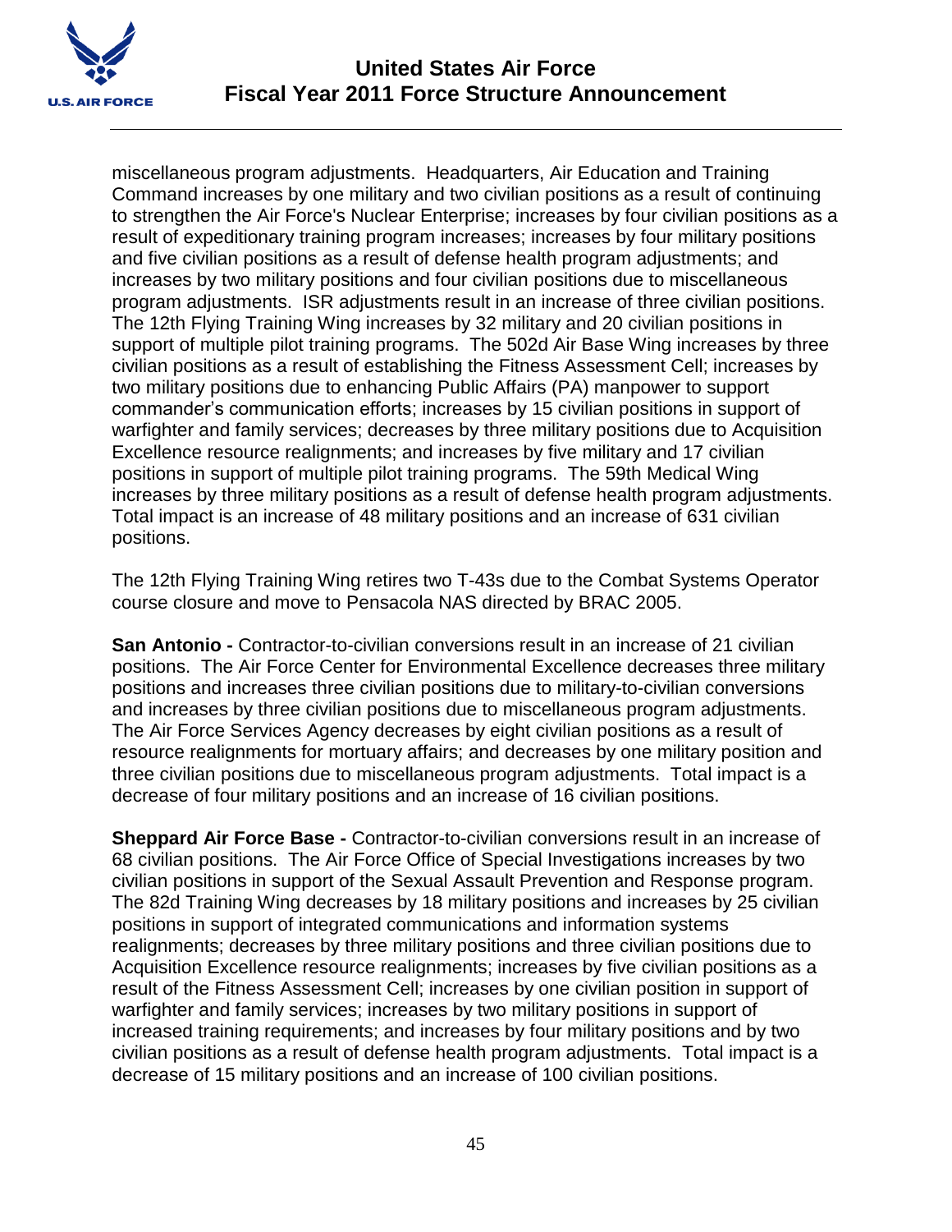miscellaneous program adjustments. Headquarters, Air Education and Training Command increases by one military and two civilian positions as a result of continuing to strengthen the Air Force's Nuclear Enterprise; increases by four civilian positions as a result of expeditionary training program increases; increases by four military positions and five civilian positions as a result of defense health program adjustments; and increases by two military positions and four civilian positions due to miscellaneous program adjustments. ISR adjustments result in an increase of three civilian positions. The 12th Flying Training Wing increases by 32 military and 20 civilian positions in support of multiple pilot training programs. The 502d Air Base Wing increases by three civilian positions as a result of establishing the Fitness Assessment Cell; increases by two military positions due to enhancing Public Affairs (PA) manpower to support commander's communication efforts; increases by 15 civilian positions in support of warfighter and family services; decreases by three military positions due to Acquisition Excellence resource realignments; and increases by five military and 17 civilian positions in support of multiple pilot training programs. The 59th Medical Wing increases by three military positions as a result of defense health program adjustments. Total impact is an increase of 48 military positions and an increase of 631 civilian positions.

The 12th Flying Training Wing retires two T-43s due to the Combat Systems Operator course closure and move to Pensacola NAS directed by BRAC 2005.

**San Antonio -** Contractor-to-civilian conversions result in an increase of 21 civilian positions. The Air Force Center for Environmental Excellence decreases three military positions and increases three civilian positions due to military-to-civilian conversions and increases by three civilian positions due to miscellaneous program adjustments. The Air Force Services Agency decreases by eight civilian positions as a result of resource realignments for mortuary affairs; and decreases by one military position and three civilian positions due to miscellaneous program adjustments. Total impact is a decrease of four military positions and an increase of 16 civilian positions.

**Sheppard Air Force Base -** Contractor-to-civilian conversions result in an increase of 68 civilian positions. The Air Force Office of Special Investigations increases by two civilian positions in support of the Sexual Assault Prevention and Response program. The 82d Training Wing decreases by 18 military positions and increases by 25 civilian positions in support of integrated communications and information systems realignments; decreases by three military positions and three civilian positions due to Acquisition Excellence resource realignments; increases by five civilian positions as a result of the Fitness Assessment Cell; increases by one civilian position in support of warfighter and family services; increases by two military positions in support of increased training requirements; and increases by four military positions and by two civilian positions as a result of defense health program adjustments. Total impact is a decrease of 15 military positions and an increase of 100 civilian positions.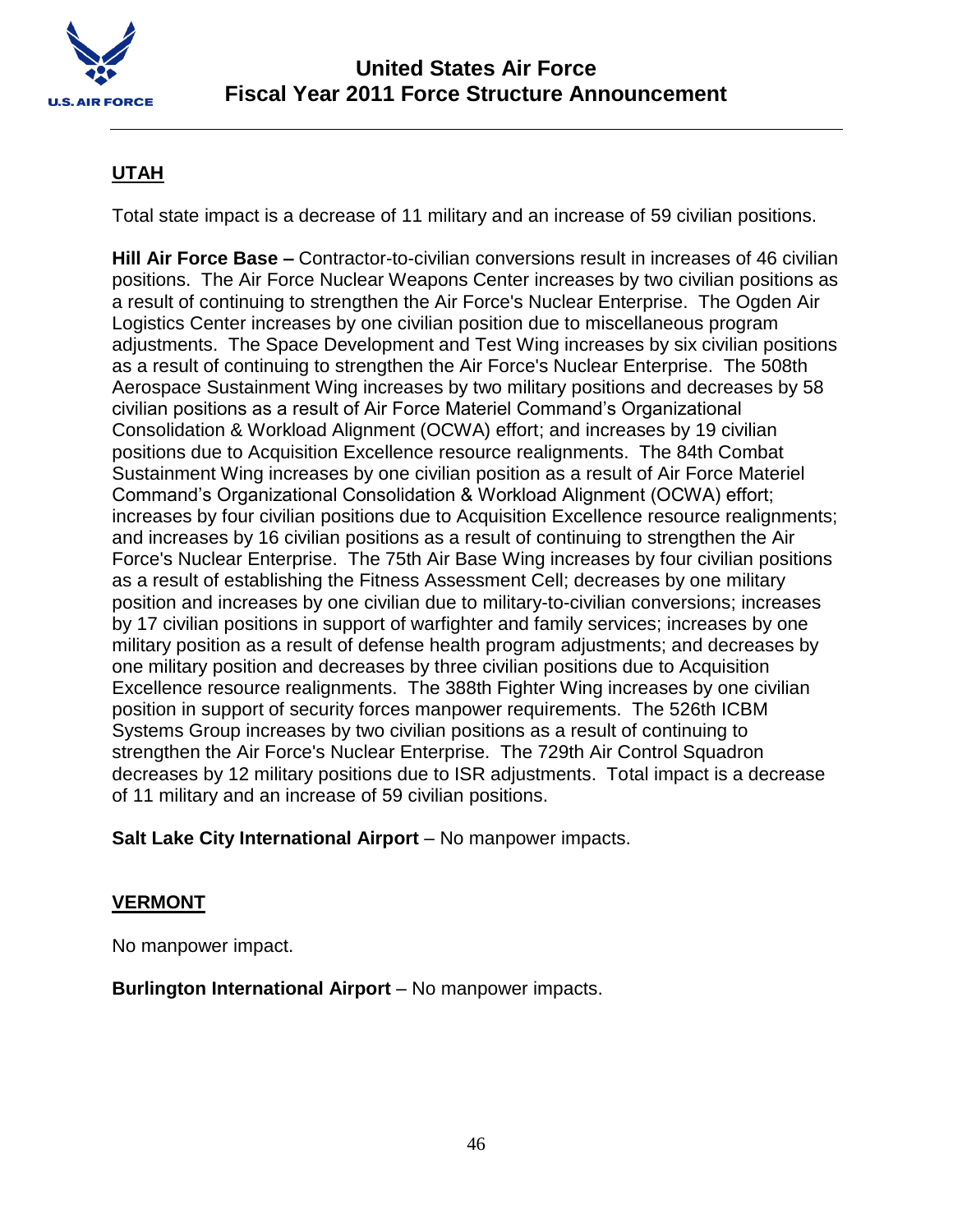## UTAH

Total state impact is a decrease of 11 military and an increase of 59 civilian positions.

**Hill Air Force Base –** Contractor-to-civilian conversions result in increases of 46 civilian positions. The Air Force Nuclear Weapons Center increases by two civilian positions as a result of continuing to strengthen the Air Force's Nuclear Enterprise. The Ogden Air Logistics Center increases by one civilian position due to miscellaneous program adjustments. The Space Development and Test Wing increases by six civilian positions as a result of continuing to strengthen the Air Force's Nuclear Enterprise. The 508th Aerospace Sustainment Wing increases by two military positions and decreases by 58 civilian positions as a result of Air Force Materiel Command's Organizational Consolidation & Workload Alignment (OCWA) effort; and increases by 19 civilian positions due to Acquisition Excellence resource realignments. The 84th Combat Sustainment Wing increases by one civilian position as a result of Air Force Materiel Command's Organizational Consolidation & Workload Alignment (OCWA) effort; increases by four civilian positions due to Acquisition Excellence resource realignments; and increases by 16 civilian positions as a result of continuing to strengthen the Air Force's Nuclear Enterprise. The 75th Air Base Wing increases by four civilian positions as a result of establishing the Fitness Assessment Cell; decreases by one military position and increases by one civilian due to military-to-civilian conversions; increases by 17 civilian positions in support of warfighter and family services; increases by one military position as a result of defense health program adjustments; and decreases by one military position and decreases by three civilian positions due to Acquisition Excellence resource realignments. The 388th Fighter Wing increases by one civilian position in support of security forces manpower requirements. The 526th ICBM Systems Group increases by two civilian positions as a result of continuing to strengthen the Air Force's Nuclear Enterprise. The 729th Air Control Squadron decreases by 12 military positions due to ISR adjustments. Total impact is a decrease of 11 military and an increase of 59 civilian positions.

**Salt Lake City International Airport** – No manpower impacts.

## VERMONT

No manpower impact.

**Burlington International Airport** – No manpower impacts.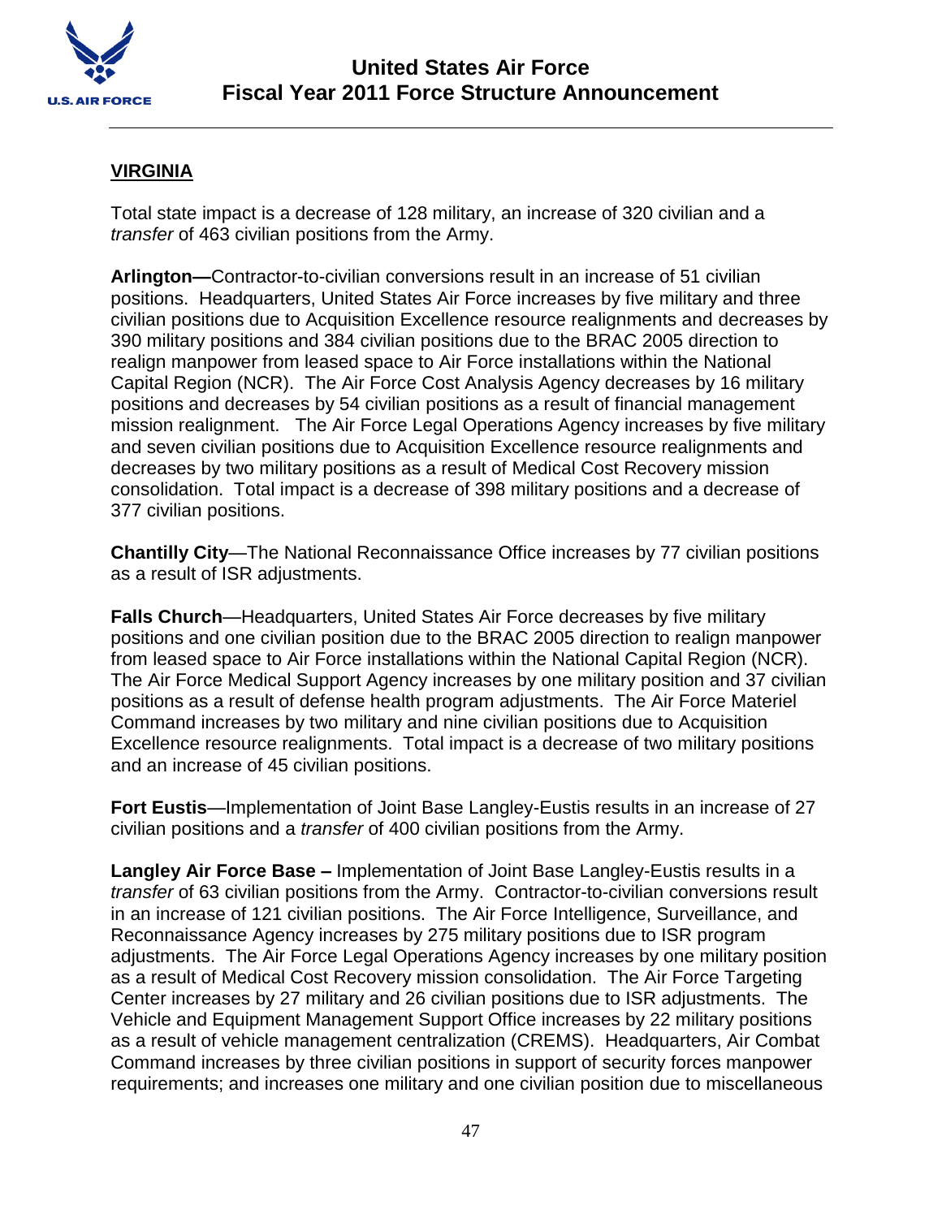## VIRGINIA

Total state impact is a decrease of 128 military, an increase of 320 civilian and a *transfer* of 463 civilian positions from the Army.

**Arlington—**Contractor-to-civilian conversions result in an increase of 51 civilian positions. Headquarters, United States Air Force increases by five military and three civilian positions due to Acquisition Excellence resource realignments and decreases by 390 military positions and 384 civilian positions due to the BRAC 2005 direction to realign manpower from leased space to Air Force installations within the National Capital Region (NCR). The Air Force Cost Analysis Agency decreases by 16 military positions and decreases by 54 civilian positions as a result of financial management mission realignment. The Air Force Legal Operations Agency increases by five military and seven civilian positions due to Acquisition Excellence resource realignments and decreases by two military positions as a result of Medical Cost Recovery mission consolidation. Total impact is a decrease of 398 military positions and a decrease of 377 civilian positions.

**Chantilly City**—The National Reconnaissance Office increases by 77 civilian positions as a result of ISR adjustments.

**Falls Church**—Headquarters, United States Air Force decreases by five military positions and one civilian position due to the BRAC 2005 direction to realign manpower from leased space to Air Force installations within the National Capital Region (NCR). The Air Force Medical Support Agency increases by one military position and 37 civilian positions as a result of defense health program adjustments. The Air Force Materiel Command increases by two military and nine civilian positions due to Acquisition Excellence resource realignments. Total impact is a decrease of two military positions and an increase of 45 civilian positions.

**Fort Eustis**—Implementation of Joint Base Langley-Eustis results in an increase of 27 civilian positions and a *transfer* of 400 civilian positions from the Army.

**Langley Air Force Base –** Implementation of Joint Base Langley-Eustis results in a *transfer* of 63 civilian positions from the Army. Contractor-to-civilian conversions result in an increase of 121 civilian positions. The Air Force Intelligence, Surveillance, and Reconnaissance Agency increases by 275 military positions due to ISR program adjustments. The Air Force Legal Operations Agency increases by one military position as a result of Medical Cost Recovery mission consolidation. The Air Force Targeting Center increases by 27 military and 26 civilian positions due to ISR adjustments. The Vehicle and Equipment Management Support Office increases by 22 military positions as a result of vehicle management centralization (CREMS). Headquarters, Air Combat Command increases by three civilian positions in support of security forces manpower requirements; and increases one military and one civilian position due to miscellaneous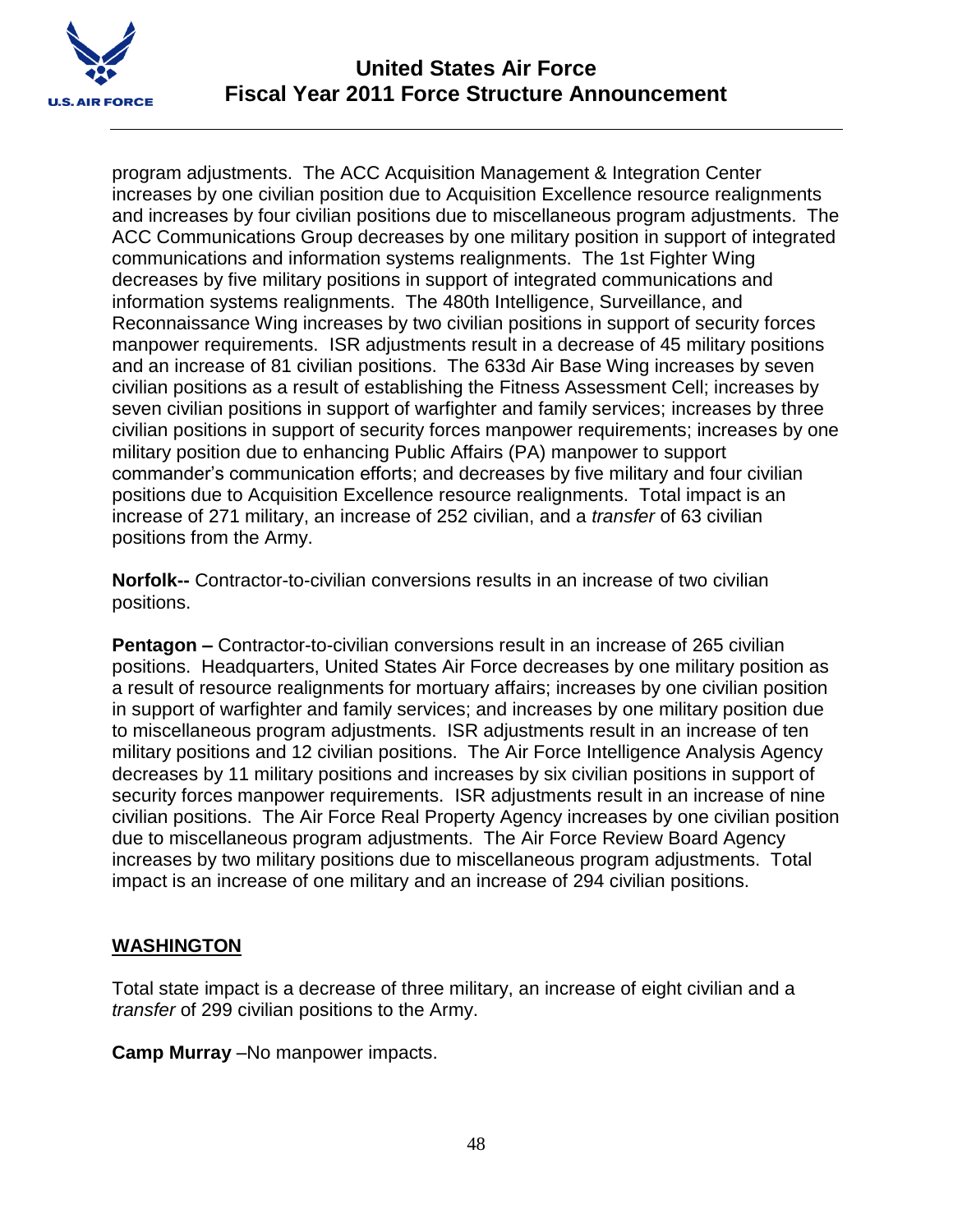program adjustments. The ACC Acquisition Management & Integration Center increases by one civilian position due to Acquisition Excellence resource realignments and increases by four civilian positions due to miscellaneous program adjustments. The ACC Communications Group decreases by one military position in support of integrated communications and information systems realignments. The 1st Fighter Wing decreases by five military positions in support of integrated communications and information systems realignments. The 480th Intelligence, Surveillance, and Reconnaissance Wing increases by two civilian positions in support of security forces manpower requirements. ISR adjustments result in a decrease of 45 military positions and an increase of 81 civilian positions. The 633d Air Base Wing increases by seven civilian positions as a result of establishing the Fitness Assessment Cell; increases by seven civilian positions in support of warfighter and family services; increases by three civilian positions in support of security forces manpower requirements; increases by one military position due to enhancing Public Affairs (PA) manpower to support commander's communication efforts; and decreases by five military and four civilian positions due to Acquisition Excellence resource realignments. Total impact is an increase of 271 military, an increase of 252 civilian, and a *transfer* of 63 civilian positions from the Army.

**Norfolk--** Contractor-to-civilian conversions results in an increase of two civilian positions.

**Pentagon –** Contractor-to-civilian conversions result in an increase of 265 civilian positions. Headquarters, United States Air Force decreases by one military position as a result of resource realignments for mortuary affairs; increases by one civilian position in support of warfighter and family services; and increases by one military position due to miscellaneous program adjustments. ISR adjustments result in an increase of ten military positions and 12 civilian positions. The Air Force Intelligence Analysis Agency decreases by 11 military positions and increases by six civilian positions in support of security forces manpower requirements. ISR adjustments result in an increase of nine civilian positions. The Air Force Real Property Agency increases by one civilian position due to miscellaneous program adjustments. The Air Force Review Board Agency increases by two military positions due to miscellaneous program adjustments. Total impact is an increase of one military and an increase of 294 civilian positions.

## WASHINGTON

Total state impact is a decrease of three military, an increase of eight civilian and a *transfer* of 299 civilian positions to the Army.

**Camp Murray** –No manpower impacts.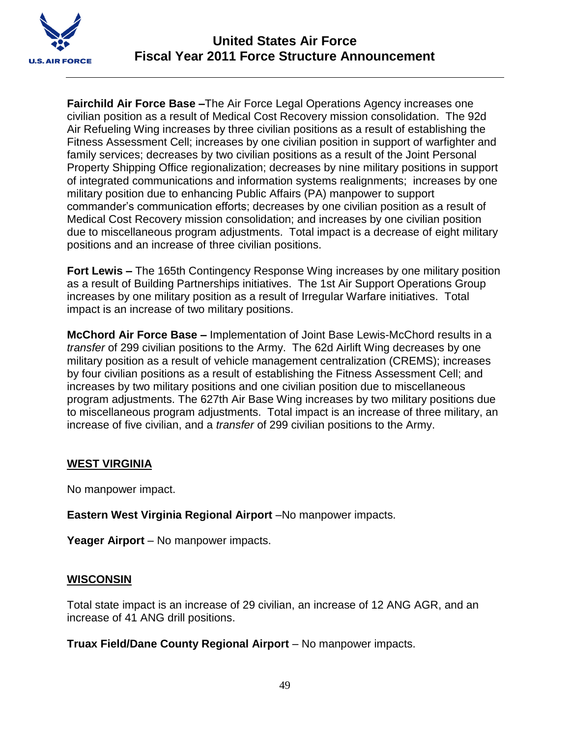**Fairchild Air Force Base –**The Air Force Legal Operations Agency increases one civilian position as a result of Medical Cost Recovery mission consolidation. The 92d Air Refueling Wing increases by three civilian positions as a result of establishing the Fitness Assessment Cell; increases by one civilian position in support of warfighter and family services; decreases by two civilian positions as a result of the Joint Personal Property Shipping Office regionalization; decreases by nine military positions in support of integrated communications and information systems realignments; increases by one military position due to enhancing Public Affairs (PA) manpower to support commander's communication efforts; decreases by one civilian position as a result of Medical Cost Recovery mission consolidation; and increases by one civilian position due to miscellaneous program adjustments. Total impact is a decrease of eight military positions and an increase of three civilian positions.

**Fort Lewis –** The 165th Contingency Response Wing increases by one military position as a result of Building Partnerships initiatives. The 1st Air Support Operations Group increases by one military position as a result of Irregular Warfare initiatives. Total impact is an increase of two military positions.

**McChord Air Force Base –** Implementation of Joint Base Lewis-McChord results in a *transfer* of 299 civilian positions to the Army. The 62d Airlift Wing decreases by one military position as a result of vehicle management centralization (CREMS); increases by four civilian positions as a result of establishing the Fitness Assessment Cell; and increases by two military positions and one civilian position due to miscellaneous program adjustments. The 627th Air Base Wing increases by two military positions due to miscellaneous program adjustments. Total impact is an increase of three military, an increase of five civilian, and a *transfer* of 299 civilian positions to the Army.

## WEST VIRGINIA

No manpower impact.

**Eastern West Virginia Regional Airport** –No manpower impacts.

**Yeager Airport** – No manpower impacts.

## WISCONSIN

Total state impact is an increase of 29 civilian, an increase of 12 ANG AGR, and an increase of 41 ANG drill positions.

**Truax Field/Dane County Regional Airport** – No manpower impacts.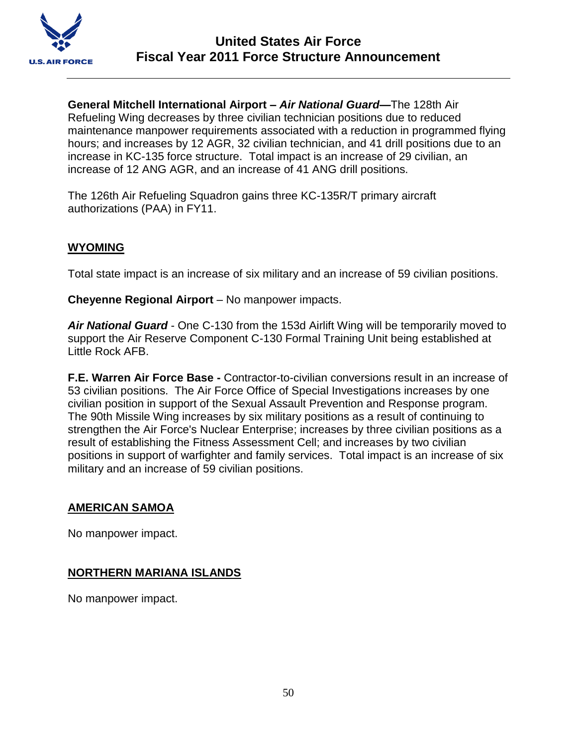**General Mitchell International Airport – *Air National Guard*—**The 128th Air Refueling Wing decreases by three civilian technician positions due to reduced maintenance manpower requirements associated with a reduction in programmed flying hours; and increases by 12 AGR, 32 civilian technician, and 41 drill positions due to an increase in KC-135 force structure. Total impact is an increase of 29 civilian, an increase of 12 ANG AGR, and an increase of 41 ANG drill positions.

The 126th Air Refueling Squadron gains three KC-135R/T primary aircraft authorizations (PAA) in FY11.

## WYOMING

Total state impact is an increase of six military and an increase of 59 civilian positions.

**Cheyenne Regional Airport** – No manpower impacts.

***Air National Guard*** - One C-130 from the 153d Airlift Wing will be temporarily moved to support the Air Reserve Component C-130 Formal Training Unit being established at Little Rock AFB.

**F.E. Warren Air Force Base -** Contractor-to-civilian conversions result in an increase of 53 civilian positions. The Air Force Office of Special Investigations increases by one civilian position in support of the Sexual Assault Prevention and Response program. The 90th Missile Wing increases by six military positions as a result of continuing to strengthen the Air Force's Nuclear Enterprise; increases by three civilian positions as a result of establishing the Fitness Assessment Cell; and increases by two civilian positions in support of warfighter and family services. Total impact is an increase of six military and an increase of 59 civilian positions.

## AMERICAN SAMOA

No manpower impact.

## NORTHERN MARIANA ISLANDS

No manpower impact.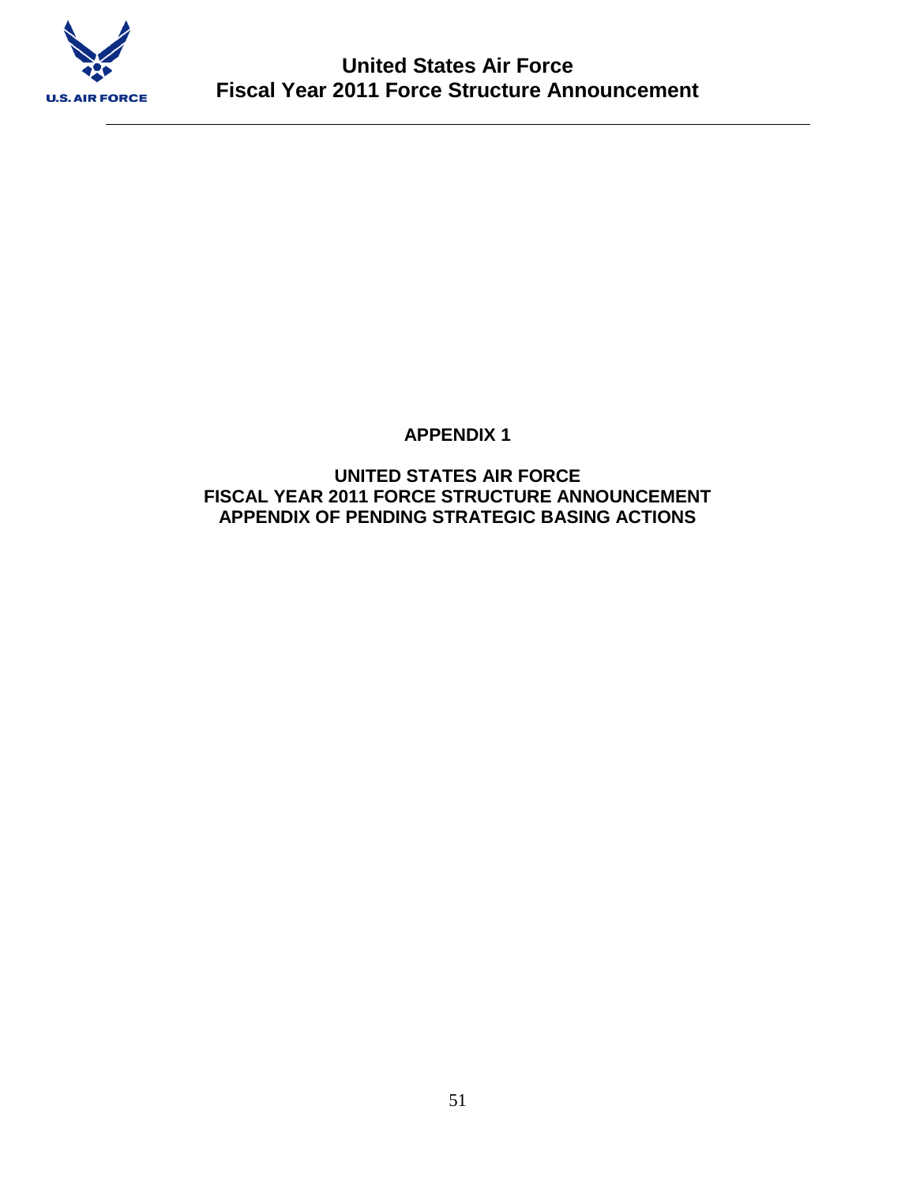# APPENDIX 1

## UNITED STATES AIR FORCE
## FISCAL YEAR 2011 FORCE STRUCTURE ANNOUNCEMENT
## APPENDIX OF PENDING STRATEGIC BASING ACTIONS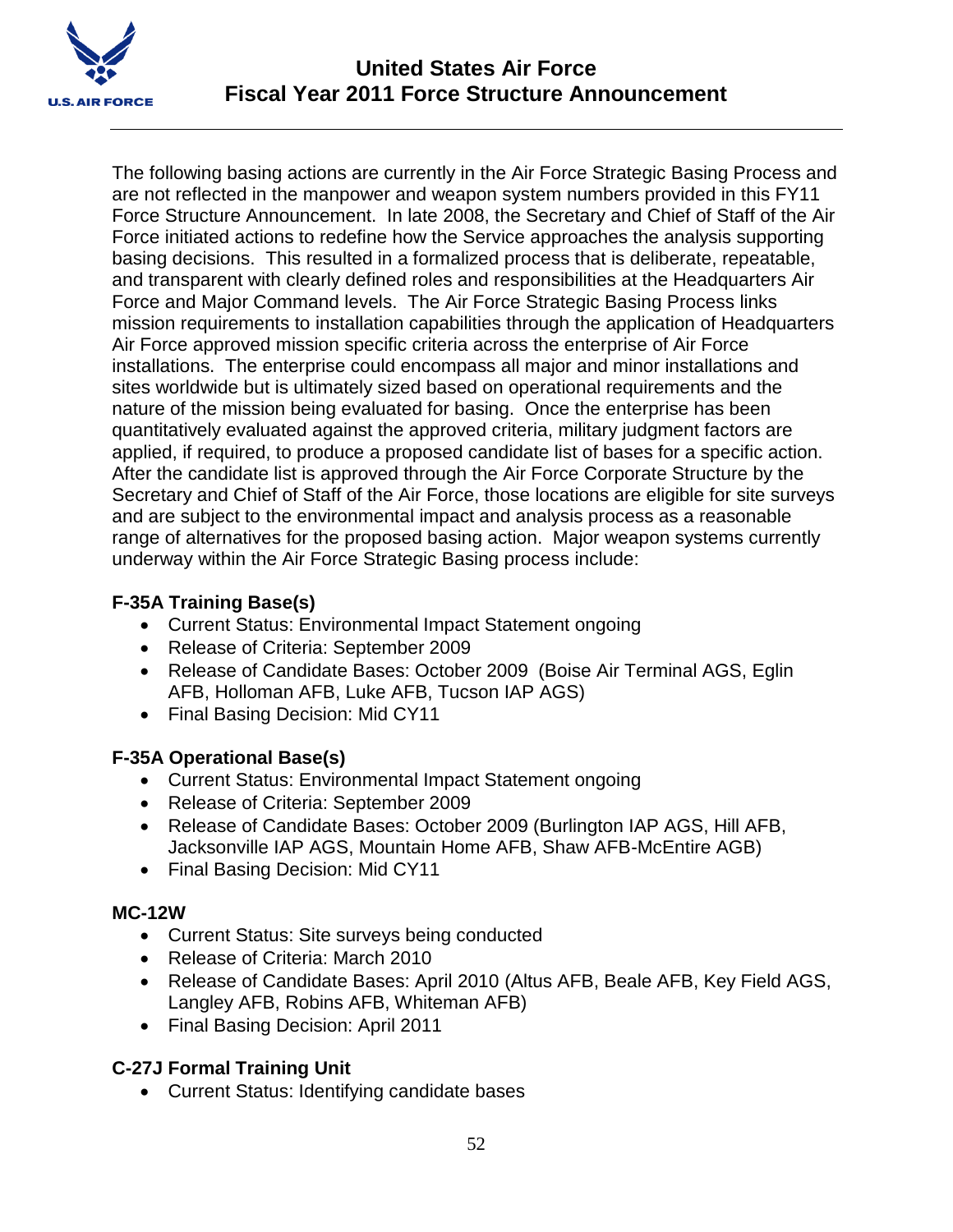The following basing actions are currently in the Air Force Strategic Basing Process and are not reflected in the manpower and weapon system numbers provided in this FY11 Force Structure Announcement. In late 2008, the Secretary and Chief of Staff of the Air Force initiated actions to redefine how the Service approaches the analysis supporting basing decisions. This resulted in a formalized process that is deliberate, repeatable, and transparent with clearly defined roles and responsibilities at the Headquarters Air Force and Major Command levels. The Air Force Strategic Basing Process links mission requirements to installation capabilities through the application of Headquarters Air Force approved mission specific criteria across the enterprise of Air Force installations. The enterprise could encompass all major and minor installations and sites worldwide but is ultimately sized based on operational requirements and the nature of the mission being evaluated for basing. Once the enterprise has been quantitatively evaluated against the approved criteria, military judgment factors are applied, if required, to produce a proposed candidate list of bases for a specific action. After the candidate list is approved through the Air Force Corporate Structure by the Secretary and Chief of Staff of the Air Force, those locations are eligible for site surveys and are subject to the environmental impact and analysis process as a reasonable range of alternatives for the proposed basing action. Major weapon systems currently underway within the Air Force Strategic Basing process include:

**F-35A Training Base(s)**

- Current Status: Environmental Impact Statement ongoing
- Release of Criteria: September 2009
- Release of Candidate Bases: October 2009 (Boise Air Terminal AGS, Eglin AFB, Holloman AFB, Luke AFB, Tucson IAP AGS)
- Final Basing Decision: Mid CY11

**F-35A Operational Base(s)**

- Current Status: Environmental Impact Statement ongoing
- Release of Criteria: September 2009
- Release of Candidate Bases: October 2009 (Burlington IAP AGS, Hill AFB, Jacksonville IAP AGS, Mountain Home AFB, Shaw AFB-McEntire AGB)
- Final Basing Decision: Mid CY11

**MC-12W**

- Current Status: Site surveys being conducted
- Release of Criteria: March 2010
- Release of Candidate Bases: April 2010 (Altus AFB, Beale AFB, Key Field AGS, Langley AFB, Robins AFB, Whiteman AFB)
- Final Basing Decision: April 2011

**C-27J Formal Training Unit**

- Current Status: Identifying candidate bases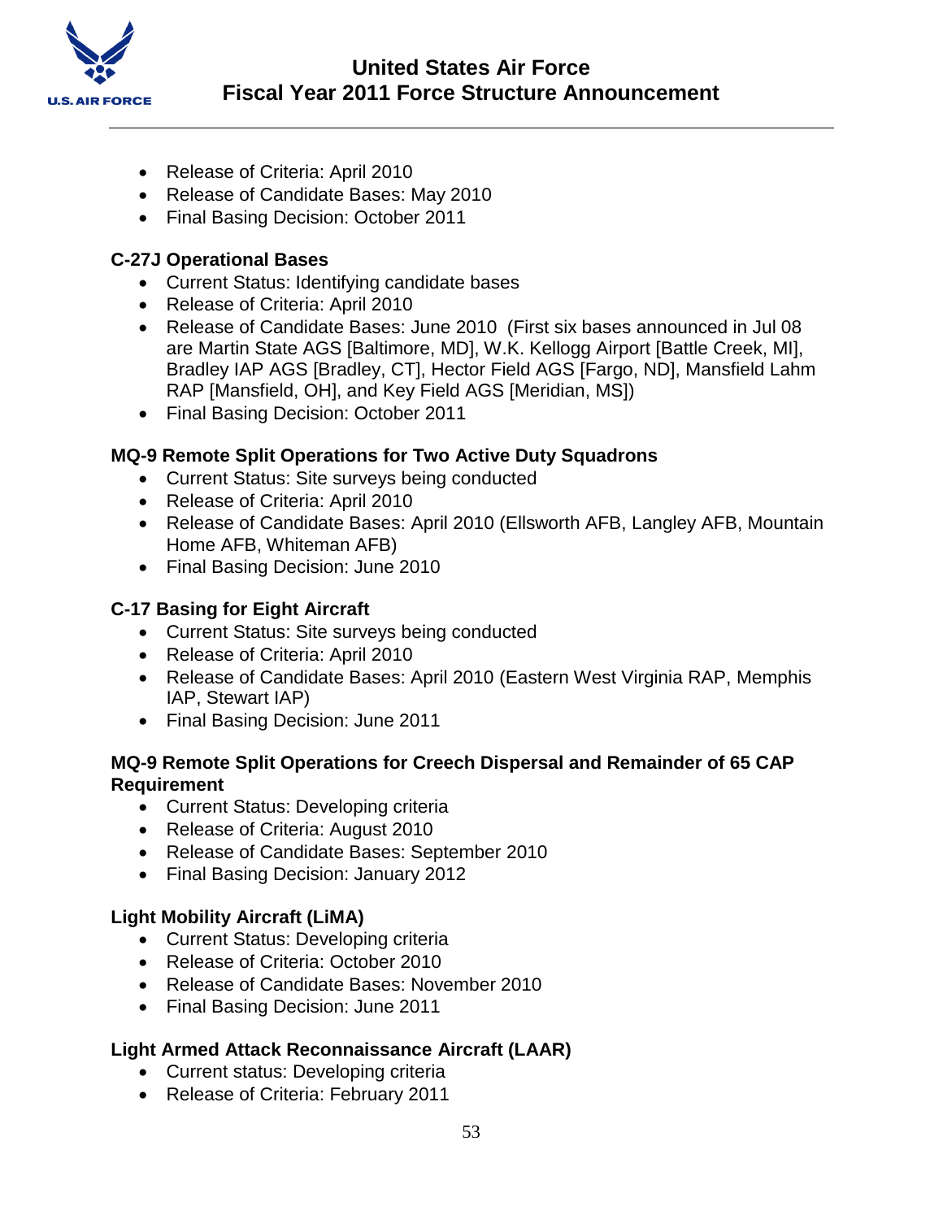- Release of Criteria: April 2010
- Release of Candidate Bases: May 2010
- Final Basing Decision: October 2011

**C-27J Operational Bases**

- Current Status: Identifying candidate bases
- Release of Criteria: April 2010
- Release of Candidate Bases: June 2010 (First six bases announced in Jul 08 are Martin State AGS [Baltimore, MD], W.K. Kellogg Airport [Battle Creek, MI], Bradley IAP AGS [Bradley, CT], Hector Field AGS [Fargo, ND], Mansfield Lahm RAP [Mansfield, OH], and Key Field AGS [Meridian, MS])
- Final Basing Decision: October 2011

**MQ-9 Remote Split Operations for Two Active Duty Squadrons**

- Current Status: Site surveys being conducted
- Release of Criteria: April 2010
- Release of Candidate Bases: April 2010 (Ellsworth AFB, Langley AFB, Mountain Home AFB, Whiteman AFB)
- Final Basing Decision: June 2010

**C-17 Basing for Eight Aircraft**

- Current Status: Site surveys being conducted
- Release of Criteria: April 2010
- Release of Candidate Bases: April 2010 (Eastern West Virginia RAP, Memphis IAP, Stewart IAP)
- Final Basing Decision: June 2011

**MQ-9 Remote Split Operations for Creech Dispersal and Remainder of 65 CAP Requirement**

- Current Status: Developing criteria
- Release of Criteria: August 2010
- Release of Candidate Bases: September 2010
- Final Basing Decision: January 2012

**Light Mobility Aircraft (LiMA)**

- Current Status: Developing criteria
- Release of Criteria: October 2010
- Release of Candidate Bases: November 2010
- Final Basing Decision: June 2011

**Light Armed Attack Reconnaissance Aircraft (LAAR)**

- Current status: Developing criteria
- Release of Criteria: February 2011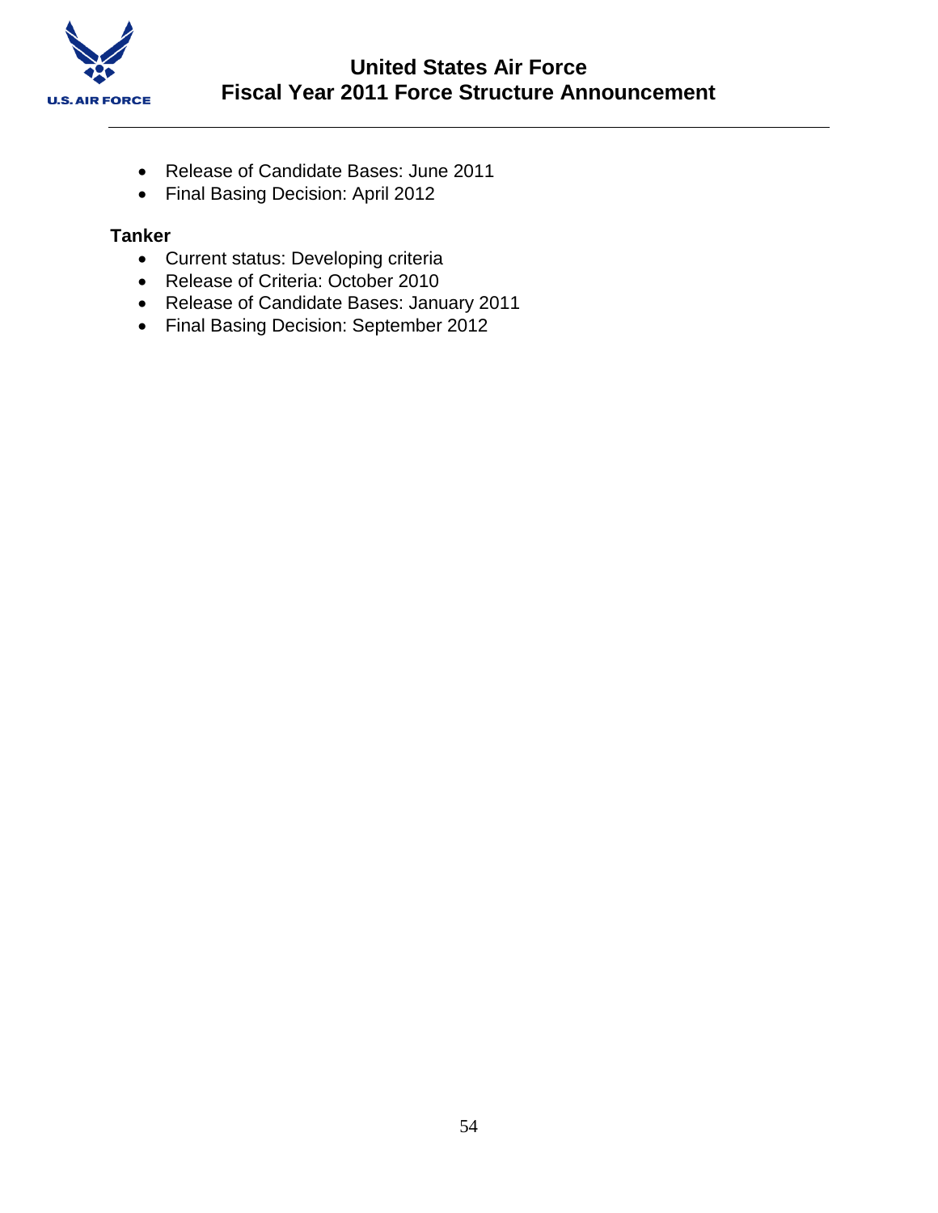- Release of Candidate Bases: June 2011
- Final Basing Decision: April 2012

**Tanker**

- Current status: Developing criteria
- Release of Criteria: October 2010
- Release of Candidate Bases: January 2011
- Final Basing Decision: September 2012